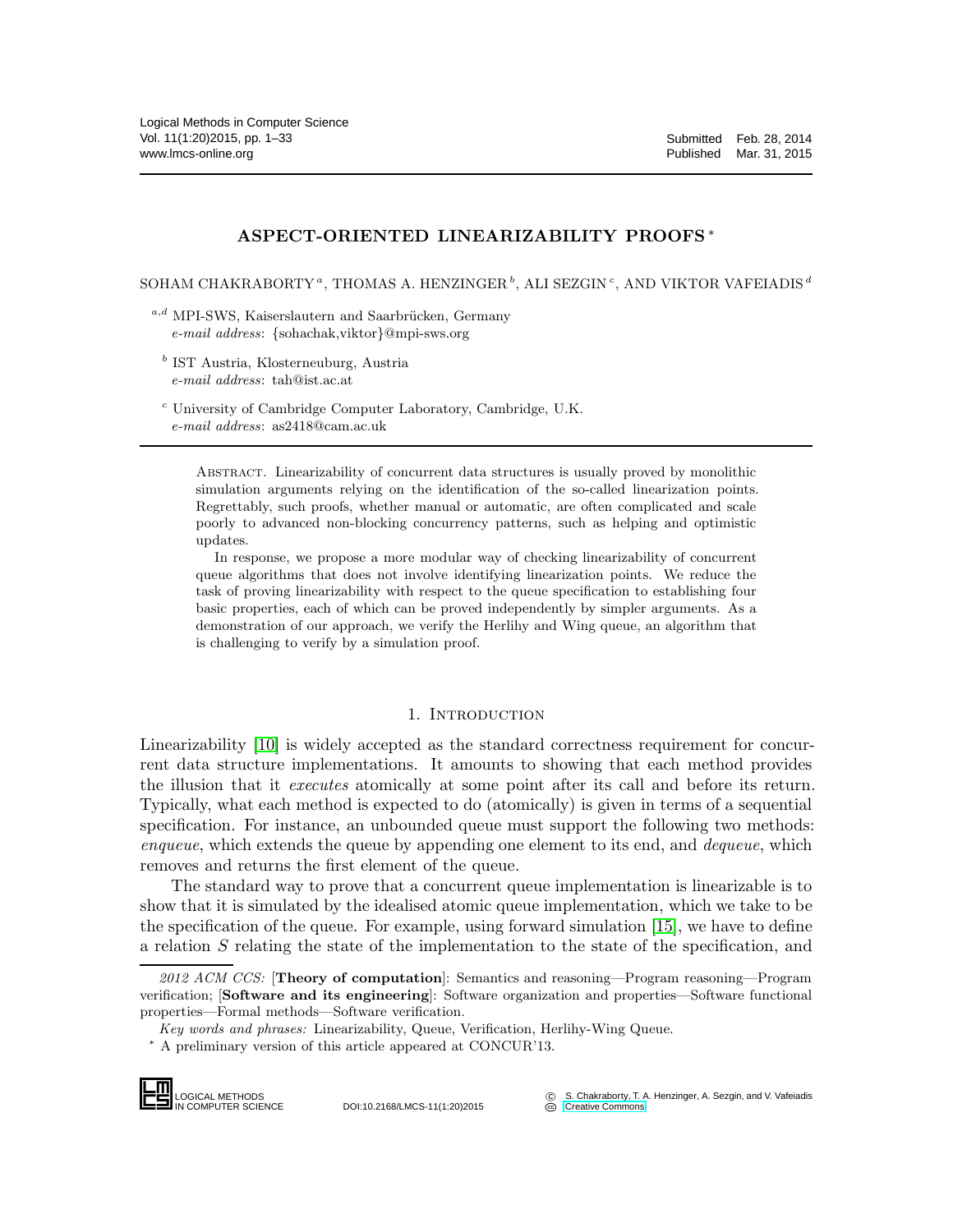# ASPECT-ORIENTED LINEARIZABILITY PROOFS *

SOHAM CHAKRABORTY [a], THOMAS A. HENZINGER [b], ALI SEZGIN [c], AND VIKTOR VAFEIADIS [d]

[a,d] MPI-SWS, Kaiserslautern and Saarbrücken, Germany
*e-mail address*: {sohachak,viktor}@mpi-sws.org

[b] IST Austria, Klosterneuburg, Austria
*e-mail address*: tah@ist.ac.at

[c] University of Cambridge Computer Laboratory, Cambridge, U.K.
*e-mail address*: as2418@cam.ac.uk

Abstract. Linearizability of concurrent data structures is usually proved by monolithic simulation arguments relying on the identification of the so-called linearization points. Regrettably, such proofs, whether manual or automatic, are often complicated and scale poorly to advanced non-blocking concurrency patterns, such as helping and optimistic updates.

In response, we propose a more modular way of checking linearizability of concurrent queue algorithms that does not involve identifying linearization points. We reduce the task of proving linearizability with respect to the queue specification to establishing four basic properties, each of which can be proved independently by simpler arguments. As a demonstration of our approach, we verify the Herlihy and Wing queue, an algorithm that is challenging to verify by a simulation proof.

## 1. Introduction

Linearizability [10] is widely accepted as the standard correctness requirement for concurrent data structure implementations. It amounts to showing that each method provides the illusion that it *executes* atomically at some point after its call and before its return. Typically, what each method is expected to do (atomically) is given in terms of a sequential specification. For instance, an unbounded queue must support the following two methods: *enqueue*, which extends the queue by appending one element to its end, and *dequeue*, which removes and returns the first element of the queue.

The standard way to prove that a concurrent queue implementation is linearizable is to show that it is simulated by the idealised atomic queue implementation, which we take to be the specification of the queue. For example, using forward simulation [15], we have to define a relation $S$ relating the state of the implementation to the state of the specification, and

---

*2012 ACM CCS:* [**Theory of computation**]: Semantics and reasoning—Program reasoning—Program verification; [**Software and its engineering**]: Software organization and properties—Software functional properties—Formal methods—Software verification.

*Key words and phrases:* Linearizability, Queue, Verification, Herlihy-Wing Queue.

\* A preliminary version of this article appeared at CONCUR'13.

DOI:10.2168/LMCS-11(1:20)2015

© S. Chakraborty, T. A. Henzinger, A. Sezgin, and V. Vafeiadis
Creative Commons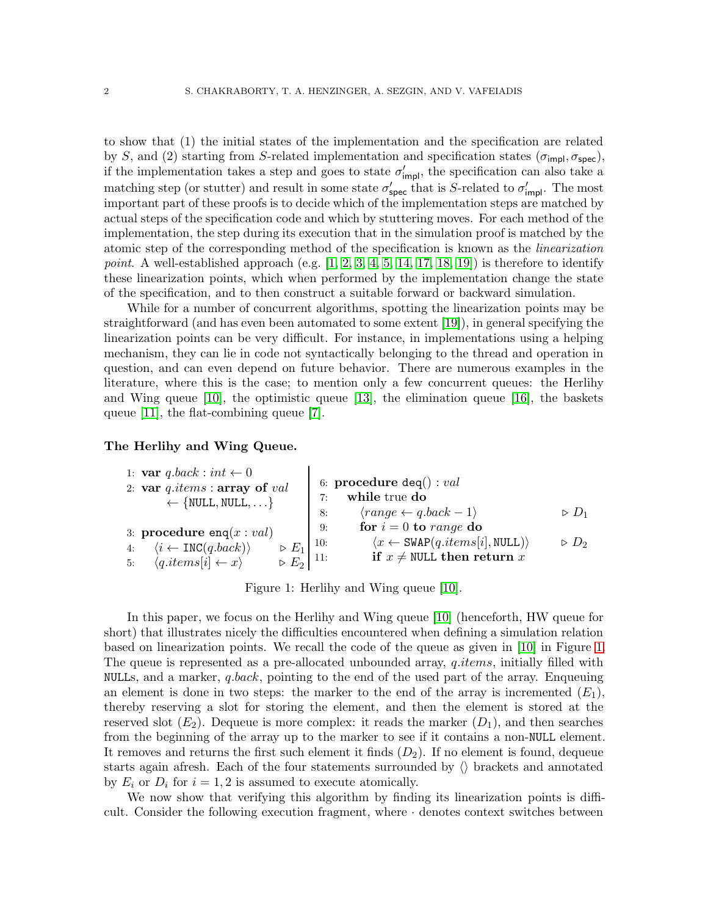to show that (1) the initial states of the implementation and the specification are related by $S$, and (2) starting from $S$-related implementation and specification states $(\sigma_{\mathsf{impl}}, \sigma_{\mathsf{spec}})$, if the implementation takes a step and goes to state $\sigma'_{\mathsf{impl}}$, the specification can also take a matching step (or stutter) and result in some state $\sigma'_{\mathsf{spec}}$ that is $S$-related to $\sigma'_{\mathsf{impl}}$. The most important part of these proofs is to decide which of the implementation steps are matched by actual steps of the specification code and which by stuttering moves. For each method of the implementation, the step during its execution that in the simulation proof is matched by the atomic step of the corresponding method of the specification is known as the *linearization point*. A well-established approach (e.g. [1, 2, 3, 4, 5, 14, 17, 18, 19]) is therefore to identify these linearization points, which when performed by the implementation change the state of the specification, and to then construct a suitable forward or backward simulation.

While for a number of concurrent algorithms, spotting the linearization points may be straightforward (and has even been automated to some extent [19]), in general specifying the linearization points can be very difficult. For instance, in implementations using a helping mechanism, they can lie in code not syntactically belonging to the thread and operation in question, and can even depend on future behavior. There are numerous examples in the literature, where this is the case; to mention only a few concurrent queues: the Herlihy and Wing queue [10], the optimistic queue [13], the elimination queue [16], the baskets queue [11], the flat-combining queue [7].

**The Herlihy and Wing Queue.**

```
1: var q.back : int ← 0
2: var q.items : array of val
       ← {NULL, NULL, ...}

3: procedure enq(x : val)
4:     ⟨i ← INC(q.back)⟩                      ▷ E1
5:     ⟨q.items[i] ← x⟩                       ▷ E2

6: procedure deq() : val
7:     while true do
8:         ⟨range ← q.back − 1⟩               ▷ D1
9:         for i = 0 to range do
10:            ⟨x ← SWAP(q.items[i], NULL)⟩    ▷ D2
11:            if x ≠ NULL then return x
```

Figure 1: Herlihy and Wing queue [10].

In this paper, we focus on the Herlihy and Wing queue [10] (henceforth, HW queue for short) that illustrates nicely the difficulties encountered when defining a simulation relation based on linearization points. We recall the code of the queue as given in [10] in Figure 1. The queue is represented as a pre-allocated unbounded array, *q.items*, initially filled with NULLs, and a marker, *q.back*, pointing to the end of the used part of the array. Enqueuing an element is done in two steps: the marker to the end of the array is incremented ($E_1$), thereby reserving a slot for storing the element, and then the element is stored at the reserved slot ($E_2$). Dequeue is more complex: it reads the marker ($D_1$), and then searches from the beginning of the array up to the marker to see if it contains a non-NULL element. It removes and returns the first such element it finds ($D_2$). If no element is found, dequeue starts again afresh. Each of the four statements surrounded by ⟨⟩ brackets and annotated by $E_i$ or $D_i$ for $i = 1, 2$ is assumed to execute atomically.

We now show that verifying this algorithm by finding its linearization points is difficult. Consider the following execution fragment, where · denotes context switches between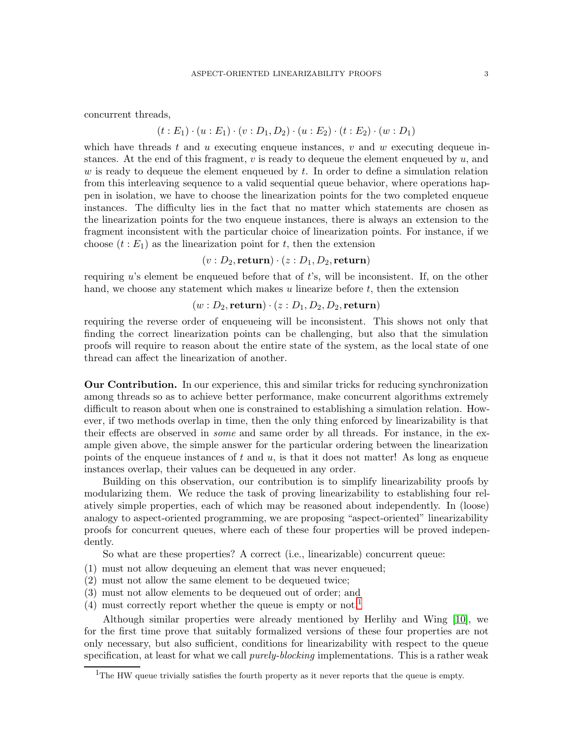concurrent threads,

$$(t : E_1) \cdot (u : E_1) \cdot (v : D_1, D_2) \cdot (u : E_2) \cdot (t : E_2) \cdot (w : D_1)$$

which have threads $t$ and $u$ executing enqueue instances, $v$ and $w$ executing dequeue instances. At the end of this fragment, $v$ is ready to dequeue the element enqueued by $u$, and $w$ is ready to dequeue the element enqueued by $t$. In order to define a simulation relation from this interleaving sequence to a valid sequential queue behavior, where operations happen in isolation, we have to choose the linearization points for the two completed enqueue instances. The difficulty lies in the fact that no matter which statements are chosen as the linearization points for the two enqueue instances, there is always an extension to the fragment inconsistent with the particular choice of linearization points. For instance, if we choose $(t : E_1)$ as the linearization point for $t$, then the extension

$$(v : D_2, \textbf{return}) \cdot (z : D_1, D_2, \textbf{return})$$

requiring $u$'s element be enqueued before that of $t$'s, will be inconsistent. If, on the other hand, we choose any statement which makes $u$ linearize before $t$, then the extension

$$(w : D_2, \textbf{return}) \cdot (z : D_1, D_2, D_2, \textbf{return})$$

requiring the reverse order of enqueueing will be inconsistent. This shows not only that finding the correct linearization points can be challenging, but also that the simulation proofs will require to reason about the entire state of the system, as the local state of one thread can affect the linearization of another.

**Our Contribution.** In our experience, this and similar tricks for reducing synchronization among threads so as to achieve better performance, make concurrent algorithms extremely difficult to reason about when one is constrained to establishing a simulation relation. However, if two methods overlap in time, then the only thing enforced by linearizability is that their effects are observed in *some* and same order by all threads. For instance, in the example given above, the simple answer for the particular ordering between the linearization points of the enqueue instances of $t$ and $u$, is that it does not matter! As long as enqueue instances overlap, their values can be dequeued in any order.

Building on this observation, our contribution is to simplify linearizability proofs by modularizing them. We reduce the task of proving linearizability to establishing four relatively simple properties, each of which may be reasoned about independently. In (loose) analogy to aspect-oriented programming, we are proposing "aspect-oriented" linearizability proofs for concurrent queues, where each of these four properties will be proved independently.

So what are these properties? A correct (i.e., linearizable) concurrent queue:

(1) must not allow dequeuing an element that was never enqueued;
(2) must not allow the same element to be dequeued twice;
(3) must not allow elements to be dequeued out of order; and
(4) must correctly report whether the queue is empty or not.[1]

Although similar properties were already mentioned by Herlihy and Wing [10], we for the first time prove that suitably formalized versions of these four properties are not only necessary, but also sufficient, conditions for linearizability with respect to the queue specification, at least for what we call *purely-blocking* implementations. This is a rather weak

[1] The HW queue trivially satisfies the fourth property as it never reports that the queue is empty.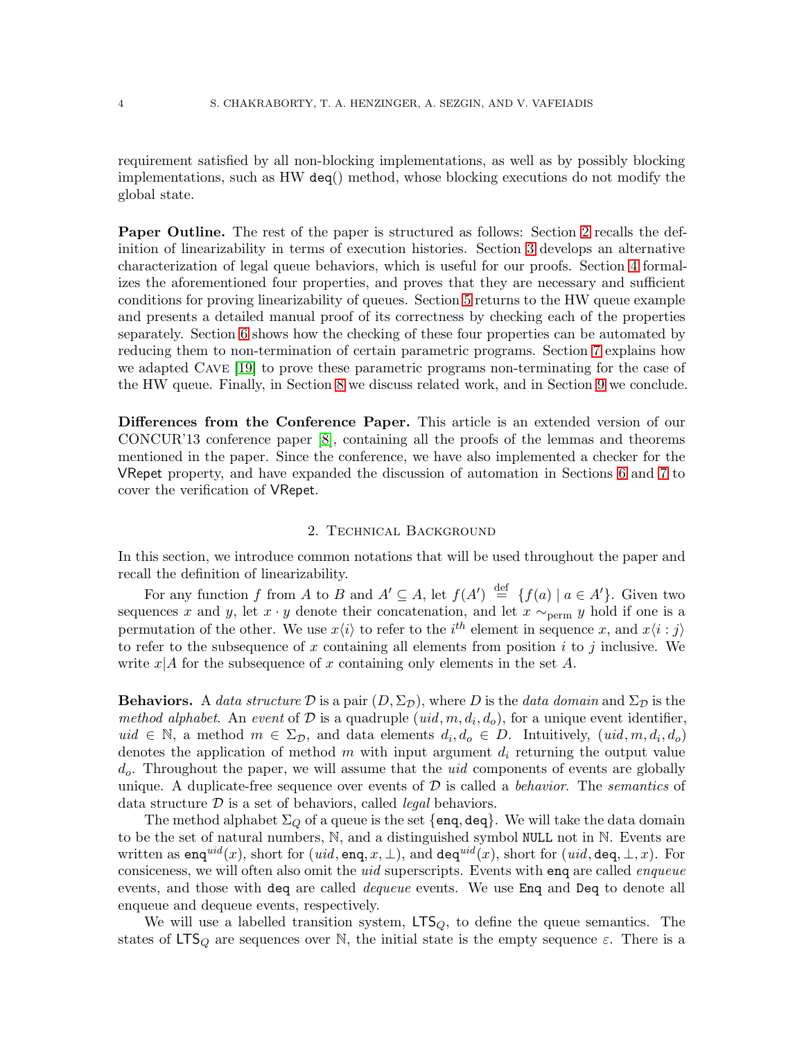requirement satisfied by all non-blocking implementations, as well as by possibly blocking implementations, such as HW deq() method, whose blocking executions do not modify the global state.

**Paper Outline.** The rest of the paper is structured as follows: Section 2 recalls the definition of linearizability in terms of execution histories. Section 3 develops an alternative characterization of legal queue behaviors, which is useful for our proofs. Section 4 formalizes the aforementioned four properties, and proves that they are necessary and sufficient conditions for proving linearizability of queues. Section 5 returns to the HW queue example and presents a detailed manual proof of its correctness by checking each of the properties separately. Section 6 shows how the checking of these four properties can be automated by reducing them to non-termination of certain parametric programs. Section 7 explains how we adapted Cave [19] to prove these parametric programs non-terminating for the case of the HW queue. Finally, in Section 8 we discuss related work, and in Section 9 we conclude.

**Differences from the Conference Paper.** This article is an extended version of our CONCUR'13 conference paper [8], containing all the proofs of the lemmas and theorems mentioned in the paper. Since the conference, we have also implemented a checker for the VRepet property, and have expanded the discussion of automation in Sections 6 and 7 to cover the verification of VRepet.

## 2. Technical Background

In this section, we introduce common notations that will be used throughout the paper and recall the definition of linearizability.

For any function $f$ from $A$ to $B$ and $A' \subseteq A$, let $f(A') \stackrel{\text{def}}{=} \{f(a) \mid a \in A'\}$. Given two sequences $x$ and $y$, let $x \cdot y$ denote their concatenation, and let $x \sim_{\text{perm}} y$ hold if one is a permutation of the other. We use $x\langle i \rangle$ to refer to the $i^{th}$ element in sequence $x$, and $x\langle i : j \rangle$ to refer to the subsequence of $x$ containing all elements from position $i$ to $j$ inclusive. We write $x|A$ for the subsequence of $x$ containing only elements in the set $A$.

**Behaviors.** A *data structure* $\mathcal{D}$ is a pair $(D, \Sigma_{\mathcal{D}})$, where $D$ is the *data domain* and $\Sigma_{\mathcal{D}}$ is the *method alphabet*. An *event* of $\mathcal{D}$ is a quadruple $(uid, m, d_i, d_o)$, for a unique event identifier, $uid \in \mathbb{N}$, a method $m \in \Sigma_{\mathcal{D}}$, and data elements $d_i, d_o \in D$. Intuitively, $(uid, m, d_i, d_o)$ denotes the application of method $m$ with input argument $d_i$ returning the output value $d_o$. Throughout the paper, we will assume that the *uid* components of events are globally unique. A duplicate-free sequence over events of $\mathcal{D}$ is called a *behavior*. The *semantics* of data structure $\mathcal{D}$ is a set of behaviors, called *legal* behaviors.

The method alphabet $\Sigma_Q$ of a queue is the set $\{\mathtt{enq}, \mathtt{deq}\}$. We will take the data domain to be the set of natural numbers, $\mathbb{N}$, and a distinguished symbol NULL not in $\mathbb{N}$. Events are written as $\mathtt{enq}^{uid}(x)$, short for $(uid, \mathtt{enq}, x, \bot)$, and $\mathtt{deq}^{uid}(x)$, short for $(uid, \mathtt{deq}, \bot, x)$. For consiceness, we will often also omit the *uid* superscripts. Events with enq are called *enqueue* events, and those with deq are called *dequeue* events. We use Enq and Deq to denote all enqueue and dequeue events, respectively.

We will use a labelled transition system, $\mathsf{LTS}_Q$, to define the queue semantics. The states of $\mathsf{LTS}_Q$ are sequences over $\mathbb{N}$, the initial state is the empty sequence $\varepsilon$. There is a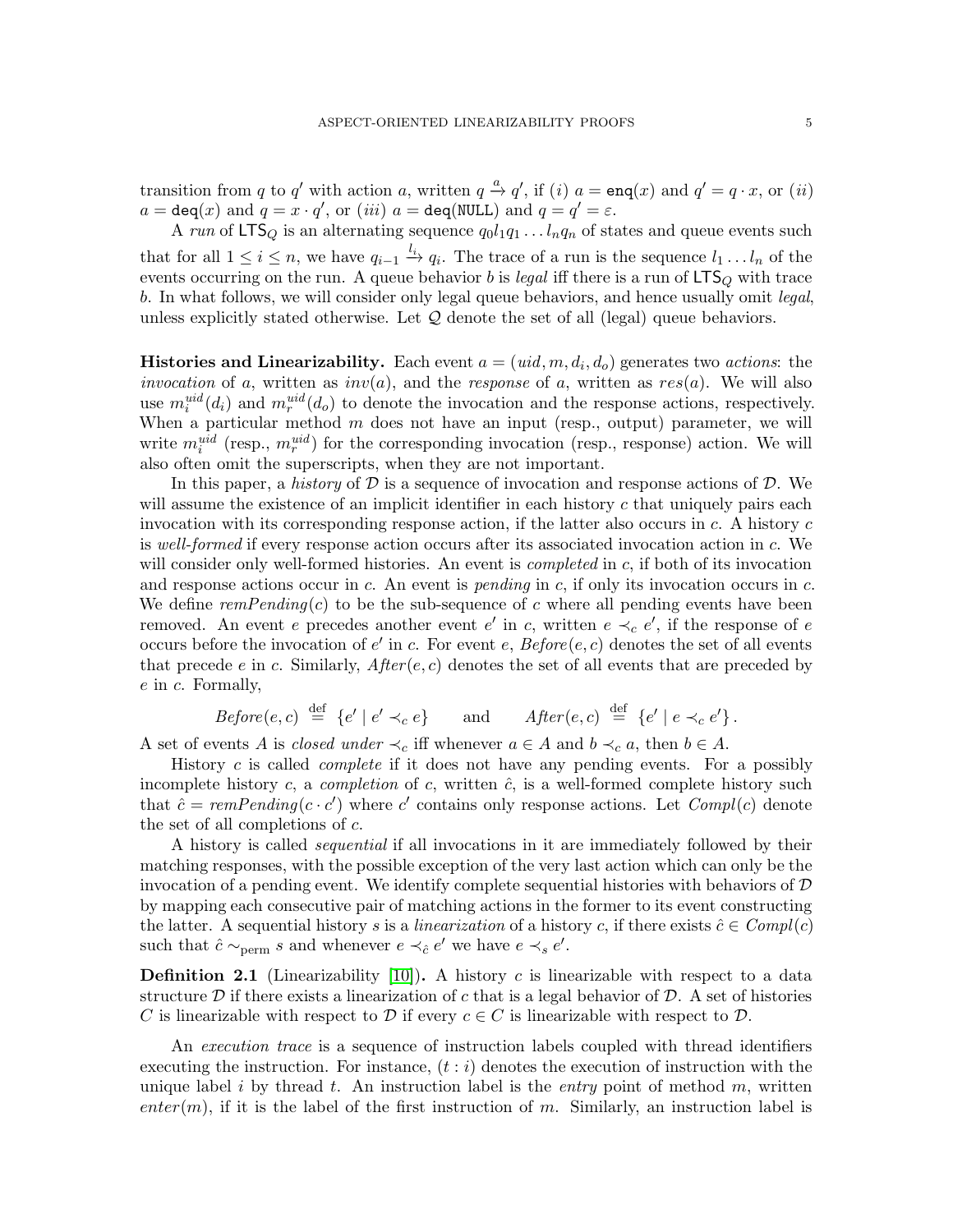transition from $q$ to $q'$ with action $a$, written $q \xrightarrow{a} q'$, if $(i)$ $a = \mathtt{enq}(x)$ and $q' = q \cdot x$, or $(ii)$ $a = \mathtt{deq}(x)$ and $q = x \cdot q'$, or $(iii)$ $a = \mathtt{deq}(\mathtt{NULL})$ and $q = q' = \varepsilon$.

A *run* of $\mathsf{LTS}_Q$ is an alternating sequence $q_0 l_1 q_1 \ldots l_n q_n$ of states and queue events such that for all $1 \le i \le n$, we have $q_{i-1} \xrightarrow{l_i} q_i$. The trace of a run is the sequence $l_1 \ldots l_n$ of the events occurring on the run. A queue behavior $b$ is *legal* iff there is a run of $\mathsf{LTS}_Q$ with trace $b$. In what follows, we will consider only legal queue behaviors, and hence usually omit *legal*, unless explicitly stated otherwise. Let $\mathcal{Q}$ denote the set of all (legal) queue behaviors.

**Histories and Linearizability.** Each event $a = (uid, m, d_i, d_o)$ generates two *actions*: the *invocation* of $a$, written as $inv(a)$, and the *response* of $a$, written as $res(a)$. We will also use $m_i^{uid}(d_i)$ and $m_r^{uid}(d_o)$ to denote the invocation and the response actions, respectively. When a particular method $m$ does not have an input (resp., output) parameter, we will write $m_i^{uid}$ (resp., $m_r^{uid}$) for the corresponding invocation (resp., response) action. We will also often omit the superscripts, when they are not important.

In this paper, a *history* of $\mathcal{D}$ is a sequence of invocation and response actions of $\mathcal{D}$. We will assume the existence of an implicit identifier in each history $c$ that uniquely pairs each invocation with its corresponding response action, if the latter also occurs in $c$. A history $c$ is *well-formed* if every response action occurs after its associated invocation action in $c$. We will consider only well-formed histories. An event is *completed* in $c$, if both of its invocation and response actions occur in $c$. An event is *pending* in $c$, if only its invocation occurs in $c$. We define $remPending(c)$ to be the sub-sequence of $c$ where all pending events have been removed. An event $e$ precedes another event $e'$ in $c$, written $e \prec_c e'$, if the response of $e$ occurs before the invocation of $e'$ in $c$. For event $e$, $Before(e, c)$ denotes the set of all events that precede $e$ in $c$. Similarly, $After(e, c)$ denotes the set of all events that are preceded by $e$ in $c$. Formally,

$$Before(e, c) \stackrel{\text{def}}{=} \{e' \mid e' \prec_c e\} \qquad \text{and} \qquad After(e, c) \stackrel{\text{def}}{=} \{e' \mid e \prec_c e'\}.$$

A set of events $A$ is *closed under* $\prec_c$ iff whenever $a \in A$ and $b \prec_c a$, then $b \in A$.

History $c$ is called *complete* if it does not have any pending events. For a possibly incomplete history $c$, a *completion* of $c$, written $\hat{c}$, is a well-formed complete history such that $\hat{c} = remPending(c \cdot c')$ where $c'$ contains only response actions. Let $Compl(c)$ denote the set of all completions of $c$.

A history is called *sequential* if all invocations in it are immediately followed by their matching responses, with the possible exception of the very last action which can only be the invocation of a pending event. We identify complete sequential histories with behaviors of $\mathcal{D}$ by mapping each consecutive pair of matching actions in the former to its event constructing the latter. A sequential history $s$ is a *linearization* of a history $c$, if there exists $\hat{c} \in Compl(c)$ such that $\hat{c} \sim_{\text{perm}} s$ and whenever $e \prec_{\hat{c}} e'$ we have $e \prec_s e'$.

**Definition 2.1** (Linearizability [10])**.** A history $c$ is linearizable with respect to a data structure $\mathcal{D}$ if there exists a linearization of $c$ that is a legal behavior of $\mathcal{D}$. A set of histories $C$ is linearizable with respect to $\mathcal{D}$ if every $c \in C$ is linearizable with respect to $\mathcal{D}$.

An *execution trace* is a sequence of instruction labels coupled with thread identifiers executing the instruction. For instance, $(t : i)$ denotes the execution of instruction with the unique label $i$ by thread $t$. An instruction label is the *entry* point of method $m$, written $enter(m)$, if it is the label of the first instruction of $m$. Similarly, an instruction label is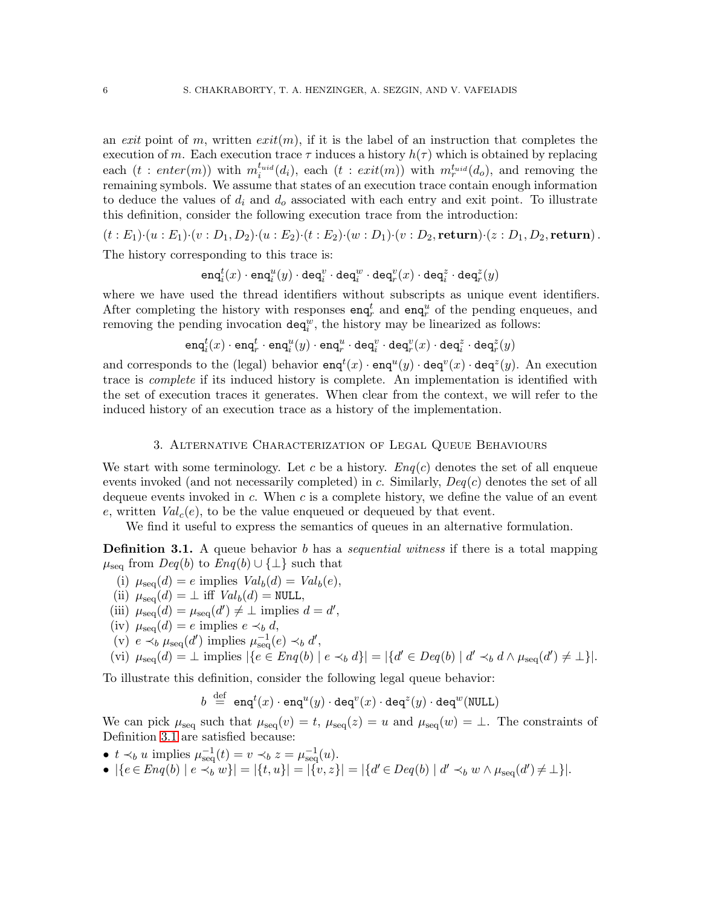an *exit* point of $m$, written $exit(m)$, if it is the label of an instruction that completes the execution of $m$. Each execution trace $\tau$ induces a history $h(\tau)$ which is obtained by replacing each $(t : enter(m))$ with $m_i^{t_{uid}}(d_i)$, each $(t : exit(m))$ with $m_r^{t_{uid}}(d_o)$, and removing the remaining symbols. We assume that states of an execution trace contain enough information to deduce the values of $d_i$ and $d_o$ associated with each entry and exit point. To illustrate this definition, consider the following execution trace from the introduction:

$(t : E_1)\cdot(u : E_1)\cdot(v : D_1, D_2)\cdot(u : E_2)\cdot(t : E_2)\cdot(w : D_1)\cdot(v : D_2, \mathbf{return})\cdot(z : D_1, D_2, \mathbf{return})$.

The history corresponding to this trace is:

$$\mathtt{enq}_i^t(x)\cdot\mathtt{enq}_i^u(y)\cdot\mathtt{deq}_i^v\cdot\mathtt{deq}_i^w\cdot\mathtt{deq}_r^v(x)\cdot\mathtt{deq}_i^z\cdot\mathtt{deq}_r^z(y)$$

where we have used the thread identifiers without subscripts as unique event identifiers. After completing the history with responses $\mathtt{enq}_r^t$ and $\mathtt{enq}_r^u$ of the pending enqueues, and removing the pending invocation $\mathtt{deq}_i^w$, the history may be linearized as follows:

$$\mathtt{enq}_i^t(x)\cdot\mathtt{enq}_r^t\cdot\mathtt{enq}_i^u(y)\cdot\mathtt{enq}_r^u\cdot\mathtt{deq}_i^v\cdot\mathtt{deq}_r^v(x)\cdot\mathtt{deq}_i^z\cdot\mathtt{deq}_r^z(y)$$

and corresponds to the (legal) behavior $\mathtt{enq}^t(x)\cdot\mathtt{enq}^u(y)\cdot\mathtt{deq}^v(x)\cdot\mathtt{deq}^z(y)$. An execution trace is *complete* if its induced history is complete. An implementation is identified with the set of execution traces it generates. When clear from the context, we will refer to the induced history of an execution trace as a history of the implementation.

## 3. Alternative Characterization of Legal Queue Behaviours

We start with some terminology. Let $c$ be a history. $Enq(c)$ denotes the set of all enqueue events invoked (and not necessarily completed) in $c$. Similarly, $Deq(c)$ denotes the set of all dequeue events invoked in $c$. When $c$ is a complete history, we define the value of an event $e$, written $Val_c(e)$, to be the value enqueued or dequeued by that event.

We find it useful to express the semantics of queues in an alternative formulation.

**Definition 3.1.** A queue behavior $b$ has a *sequential witness* if there is a total mapping $\mu_{\text{seq}}$ from $Deq(b)$ to $Enq(b)\cup\{\bot\}$ such that

(i) $\mu_{\text{seq}}(d) = e$ implies $Val_b(d) = Val_b(e)$,
(ii) $\mu_{\text{seq}}(d) = \bot$ iff $Val_b(d) = \mathtt{NULL}$,
(iii) $\mu_{\text{seq}}(d) = \mu_{\text{seq}}(d') \neq \bot$ implies $d = d'$,
(iv) $\mu_{\text{seq}}(d) = e$ implies $e \prec_b d$,
(v) $e \prec_b \mu_{\text{seq}}(d')$ implies $\mu_{\text{seq}}^{-1}(e) \prec_b d'$,
(vi) $\mu_{\text{seq}}(d) = \bot$ implies $|\{e \in Enq(b) \mid e \prec_b d\}| = |\{d' \in Deq(b) \mid d' \prec_b d \wedge \mu_{\text{seq}}(d') \neq \bot\}|$.

To illustrate this definition, consider the following legal queue behavior:

$$b \stackrel{\text{def}}{=} \mathtt{enq}^t(x)\cdot\mathtt{enq}^u(y)\cdot\mathtt{deq}^v(x)\cdot\mathtt{deq}^z(y)\cdot\mathtt{deq}^w(\mathtt{NULL})$$

We can pick $\mu_{\text{seq}}$ such that $\mu_{\text{seq}}(v) = t$, $\mu_{\text{seq}}(z) = u$ and $\mu_{\text{seq}}(w) = \bot$. The constraints of Definition 3.1 are satisfied because:

- $t \prec_b u$ implies $\mu_{\text{seq}}^{-1}(t) = v \prec_b z = \mu_{\text{seq}}^{-1}(u)$.
- $|\{e \in Enq(b) \mid e \prec_b w\}| = |\{t, u\}| = |\{v, z\}| = |\{d' \in Deq(b) \mid d' \prec_b w \wedge \mu_{\text{seq}}(d') \neq \bot\}|$.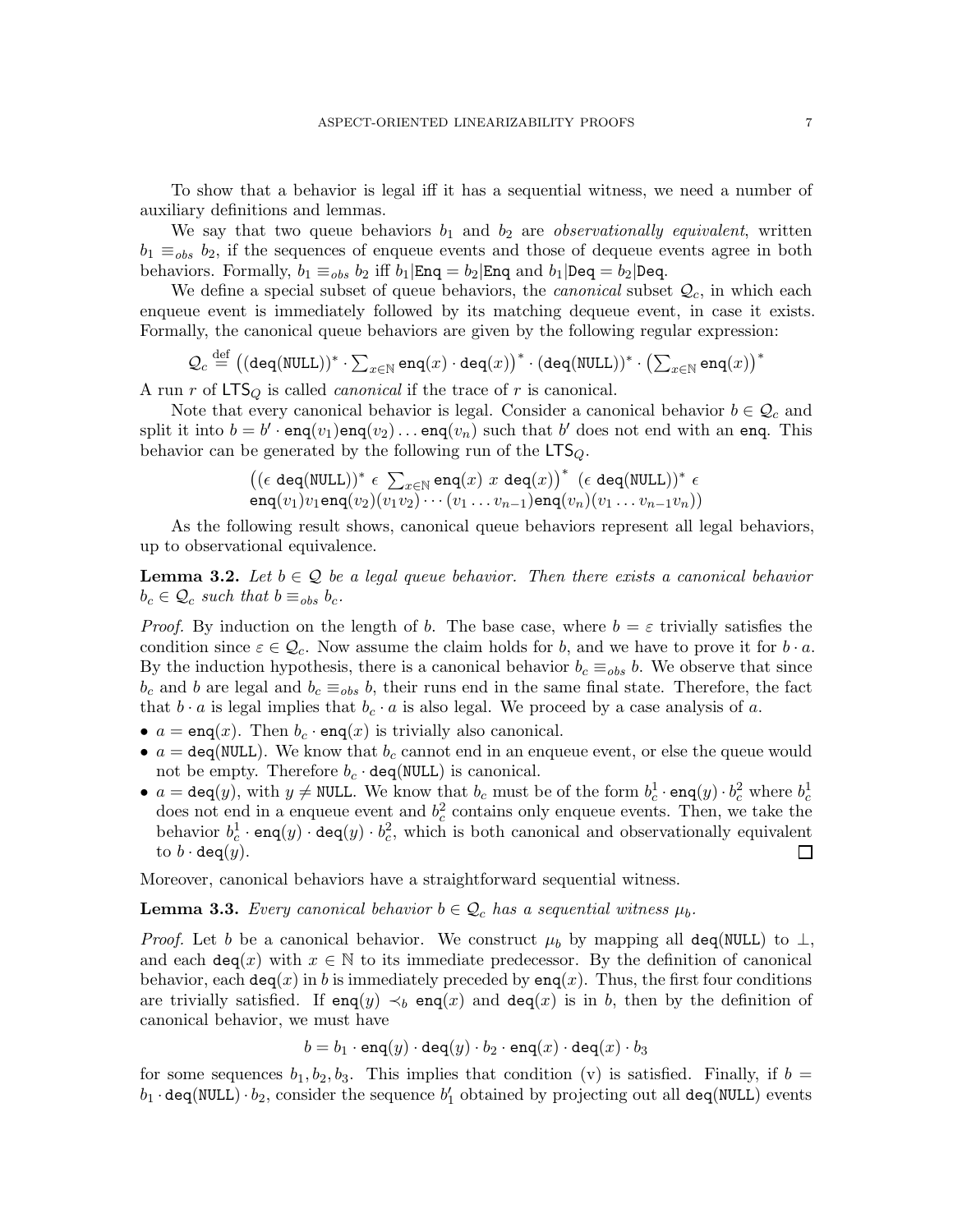To show that a behavior is legal iff it has a sequential witness, we need a number of auxiliary definitions and lemmas.

We say that two queue behaviors $b_1$ and $b_2$ are *observationally equivalent*, written $b_1 \equiv_{obs} b_2$, if the sequences of enqueue events and those of dequeue events agree in both behaviors. Formally, $b_1 \equiv_{obs} b_2$ iff $b_1|\mathtt{Enq} = b_2|\mathtt{Enq}$ and $b_1|\mathtt{Deq} = b_2|\mathtt{Deq}$.

We define a special subset of queue behaviors, the *canonical* subset $\mathcal{Q}_c$, in which each enqueue event is immediately followed by its matching dequeue event, in case it exists. Formally, the canonical queue behaviors are given by the following regular expression:

$$\mathcal{Q}_c \stackrel{\text{def}}{=} \left((\mathtt{deq}(\mathtt{NULL}))^* \cdot \textstyle\sum_{x \in \mathbb{N}} \mathtt{enq}(x) \cdot \mathtt{deq}(x)\right)^* \cdot (\mathtt{deq}(\mathtt{NULL}))^* \cdot \left(\textstyle\sum_{x \in \mathbb{N}} \mathtt{enq}(x)\right)^*$$

A run $r$ of $\mathsf{LTS}_Q$ is called *canonical* if the trace of $r$ is canonical.

Note that every canonical behavior is legal. Consider a canonical behavior $b \in \mathcal{Q}_c$ and split it into $b = b' \cdot \mathtt{enq}(v_1)\mathtt{enq}(v_2) \ldots \mathtt{enq}(v_n)$ such that $b'$ does not end with an $\mathtt{enq}$. This behavior can be generated by the following run of the $\mathsf{LTS}_Q$.

$$\begin{array}{l}\left((\epsilon\ \mathtt{deq}(\mathtt{NULL}))^*\ \epsilon\ \sum_{x \in \mathbb{N}} \mathtt{enq}(x)\ x\ \mathtt{deq}(x)\right)^*\ (\epsilon\ \mathtt{deq}(\mathtt{NULL}))^*\ \epsilon \\ \mathtt{enq}(v_1) v_1 \mathtt{enq}(v_2)(v_1 v_2) \cdots (v_1 \ldots v_{n-1})\mathtt{enq}(v_n)(v_1 \ldots v_{n-1} v_n))\end{array}$$

As the following result shows, canonical queue behaviors represent all legal behaviors, up to observational equivalence.

**Lemma 3.2.** *Let $b \in \mathcal{Q}$ be a legal queue behavior. Then there exists a canonical behavior $b_c \in \mathcal{Q}_c$ such that $b \equiv_{obs} b_c$.*

*Proof.* By induction on the length of $b$. The base case, where $b = \varepsilon$ trivially satisfies the condition since $\varepsilon \in \mathcal{Q}_c$. Now assume the claim holds for $b$, and we have to prove it for $b \cdot a$. By the induction hypothesis, there is a canonical behavior $b_c \equiv_{obs} b$. We observe that since $b_c$ and $b$ are legal and $b_c \equiv_{obs} b$, their runs end in the same final state. Therefore, the fact that $b \cdot a$ is legal implies that $b_c \cdot a$ is also legal. We proceed by a case analysis of $a$.

- $a = \mathtt{enq}(x)$. Then $b_c \cdot \mathtt{enq}(x)$ is trivially also canonical.
- $a = \mathtt{deq}(\mathtt{NULL})$. We know that $b_c$ cannot end in an enqueue event, or else the queue would not be empty. Therefore $b_c \cdot \mathtt{deq}(\mathtt{NULL})$ is canonical.
- $a = \mathtt{deq}(y)$, with $y \neq \mathtt{NULL}$. We know that $b_c$ must be of the form $b_c^1 \cdot \mathtt{enq}(y) \cdot b_c^2$ where $b_c^1$ does not end in a enqueue event and $b_c^2$ contains only enqueue events. Then, we take the behavior $b_c^1 \cdot \mathtt{enq}(y) \cdot \mathtt{deq}(y) \cdot b_c^2$, which is both canonical and observationally equivalent to $b \cdot \mathtt{deq}(y)$. ☐

Moreover, canonical behaviors have a straightforward sequential witness.

**Lemma 3.3.** *Every canonical behavior $b \in \mathcal{Q}_c$ has a sequential witness $\mu_b$.*

*Proof.* Let $b$ be a canonical behavior. We construct $\mu_b$ by mapping all $\mathtt{deq}(\mathtt{NULL})$ to $\perp$, and each $\mathtt{deq}(x)$ with $x \in \mathbb{N}$ to its immediate predecessor. By the definition of canonical behavior, each $\mathtt{deq}(x)$ in $b$ is immediately preceded by $\mathtt{enq}(x)$. Thus, the first four conditions are trivially satisfied. If $\mathtt{enq}(y) \prec_b \mathtt{enq}(x)$ and $\mathtt{deq}(x)$ is in $b$, then by the definition of canonical behavior, we must have

$$b = b_1 \cdot \mathtt{enq}(y) \cdot \mathtt{deq}(y) \cdot b_2 \cdot \mathtt{enq}(x) \cdot \mathtt{deq}(x) \cdot b_3$$

for some sequences $b_1, b_2, b_3$. This implies that condition (v) is satisfied. Finally, if $b = b_1 \cdot \mathtt{deq}(\mathtt{NULL}) \cdot b_2$, consider the sequence $b_1'$ obtained by projecting out all $\mathtt{deq}(\mathtt{NULL})$ events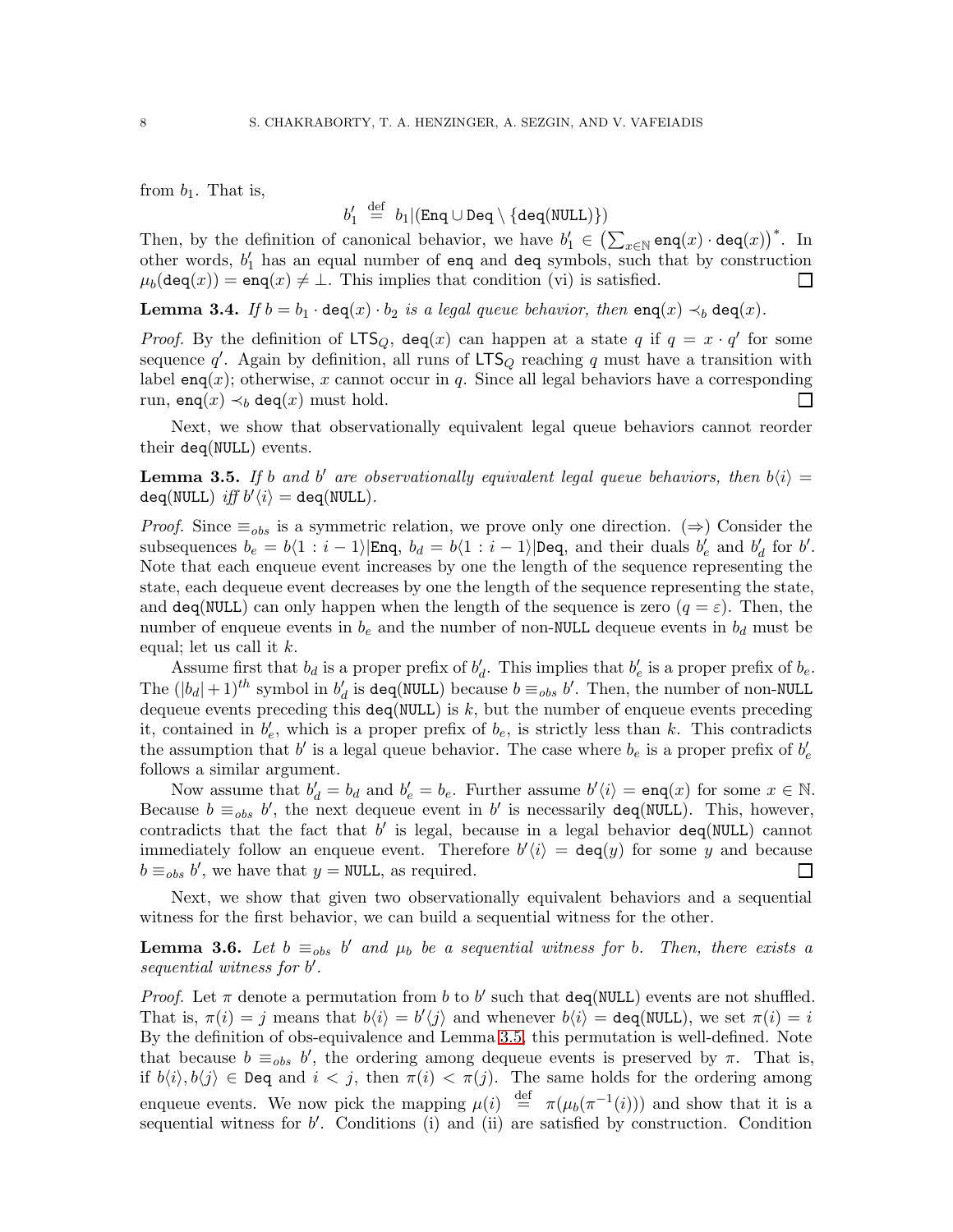from $b_1$. That is,

$$b'_1 \stackrel{\text{def}}{=} b_1|(\texttt{Enq} \cup \texttt{Deq} \setminus \{\texttt{deq}(\texttt{NULL})\})$$

Then, by the definition of canonical behavior, we have $b'_1 \in \left(\sum_{x\in\mathbb{N}} \texttt{enq}(x) \cdot \texttt{deq}(x)\right)^*$. In other words, $b'_1$ has an equal number of enq and deq symbols, such that by construction $\mu_b(\texttt{deq}(x)) = \texttt{enq}(x) \neq \bot$. This implies that condition (vi) is satisfied. □

**Lemma 3.4.** *If $b = b_1 \cdot \texttt{deq}(x) \cdot b_2$ is a legal queue behavior, then $\texttt{enq}(x) \prec_b \texttt{deq}(x)$.*

*Proof.* By the definition of $\mathsf{LTS}_Q$, $\texttt{deq}(x)$ can happen at a state $q$ if $q = x \cdot q'$ for some sequence $q'$. Again by definition, all runs of $\mathsf{LTS}_Q$ reaching $q$ must have a transition with label $\texttt{enq}(x)$; otherwise, $x$ cannot occur in $q$. Since all legal behaviors have a corresponding run, $\texttt{enq}(x) \prec_b \texttt{deq}(x)$ must hold. □

Next, we show that observationally equivalent legal queue behaviors cannot reorder their deq(NULL) events.

**Lemma 3.5.** *If $b$ and $b'$ are observationally equivalent legal queue behaviors, then $b\langle i\rangle = \texttt{deq}(\texttt{NULL})$ iff $b'\langle i\rangle = \texttt{deq}(\texttt{NULL})$.*

*Proof.* Since $\equiv_{obs}$ is a symmetric relation, we prove only one direction. ($\Rightarrow$) Consider the subsequences $b_e = b\langle 1 : i-1\rangle|\texttt{Enq}$, $b_d = b\langle 1 : i-1\rangle|\texttt{Deq}$, and their duals $b'_e$ and $b'_d$ for $b'$. Note that each enqueue event increases by one the length of the sequence representing the state, each dequeue event decreases by one the length of the sequence representing the state, and deq(NULL) can only happen when the length of the sequence is zero ($q = \varepsilon$). Then, the number of enqueue events in $b_e$ and the number of non-NULL dequeue events in $b_d$ must be equal; let us call it $k$.

Assume first that $b_d$ is a proper prefix of $b'_d$. This implies that $b'_e$ is a proper prefix of $b_e$. The $(|b_d|+1)^{th}$ symbol in $b'_d$ is deq(NULL) because $b \equiv_{obs} b'$. Then, the number of non-NULL dequeue events preceding this deq(NULL) is $k$, but the number of enqueue events preceding it, contained in $b'_e$, which is a proper prefix of $b_e$, is strictly less than $k$. This contradicts the assumption that $b'$ is a legal queue behavior. The case where $b_e$ is a proper prefix of $b'_e$ follows a similar argument.

Now assume that $b'_d = b_d$ and $b'_e = b_e$. Further assume $b'\langle i\rangle = \texttt{enq}(x)$ for some $x \in \mathbb{N}$. Because $b \equiv_{obs} b'$, the next dequeue event in $b'$ is necessarily deq(NULL). This, however, contradicts the fact that $b'$ is legal, because in a legal behavior deq(NULL) cannot immediately follow an enqueue event. Therefore $b'\langle i\rangle = \texttt{deq}(y)$ for some $y$ and because $b \equiv_{obs} b'$, we have that $y = \texttt{NULL}$, as required. □

Next, we show that given two observationally equivalent behaviors and a sequential witness for the first behavior, we can build a sequential witness for the other.

**Lemma 3.6.** *Let $b \equiv_{obs} b'$ and $\mu_b$ be a sequential witness for $b$. Then, there exists a sequential witness for $b'$.*

*Proof.* Let $\pi$ denote a permutation from $b$ to $b'$ such that deq(NULL) events are not shuffled. That is, $\pi(i) = j$ means that $b\langle i\rangle = b'\langle j\rangle$ and whenever $b\langle i\rangle = \texttt{deq}(\texttt{NULL})$, we set $\pi(i) = i$ By the definition of obs-equivalence and Lemma 3.5, this permutation is well-defined. Note that because $b \equiv_{obs} b'$, the ordering among dequeue events is preserved by $\pi$. That is, if $b\langle i\rangle, b\langle j\rangle \in \texttt{Deq}$ and $i < j$, then $\pi(i) < \pi(j)$. The same holds for the ordering among enqueue events. We now pick the mapping $\mu(i) \stackrel{\text{def}}{=} \pi(\mu_b(\pi^{-1}(i)))$ and show that it is a sequential witness for $b'$. Conditions (i) and (ii) are satisfied by construction. Condition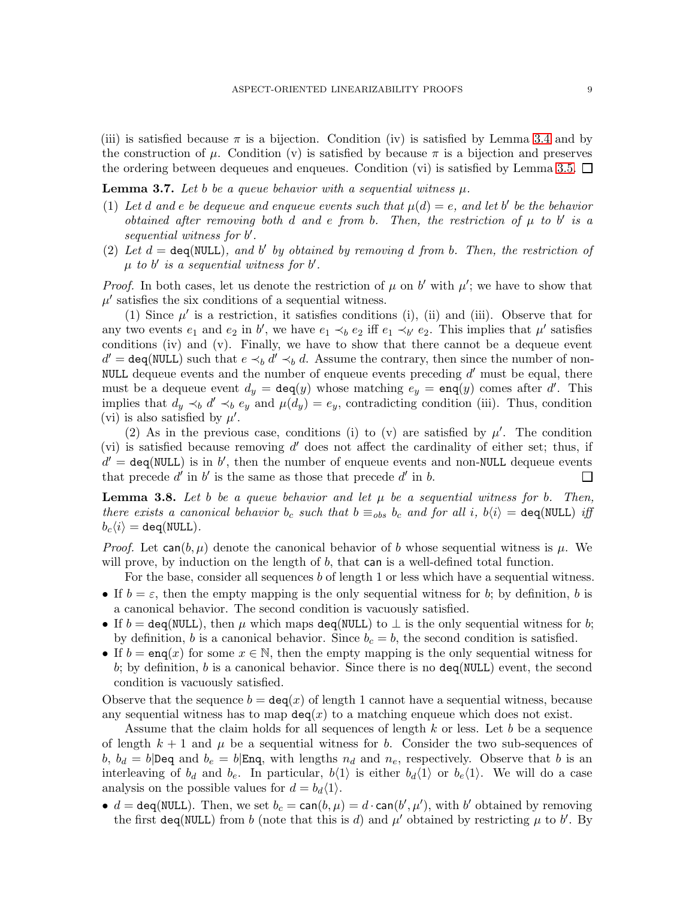(iii) is satisfied because $\pi$ is a bijection. Condition (iv) is satisfied by Lemma 3.4 and by the construction of $\mu$. Condition (v) is satisfied by because $\pi$ is a bijection and preserves the ordering between dequeues and enqueues. Condition (vi) is satisfied by Lemma 3.5. □

**Lemma 3.7.** *Let $b$ be a queue behavior with a sequential witness $\mu$.*

1. *Let $d$ and $e$ be dequeue and enqueue events such that $\mu(d) = e$, and let $b'$ be the behavior obtained after removing both $d$ and $e$ from $b$. Then, the restriction of $\mu$ to $b'$ is a sequential witness for $b'$.*
2. *Let $d = \mathtt{deq}(\mathtt{NULL})$, and $b'$ by obtained by removing $d$ from $b$. Then, the restriction of $\mu$ to $b'$ is a sequential witness for $b'$.*

*Proof.* In both cases, let us denote the restriction of $\mu$ on $b'$ with $\mu'$; we have to show that $\mu'$ satisfies the six conditions of a sequential witness.

(1) Since $\mu'$ is a restriction, it satisfies conditions (i), (ii) and (iii). Observe that for any two events $e_1$ and $e_2$ in $b'$, we have $e_1 \prec_b e_2$ iff $e_1 \prec_{b'} e_2$. This implies that $\mu'$ satisfies conditions (iv) and (v). Finally, we have to show that there cannot be a dequeue event $d' = \mathtt{deq}(\mathtt{NULL})$ such that $e \prec_b d' \prec_b d$. Assume the contrary, then since the number of non-NULL dequeue events and the number of enqueue events preceding $d'$ must be equal, there must be a dequeue event $d_y = \mathtt{deq}(y)$ whose matching $e_y = \mathtt{enq}(y)$ comes after $d'$. This implies that $d_y \prec_b d' \prec_b e_y$ and $\mu(d_y) = e_y$, contradicting condition (iii). Thus, condition (vi) is also satisfied by $\mu'$.

(2) As in the previous case, conditions (i) to (v) are satisfied by $\mu'$. The condition (vi) is satisfied because removing $d'$ does not affect the cardinality of either set; thus, if $d' = \mathtt{deq}(\mathtt{NULL})$ is in $b'$, then the number of enqueue events and non-NULL dequeue events that precede $d'$ in $b'$ is the same as those that precede $d'$ in $b$. □

**Lemma 3.8.** *Let $b$ be a queue behavior and let $\mu$ be a sequential witness for $b$. Then, there exists a canonical behavior $b_c$ such that $b \equiv_{obs} b_c$ and for all $i$, $b\langle i\rangle = \mathtt{deq}(\mathtt{NULL})$ iff $b_c\langle i\rangle = \mathtt{deq}(\mathtt{NULL})$.*

*Proof.* Let $\mathsf{can}(b, \mu)$ denote the canonical behavior of $b$ whose sequential witness is $\mu$. We will prove, by induction on the length of $b$, that $\mathsf{can}$ is a well-defined total function.

For the base, consider all sequences $b$ of length 1 or less which have a sequential witness.

- If $b = \varepsilon$, then the empty mapping is the only sequential witness for $b$; by definition, $b$ is a canonical behavior. The second condition is vacuously satisfied.
- If $b = \mathtt{deq}(\mathtt{NULL})$, then $\mu$ which maps $\mathtt{deq}(\mathtt{NULL})$ to $\bot$ is the only sequential witness for $b$; by definition, $b$ is a canonical behavior. Since $b_c = b$, the second condition is satisfied.
- If $b = \mathtt{enq}(x)$ for some $x \in \mathbb{N}$, then the empty mapping is the only sequential witness for $b$; by definition, $b$ is a canonical behavior. Since there is no $\mathtt{deq}(\mathtt{NULL})$ event, the second condition is vacuously satisfied.

Observe that the sequence $b = \mathtt{deq}(x)$ of length 1 cannot have a sequential witness, because any sequential witness has to map $\mathtt{deq}(x)$ to a matching enqueue which does not exist.

Assume that the claim holds for all sequences of length $k$ or less. Let $b$ be a sequence of length $k + 1$ and $\mu$ be a sequential witness for $b$. Consider the two sub-sequences of $b$, $b_d = b|\mathtt{Deq}$ and $b_e = b|\mathtt{Enq}$, with lengths $n_d$ and $n_e$, respectively. Observe that $b$ is an interleaving of $b_d$ and $b_e$. In particular, $b\langle 1\rangle$ is either $b_d\langle 1\rangle$ or $b_e\langle 1\rangle$. We will do a case analysis on the possible values for $d = b_d\langle 1\rangle$.

- $d = \mathtt{deq}(\mathtt{NULL})$. Then, we set $b_c = \mathsf{can}(b, \mu) = d \cdot \mathsf{can}(b', \mu')$, with $b'$ obtained by removing the first $\mathtt{deq}(\mathtt{NULL})$ from $b$ (note that this is $d$) and $\mu'$ obtained by restricting $\mu$ to $b'$. By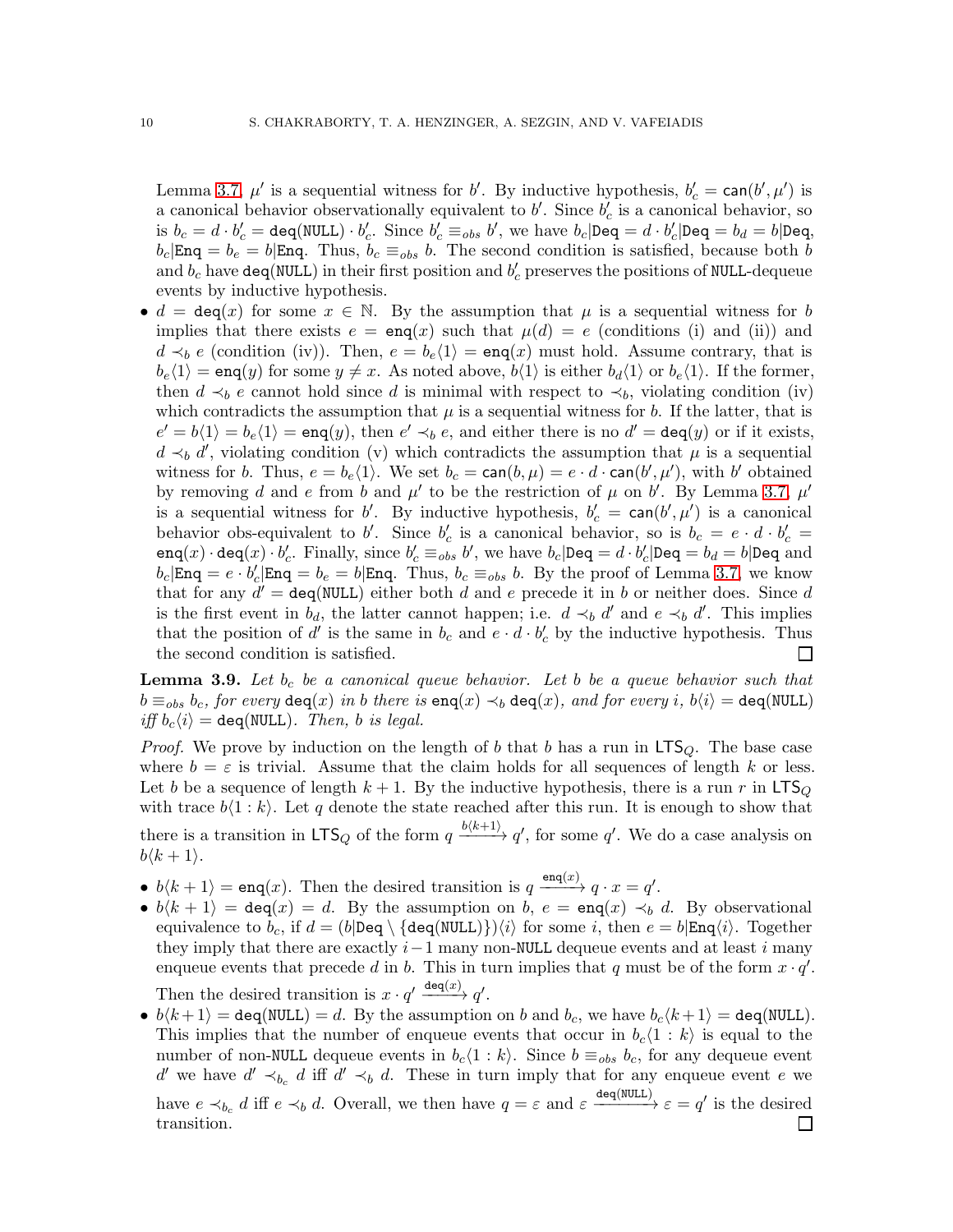Lemma 3.7, $\mu'$ is a sequential witness for $b'$. By inductive hypothesis, $b'_c = \mathsf{can}(b', \mu')$ is a canonical behavior observationally equivalent to $b'$. Since $b'_c$ is a canonical behavior, so is $b_c = d \cdot b'_c = \mathtt{deq}(\mathtt{NULL}) \cdot b'_c$. Since $b'_c \equiv_{obs} b'$, we have $b_c|\mathtt{Deq} = d \cdot b'_c|\mathtt{Deq} = b_d = b|\mathtt{Deq}$, $b_c|\mathtt{Enq} = b_e = b|\mathtt{Enq}$. Thus, $b_c \equiv_{obs} b$. The second condition is satisfied, because both $b$ and $b_c$ have $\mathtt{deq}(\mathtt{NULL})$ in their first position and $b'_c$ preserves the positions of $\mathtt{NULL}$-dequeue events by inductive hypothesis.

- $d = \mathtt{deq}(x)$ for some $x \in \mathbb{N}$. By the assumption that $\mu$ is a sequential witness for $b$ implies that there exists $e = \mathtt{enq}(x)$ such that $\mu(d) = e$ (conditions (i) and (ii)) and $d \prec_b e$ (condition (iv)). Then, $e = b_e\langle 1\rangle = \mathtt{enq}(x)$ must hold. Assume contrary, that is $b_e\langle 1\rangle = \mathtt{enq}(y)$ for some $y \neq x$. As noted above, $b\langle 1\rangle$ is either $b_d\langle 1\rangle$ or $b_e\langle 1\rangle$. If the former, then $d \prec_b e$ cannot hold since $d$ is minimal with respect to $\prec_b$, violating condition (iv) which contradicts the assumption that $\mu$ is a sequential witness for $b$. If the latter, that is $e' = b\langle 1\rangle = b_e\langle 1\rangle = \mathtt{enq}(y)$, then $e' \prec_b e$, and either there is no $d' = \mathtt{deq}(y)$ or if it exists, $d \prec_b d'$, violating condition (v) which contradicts the assumption that $\mu$ is a sequential witness for $b$. Thus, $e = b_e\langle 1\rangle$. We set $b_c = \mathsf{can}(b, \mu) = e \cdot d \cdot \mathsf{can}(b', \mu')$, with $b'$ obtained by removing $d$ and $e$ from $b$ and $\mu'$ to be the restriction of $\mu$ on $b'$. By Lemma 3.7, $\mu'$ is a sequential witness for $b'$. By inductive hypothesis, $b'_c = \mathsf{can}(b', \mu')$ is a canonical behavior obs-equivalent to $b'$. Since $b'_c$ is a canonical behavior, so is $b_c = e \cdot d \cdot b'_c = \mathtt{enq}(x) \cdot \mathtt{deq}(x) \cdot b'_c$. Finally, since $b'_c \equiv_{obs} b'$, we have $b_c|\mathtt{Deq} = d \cdot b'_c|\mathtt{Deq} = b_d = b|\mathtt{Deq}$ and $b_c|\mathtt{Enq} = e \cdot b'_c|\mathtt{Enq} = b_e = b|\mathtt{Enq}$. Thus, $b_c \equiv_{obs} b$. By the proof of Lemma 3.7, we know that for any $d' = \mathtt{deq}(\mathtt{NULL})$ either both $d$ and $e$ precede it in $b$ or neither does. Since $d$ is the first event in $b_d$, the latter cannot happen; i.e. $d \prec_b d'$ and $e \prec_b d'$. This implies that the position of $d'$ is the same in $b_c$ and $e \cdot d \cdot b'_c$ by the inductive hypothesis. Thus the second condition is satisfied. ☐

**Lemma 3.9.** *Let $b_c$ be a canonical queue behavior. Let $b$ be a queue behavior such that $b \equiv_{obs} b_c$, for every $\mathtt{deq}(x)$ in $b$ there is $\mathtt{enq}(x) \prec_b \mathtt{deq}(x)$, and for every $i$, $b\langle i\rangle = \mathtt{deq}(\mathtt{NULL})$ iff $b_c\langle i\rangle = \mathtt{deq}(\mathtt{NULL})$. Then, $b$ is legal.*

*Proof.* We prove by induction on the length of $b$ that $b$ has a run in $\mathsf{LTS}_Q$. The base case where $b = \varepsilon$ is trivial. Assume that the claim holds for all sequences of length $k$ or less. Let $b$ be a sequence of length $k+1$. By the inductive hypothesis, there is a run $r$ in $\mathsf{LTS}_Q$ with trace $b\langle 1 : k\rangle$. Let $q$ denote the state reached after this run. It is enough to show that there is a transition in $\mathsf{LTS}_Q$ of the form $q \xrightarrow{b\langle k+1\rangle} q'$, for some $q'$. We do a case analysis on $b\langle k+1\rangle$.

- $b\langle k+1\rangle = \mathtt{enq}(x)$. Then the desired transition is $q \xrightarrow{\mathtt{enq}(x)} q \cdot x = q'$.
- $b\langle k+1\rangle = \mathtt{deq}(x) = d$. By the assumption on $b$, $e = \mathtt{enq}(x) \prec_b d$. By observational equivalence to $b_c$, if $d = (b|\mathtt{Deq} \setminus \{\mathtt{deq}(\mathtt{NULL})\})\langle i\rangle$ for some $i$, then $e = b|\mathtt{Enq}\langle i\rangle$. Together they imply that there are exactly $i-1$ many non-$\mathtt{NULL}$ dequeue events and at least $i$ many enqueue events that precede $d$ in $b$. This in turn implies that $q$ must be of the form $x \cdot q'$. Then the desired transition is $x \cdot q' \xrightarrow{\mathtt{deq}(x)} q'$.
- $b\langle k+1\rangle = \mathtt{deq}(\mathtt{NULL}) = d$. By the assumption on $b$ and $b_c$, we have $b_c\langle k+1\rangle = \mathtt{deq}(\mathtt{NULL})$. This implies that the number of enqueue events that occur in $b_c\langle 1 : k\rangle$ is equal to the number of non-$\mathtt{NULL}$ dequeue events in $b_c\langle 1 : k\rangle$. Since $b \equiv_{obs} b_c$, for any dequeue event $d'$ we have $d' \prec_{b_c} d$ iff $d' \prec_b d$. These in turn imply that for any enqueue event $e$ we have $e \prec_{b_c} d$ iff $e \prec_b d$. Overall, we then have $q = \varepsilon$ and $\varepsilon \xrightarrow{\mathtt{deq}(\mathtt{NULL})} \varepsilon = q'$ is the desired transition. ☐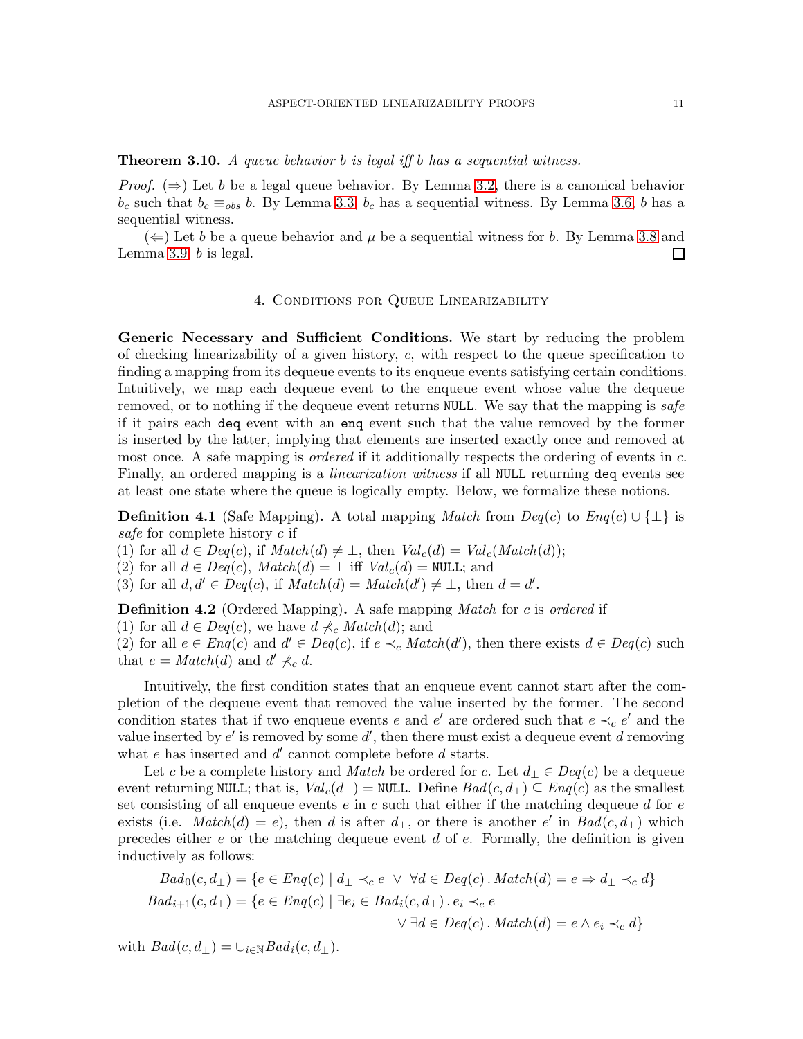**Theorem 3.10.** *A queue behavior $b$ is legal iff $b$ has a sequential witness.*

*Proof.* ($\Rightarrow$) Let $b$ be a legal queue behavior. By Lemma 3.2, there is a canonical behavior $b_c$ such that $b_c \equiv_{obs} b$. By Lemma 3.3, $b_c$ has a sequential witness. By Lemma 3.6, $b$ has a sequential witness.

($\Leftarrow$) Let $b$ be a queue behavior and $\mu$ be a sequential witness for $b$. By Lemma 3.8 and Lemma 3.9, $b$ is legal. $\square$

## 4. Conditions for Queue Linearizability

**Generic Necessary and Sufficient Conditions.** We start by reducing the problem of checking linearizability of a given history, $c$, with respect to the queue specification to finding a mapping from its dequeue events to its enqueue events satisfying certain conditions. Intuitively, we map each dequeue event to the enqueue event whose value the dequeue removed, or to nothing if the dequeue event returns `NULL`. We say that the mapping is *safe* if it pairs each `deq` event with an `enq` event such that the value removed by the former is inserted by the latter, implying that elements are inserted exactly once and removed at most once. A safe mapping is *ordered* if it additionally respects the ordering of events in $c$. Finally, an ordered mapping is a *linearization witness* if all `NULL` returning `deq` events see at least one state where the queue is logically empty. Below, we formalize these notions.

**Definition 4.1** (Safe Mapping)**.** A total mapping $\mathit{Match}$ from $\mathit{Deq}(c)$ to $\mathit{Enq}(c) \cup \{\bot\}$ is *safe* for complete history $c$ if

(1) for all $d \in \mathit{Deq}(c)$, if $\mathit{Match}(d) \neq \bot$, then $\mathit{Val}_c(d) = \mathit{Val}_c(\mathit{Match}(d))$;
(2) for all $d \in \mathit{Deq}(c)$, $\mathit{Match}(d) = \bot$ iff $\mathit{Val}_c(d) = \texttt{NULL}$; and
(3) for all $d, d' \in \mathit{Deq}(c)$, if $\mathit{Match}(d) = \mathit{Match}(d') \neq \bot$, then $d = d'$.

**Definition 4.2** (Ordered Mapping)**.** A safe mapping $\mathit{Match}$ for $c$ is *ordered* if

(1) for all $d \in \mathit{Deq}(c)$, we have $d \not\prec_c \mathit{Match}(d)$; and
(2) for all $e \in \mathit{Enq}(c)$ and $d' \in \mathit{Deq}(c)$, if $e \prec_c \mathit{Match}(d')$, then there exists $d \in \mathit{Deq}(c)$ such that $e = \mathit{Match}(d)$ and $d' \not\prec_c d$.

Intuitively, the first condition states that an enqueue event cannot start after the completion of the dequeue event that removed the value inserted by the former. The second condition states that if two enqueue events $e$ and $e'$ are ordered such that $e \prec_c e'$ and the value inserted by $e'$ is removed by some $d'$, then there must exist a dequeue event $d$ removing what $e$ has inserted and $d'$ cannot complete before $d$ starts.

Let $c$ be a complete history and $\mathit{Match}$ be ordered for $c$. Let $d_\bot \in \mathit{Deq}(c)$ be a dequeue event returning `NULL`; that is, $\mathit{Val}_c(d_\bot) = \texttt{NULL}$. Define $\mathit{Bad}(c, d_\bot) \subseteq \mathit{Enq}(c)$ as the smallest set consisting of all enqueue events $e$ in $c$ such that either if the matching dequeue $d$ for $e$ exists (i.e. $\mathit{Match}(d) = e$), then $d$ is after $d_\bot$, or there is another $e'$ in $\mathit{Bad}(c, d_\bot)$ which precedes either $e$ or the matching dequeue event $d$ of $e$. Formally, the definition is given inductively as follows:

$$
\begin{aligned}
\mathit{Bad}_0(c, d_\bot) &= \{e \in \mathit{Enq}(c) \mid d_\bot \prec_c e \;\vee\; \forall d \in \mathit{Deq}(c)\,.\, \mathit{Match}(d) = e \Rightarrow d_\bot \prec_c d\} \\
\mathit{Bad}_{i+1}(c, d_\bot) &= \{e \in \mathit{Enq}(c) \mid \exists e_i \in \mathit{Bad}_i(c, d_\bot)\,.\, e_i \prec_c e \\
&\qquad\qquad \vee\; \exists d \in \mathit{Deq}(c)\,.\, \mathit{Match}(d) = e \wedge e_i \prec_c d\}
\end{aligned}
$$

with $\mathit{Bad}(c, d_\bot) = \cup_{i \in \mathbb{N}} \mathit{Bad}_i(c, d_\bot)$.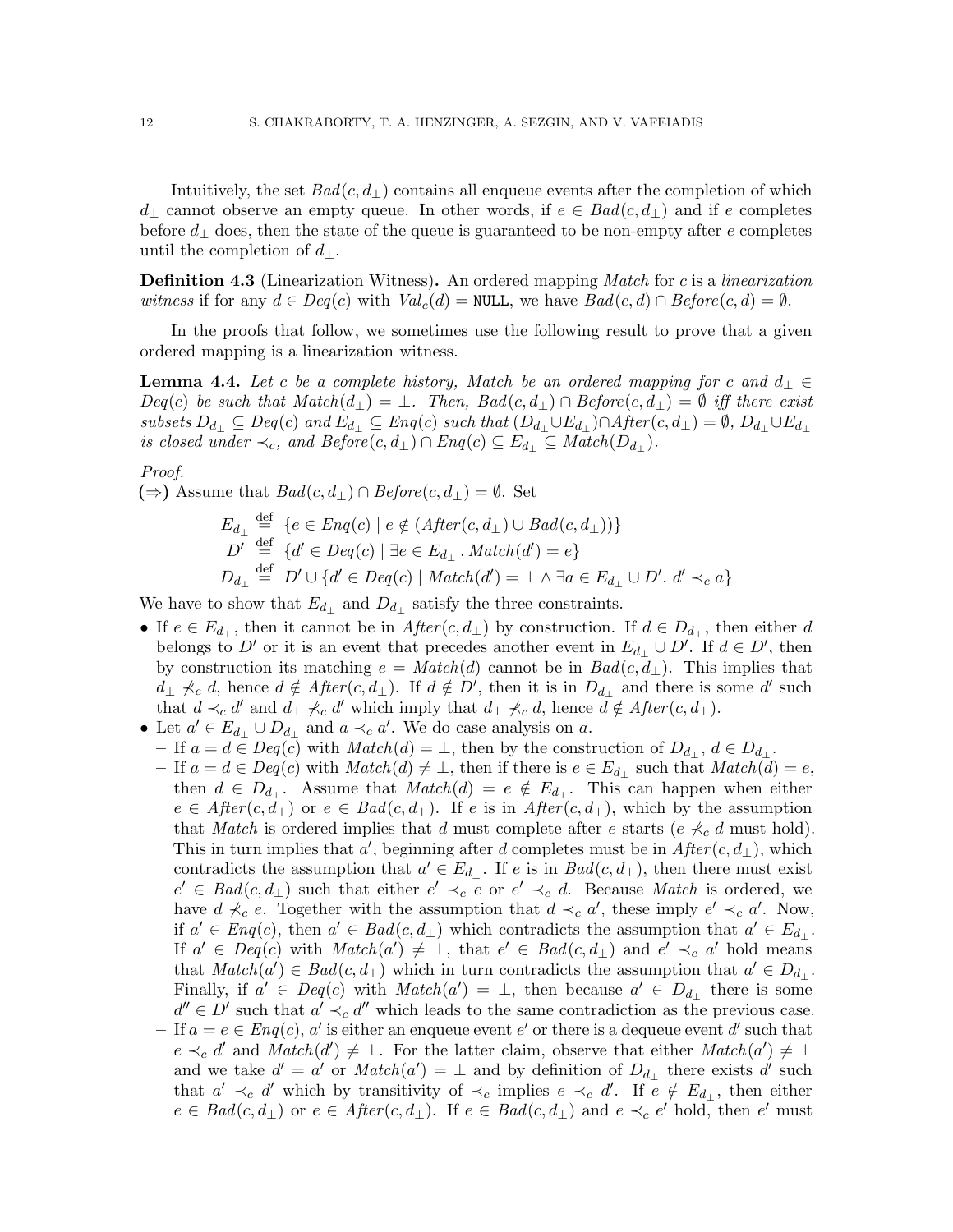Intuitively, the set $Bad(c, d_\perp)$ contains all enqueue events after the completion of which $d_\perp$ cannot observe an empty queue. In other words, if $e \in Bad(c, d_\perp)$ and if $e$ completes before $d_\perp$ does, then the state of the queue is guaranteed to be non-empty after $e$ completes until the completion of $d_\perp$.

**Definition 4.3** (Linearization Witness)**.** An ordered mapping *Match* for $c$ is a *linearization witness* if for any $d \in Deq(c)$ with $Val_c(d) = \texttt{NULL}$, we have $Bad(c, d) \cap Before(c, d) = \emptyset$.

In the proofs that follow, we sometimes use the following result to prove that a given ordered mapping is a linearization witness.

**Lemma 4.4.** *Let $c$ be a complete history, Match be an ordered mapping for $c$ and $d_\perp \in Deq(c)$ be such that $Match(d_\perp) = \perp$. Then, $Bad(c, d_\perp) \cap Before(c, d_\perp) = \emptyset$ iff there exist subsets $D_{d_\perp} \subseteq Deq(c)$ and $E_{d_\perp} \subseteq Enq(c)$ such that $(D_{d_\perp} \cup E_{d_\perp}) \cap After(c, d_\perp) = \emptyset$, $D_{d_\perp} \cup E_{d_\perp}$ is closed under $\prec_c$, and $Before(c, d_\perp) \cap Enq(c) \subseteq E_{d_\perp} \subseteq Match(D_{d_\perp})$.*

*Proof.*
($\Rightarrow$) Assume that $Bad(c, d_\perp) \cap Before(c, d_\perp) = \emptyset$. Set

$$
\begin{aligned}
E_{d_\perp} &\stackrel{\text{def}}{=} \{e \in Enq(c) \mid e \notin (After(c, d_\perp) \cup Bad(c, d_\perp))\} \\
D' &\stackrel{\text{def}}{=} \{d' \in Deq(c) \mid \exists e \in E_{d_\perp} . \, Match(d') = e\} \\
D_{d_\perp} &\stackrel{\text{def}}{=} D' \cup \{d' \in Deq(c) \mid Match(d') = \perp \wedge \exists a \in E_{d_\perp} \cup D'. \; d' \prec_c a\}
\end{aligned}
$$

We have to show that $E_{d_\perp}$ and $D_{d_\perp}$ satisfy the three constraints.

- If $e \in E_{d_\perp}$, then it cannot be in $After(c, d_\perp)$ by construction. If $d \in D_{d_\perp}$, then either $d$ belongs to $D'$ or it is an event that precedes another event in $E_{d_\perp} \cup D'$. If $d \in D'$, then by construction its matching $e = Match(d)$ cannot be in $Bad(c, d_\perp)$. This implies that $d_\perp \not\prec_c d$, hence $d \notin After(c, d_\perp)$. If $d \notin D'$, then it is in $D_{d_\perp}$ and there is some $d'$ such that $d \prec_c d'$ and $d_\perp \not\prec_c d'$ which imply that $d_\perp \not\prec_c d$, hence $d \notin After(c, d_\perp)$.
- Let $a' \in E_{d_\perp} \cup D_{d_\perp}$ and $a \prec_c a'$. We do case analysis on $a$.
  - If $a = d \in Deq(c)$ with $Match(d) = \perp$, then by the construction of $D_{d_\perp}$, $d \in D_{d_\perp}$.
  - If $a = d \in Deq(c)$ with $Match(d) \neq \perp$, then if there is $e \in E_{d_\perp}$ such that $Match(d) = e$, then $d \in D_{d_\perp}$. Assume that $Match(d) = e \notin E_{d_\perp}$. This can happen when either $e \in After(c, d_\perp)$ or $e \in Bad(c, d_\perp)$. If $e$ is in $After(c, d_\perp)$, which by the assumption that *Match* is ordered implies that $d$ must complete after $e$ starts ($e \not\prec_c d$ must hold). This in turn implies that $a'$, beginning after $d$ completes must be in $After(c, d_\perp)$, which contradicts the assumption that $a' \in E_{d_\perp}$. If $e$ is in $Bad(c, d_\perp)$, then there must exist $e' \in Bad(c, d_\perp)$ such that either $e' \prec_c e$ or $e' \prec_c d$. Because *Match* is ordered, we have $d \not\prec_c e$. Together with the assumption that $d \prec_c a'$, these imply $e' \prec_c a'$. Now, if $a' \in Enq(c)$, then $a' \in Bad(c, d_\perp)$ which contradicts the assumption that $a' \in E_{d_\perp}$. If $a' \in Deq(c)$ with $Match(a') \neq \perp$, that $e' \in Bad(c, d_\perp)$ and $e' \prec_c a'$ hold means that $Match(a') \in Bad(c, d_\perp)$ which in turn contradicts the assumption that $a' \in D_{d_\perp}$. Finally, if $a' \in Deq(c)$ with $Match(a') = \perp$, then because $a' \in D_{d_\perp}$ there is some $d'' \in D'$ such that $a' \prec_c d''$ which leads to the same contradiction as the previous case.
  - If $a = e \in Enq(c)$, $a'$ is either an enqueue event $e'$ or there is a dequeue event $d'$ such that $e \prec_c d'$ and $Match(d') \neq \perp$. For the latter claim, observe that either $Match(a') \neq \perp$ and we take $d' = a'$ or $Match(a') = \perp$ and by definition of $D_{d_\perp}$ there exists $d'$ such that $a' \prec_c d'$ which by transitivity of $\prec_c$ implies $e \prec_c d'$. If $e \notin E_{d_\perp}$, then either $e \in Bad(c, d_\perp)$ or $e \in After(c, d_\perp)$. If $e \in Bad(c, d_\perp)$ and $e \prec_c e'$ hold, then $e'$ must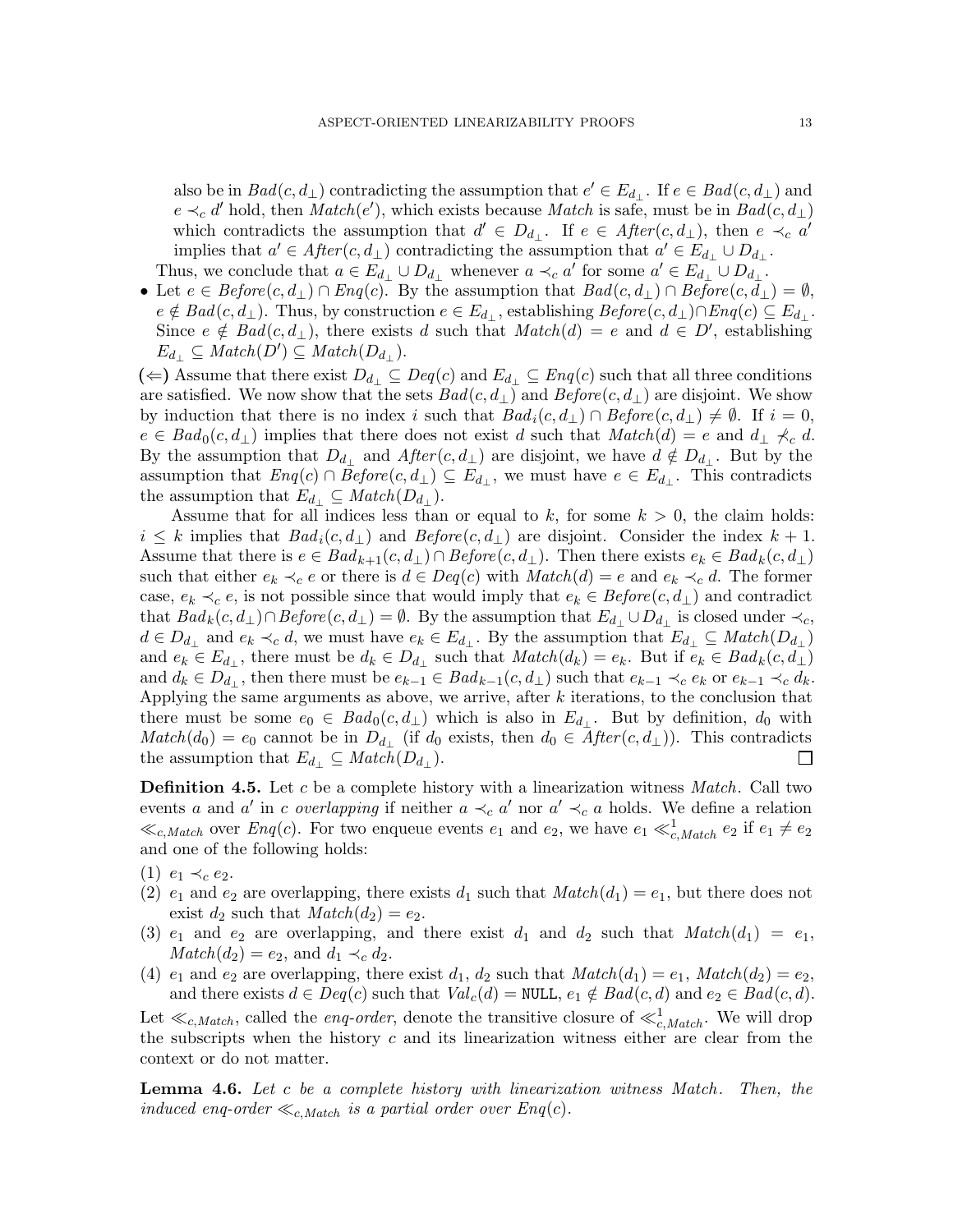also be in $Bad(c, d_\perp)$ contradicting the assumption that $e' \in E_{d_\perp}$. If $e \in Bad(c, d_\perp)$ and $e \prec_c d'$ hold, then $Match(e')$, which exists because $Match$ is safe, must be in $Bad(c, d_\perp)$ which contradicts the assumption that $d' \in D_{d_\perp}$. If $e \in After(c, d_\perp)$, then $e \prec_c a'$ implies that $a' \in After(c, d_\perp)$ contradicting the assumption that $a' \in E_{d_\perp} \cup D_{d_\perp}$.

Thus, we conclude that $a \in E_{d_\perp} \cup D_{d_\perp}$ whenever $a \prec_c a'$ for some $a' \in E_{d_\perp} \cup D_{d_\perp}$.

- Let $e \in Before(c, d_\perp) \cap Enq(c)$. By the assumption that $Bad(c, d_\perp) \cap Before(c, d_\perp) = \emptyset$, $e \notin Bad(c, d_\perp)$. Thus, by construction $e \in E_{d_\perp}$, establishing $Before(c, d_\perp) \cap Enq(c) \subseteq E_{d_\perp}$. Since $e \notin Bad(c, d_\perp)$, there exists $d$ such that $Match(d) = e$ and $d \in D'$, establishing $E_{d_\perp} \subseteq Match(D') \subseteq Match(D_{d_\perp})$.

**(⇐)** Assume that there exist $D_{d_\perp} \subseteq Deq(c)$ and $E_{d_\perp} \subseteq Enq(c)$ such that all three conditions are satisfied. We now show that the sets $Bad(c, d_\perp)$ and $Before(c, d_\perp)$ are disjoint. We show by induction that there is no index $i$ such that $Bad_i(c, d_\perp) \cap Before(c, d_\perp) \neq \emptyset$. If $i = 0$, $e \in Bad_0(c, d_\perp)$ implies that there does not exist $d$ such that $Match(d) = e$ and $d_\perp \not\prec_c d$. By the assumption that $D_{d_\perp}$ and $After(c, d_\perp)$ are disjoint, we have $d \notin D_{d_\perp}$. But by the assumption that $Enq(c) \cap Before(c, d_\perp) \subseteq E_{d_\perp}$, we must have $e \in E_{d_\perp}$. This contradicts the assumption that $E_{d_\perp} \subseteq Match(D_{d_\perp})$.

Assume that for all indices less than or equal to $k$, for some $k > 0$, the claim holds: $i \leq k$ implies that $Bad_i(c, d_\perp)$ and $Before(c, d_\perp)$ are disjoint. Consider the index $k+1$. Assume that there is $e \in Bad_{k+1}(c, d_\perp) \cap Before(c, d_\perp)$. Then there exists $e_k \in Bad_k(c, d_\perp)$ such that either $e_k \prec_c e$ or there is $d \in Deq(c)$ with $Match(d) = e$ and $e_k \prec_c d$. The former case, $e_k \prec_c e$, is not possible since that would imply that $e_k \in Before(c, d_\perp)$ and contradict that $Bad_k(c, d_\perp) \cap Before(c, d_\perp) = \emptyset$. By the assumption that $E_{d_\perp} \cup D_{d_\perp}$ is closed under $\prec_c$, $d \in D_{d_\perp}$ and $e_k \prec_c d$, we must have $e_k \in E_{d_\perp}$. By the assumption that $E_{d_\perp} \subseteq Match(D_{d_\perp})$ and $e_k \in E_{d_\perp}$, there must be $d_k \in D_{d_\perp}$ such that $Match(d_k) = e_k$. But if $e_k \in Bad_k(c, d_\perp)$ and $d_k \in D_{d_\perp}$, then there must be $e_{k-1} \in Bad_{k-1}(c, d_\perp)$ such that $e_{k-1} \prec_c e_k$ or $e_{k-1} \prec_c d_k$. Applying the same arguments as above, we arrive, after $k$ iterations, to the conclusion that there must be some $e_0 \in Bad_0(c, d_\perp)$ which is also in $E_{d_\perp}$. But by definition, $d_0$ with $Match(d_0) = e_0$ cannot be in $D_{d_\perp}$ (if $d_0$ exists, then $d_0 \in After(c, d_\perp)$). This contradicts the assumption that $E_{d_\perp} \subseteq Match(D_{d_\perp})$. □

**Definition 4.5.** Let $c$ be a complete history with a linearization witness $Match$. Call two events $a$ and $a'$ in $c$ *overlapping* if neither $a \prec_c a'$ nor $a' \prec_c a$ holds. We define a relation $\ll_{c,Match}$ over $Enq(c)$. For two enqueue events $e_1$ and $e_2$, we have $e_1 \ll^1_{c,Match} e_2$ if $e_1 \neq e_2$ and one of the following holds:

(1) $e_1 \prec_c e_2$.
(2) $e_1$ and $e_2$ are overlapping, there exists $d_1$ such that $Match(d_1) = e_1$, but there does not exist $d_2$ such that $Match(d_2) = e_2$.
(3) $e_1$ and $e_2$ are overlapping, and there exist $d_1$ and $d_2$ such that $Match(d_1) = e_1$, $Match(d_2) = e_2$, and $d_1 \prec_c d_2$.
(4) $e_1$ and $e_2$ are overlapping, there exist $d_1$, $d_2$ such that $Match(d_1) = e_1$, $Match(d_2) = e_2$, and there exists $d \in Deq(c)$ such that $Val_c(d) =$ NULL, $e_1 \notin Bad(c, d)$ and $e_2 \in Bad(c, d)$.

Let $\ll_{c,Match}$, called the *enq-order*, denote the transitive closure of $\ll^1_{c,Match}$. We will drop the subscripts when the history $c$ and its linearization witness either are clear from the context or do not matter.

**Lemma 4.6.** *Let $c$ be a complete history with linearization witness Match. Then, the induced enq-order $\ll_{c,Match}$ is a partial order over $Enq(c)$.*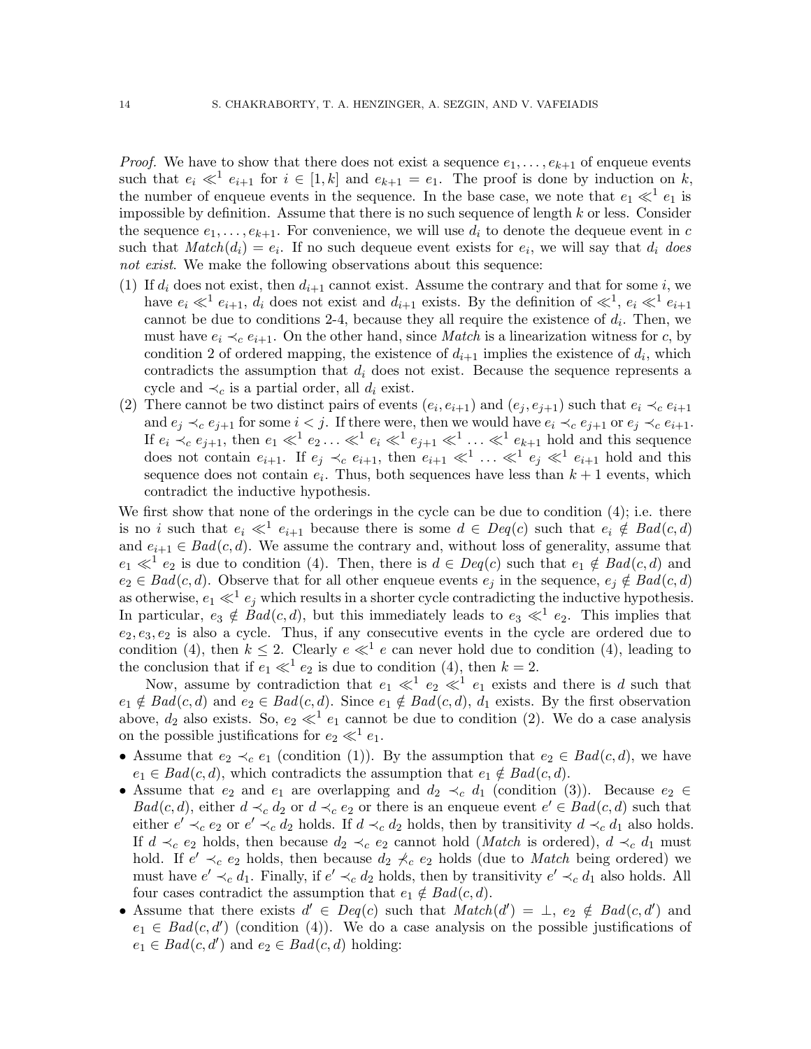*Proof.* We have to show that there does not exist a sequence $e_1, \ldots, e_{k+1}$ of enqueue events such that $e_i \ll^1 e_{i+1}$ for $i \in [1, k]$ and $e_{k+1} = e_1$. The proof is done by induction on $k$, the number of enqueue events in the sequence. In the base case, we note that $e_1 \ll^1 e_1$ is impossible by definition. Assume that there is no such sequence of length $k$ or less. Consider the sequence $e_1, \ldots, e_{k+1}$. For convenience, we will use $d_i$ to denote the dequeue event in $c$ such that $\mathit{Match}(d_i) = e_i$. If no such dequeue event exists for $e_i$, we will say that $d_i$ *does not exist*. We make the following observations about this sequence:

1. If $d_i$ does not exist, then $d_{i+1}$ cannot exist. Assume the contrary and that for some $i$, we have $e_i \ll^1 e_{i+1}$, $d_i$ does not exist and $d_{i+1}$ exists. By the definition of $\ll^1$, $e_i \ll^1 e_{i+1}$ cannot be due to conditions 2-4, because they all require the existence of $d_i$. Then, we must have $e_i \prec_c e_{i+1}$. On the other hand, since *Match* is a linearization witness for $c$, by condition 2 of ordered mapping, the existence of $d_{i+1}$ implies the existence of $d_i$, which contradicts the assumption that $d_i$ does not exist. Because the sequence represents a cycle and $\prec_c$ is a partial order, all $d_i$ exist.
2. There cannot be two distinct pairs of events $(e_i, e_{i+1})$ and $(e_j, e_{j+1})$ such that $e_i \prec_c e_{i+1}$ and $e_j \prec_c e_{j+1}$ for some $i < j$. If there were, then we would have $e_i \prec_c e_{j+1}$ or $e_j \prec_c e_{i+1}$. If $e_i \prec_c e_{j+1}$, then $e_1 \ll^1 e_2 \ldots \ll^1 e_i \ll^1 e_{j+1} \ll^1 \ldots \ll^1 e_{k+1}$ hold and this sequence does not contain $e_{i+1}$. If $e_j \prec_c e_{i+1}$, then $e_{i+1} \ll^1 \ldots \ll^1 e_j \ll^1 e_{i+1}$ hold and this sequence does not contain $e_i$. Thus, both sequences have less than $k+1$ events, which contradict the inductive hypothesis.

We first show that none of the orderings in the cycle can be due to condition (4); i.e. there is no $i$ such that $e_i \ll^1 e_{i+1}$ because there is some $d \in \mathit{Deq}(c)$ such that $e_i \notin \mathit{Bad}(c, d)$ and $e_{i+1} \in \mathit{Bad}(c, d)$. We assume the contrary and, without loss of generality, assume that $e_1 \ll^1 e_2$ is due to condition (4). Then, there is $d \in \mathit{Deq}(c)$ such that $e_1 \notin \mathit{Bad}(c, d)$ and $e_2 \in \mathit{Bad}(c, d)$. Observe that for all other enqueue events $e_j$ in the sequence, $e_j \notin \mathit{Bad}(c, d)$ as otherwise, $e_1 \ll^1 e_j$ which results in a shorter cycle contradicting the inductive hypothesis. In particular, $e_3 \notin \mathit{Bad}(c, d)$, but this immediately leads to $e_3 \ll^1 e_2$. This implies that $e_2, e_3, e_2$ is also a cycle. Thus, if any consecutive events in the cycle are ordered due to condition (4), then $k \leq 2$. Clearly $e \ll^1 e$ can never hold due to condition (4), leading to the conclusion that if $e_1 \ll^1 e_2$ is due to condition (4), then $k = 2$.

Now, assume by contradiction that $e_1 \ll^1 e_2 \ll^1 e_1$ exists and there is $d$ such that $e_1 \notin \mathit{Bad}(c, d)$ and $e_2 \in \mathit{Bad}(c, d)$. Since $e_1 \notin \mathit{Bad}(c, d)$, $d_1$ exists. By the first observation above, $d_2$ also exists. So, $e_2 \ll^1 e_1$ cannot be due to condition (2). We do a case analysis on the possible justifications for $e_2 \ll^1 e_1$.

- Assume that $e_2 \prec_c e_1$ (condition (1)). By the assumption that $e_2 \in \mathit{Bad}(c, d)$, we have $e_1 \in \mathit{Bad}(c, d)$, which contradicts the assumption that $e_1 \notin \mathit{Bad}(c, d)$.
- Assume that $e_2$ and $e_1$ are overlapping and $d_2 \prec_c d_1$ (condition (3)). Because $e_2 \in \mathit{Bad}(c, d)$, either $d \prec_c d_2$ or $d \prec_c e_2$ or there is an enqueue event $e' \in \mathit{Bad}(c, d)$ such that either $e' \prec_c e_2$ or $e' \prec_c d_2$ holds. If $d \prec_c d_2$ holds, then by transitivity $d \prec_c d_1$ also holds. If $d \prec_c e_2$ holds, then because $d_2 \prec_c e_2$ cannot hold (*Match* is ordered), $d \prec_c d_1$ must hold. If $e' \prec_c e_2$ holds, then because $d_2 \not\prec_c e_2$ holds (due to *Match* being ordered) we must have $e' \prec_c d_1$. Finally, if $e' \prec_c d_2$ holds, then by transitivity $e' \prec_c d_1$ also holds. All four cases contradict the assumption that $e_1 \notin \mathit{Bad}(c, d)$.
- Assume that there exists $d' \in \mathit{Deq}(c)$ such that $\mathit{Match}(d') = \bot$, $e_2 \notin \mathit{Bad}(c, d')$ and $e_1 \in \mathit{Bad}(c, d')$ (condition (4)). We do a case analysis on the possible justifications of $e_1 \in \mathit{Bad}(c, d')$ and $e_2 \in \mathit{Bad}(c, d)$ holding: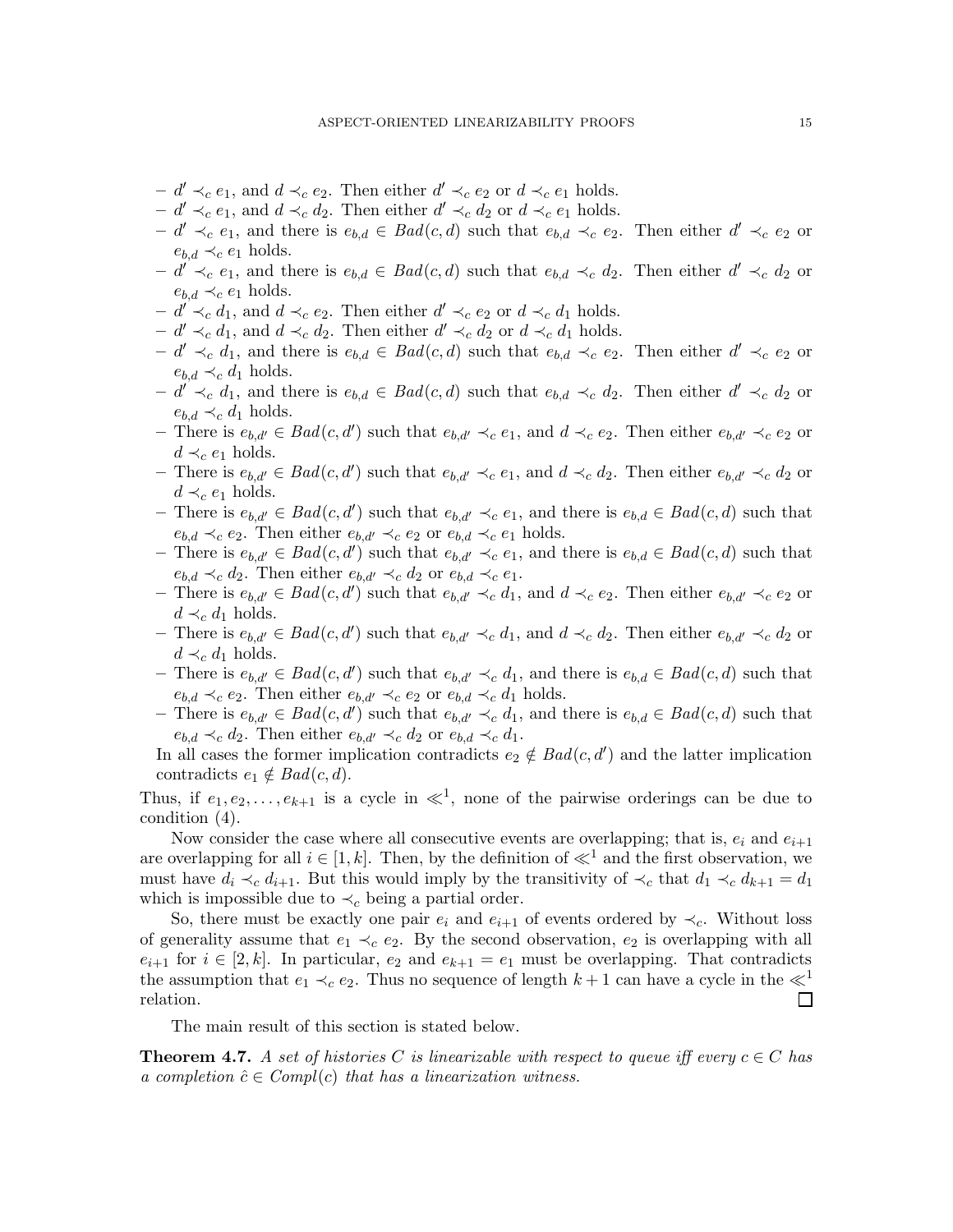- $d' \prec_c e_1$, and $d \prec_c e_2$. Then either $d' \prec_c e_2$ or $d \prec_c e_1$ holds.
- $d' \prec_c e_1$, and $d \prec_c d_2$. Then either $d' \prec_c d_2$ or $d \prec_c e_1$ holds.
- $d' \prec_c e_1$, and there is $e_{b,d} \in \mathit{Bad}(c, d)$ such that $e_{b,d} \prec_c e_2$. Then either $d' \prec_c e_2$ or $e_{b,d} \prec_c e_1$ holds.
- $d' \prec_c e_1$, and there is $e_{b,d} \in \mathit{Bad}(c, d)$ such that $e_{b,d} \prec_c d_2$. Then either $d' \prec_c d_2$ or $e_{b,d} \prec_c e_1$ holds.
- $d' \prec_c d_1$, and $d \prec_c e_2$. Then either $d' \prec_c e_2$ or $d \prec_c d_1$ holds.
- $d' \prec_c d_1$, and $d \prec_c d_2$. Then either $d' \prec_c d_2$ or $d \prec_c d_1$ holds.
- $d' \prec_c d_1$, and there is $e_{b,d} \in \mathit{Bad}(c, d)$ such that $e_{b,d} \prec_c e_2$. Then either $d' \prec_c e_2$ or $e_{b,d} \prec_c d_1$ holds.
- $d' \prec_c d_1$, and there is $e_{b,d} \in \mathit{Bad}(c, d)$ such that $e_{b,d} \prec_c d_2$. Then either $d' \prec_c d_2$ or $e_{b,d} \prec_c d_1$ holds.
- There is $e_{b,d'} \in \mathit{Bad}(c, d')$ such that $e_{b,d'} \prec_c e_1$, and $d \prec_c e_2$. Then either $e_{b,d'} \prec_c e_2$ or $d \prec_c e_1$ holds.
- There is $e_{b,d'} \in \mathit{Bad}(c, d')$ such that $e_{b,d'} \prec_c e_1$, and $d \prec_c d_2$. Then either $e_{b,d'} \prec_c d_2$ or $d \prec_c e_1$ holds.
- There is $e_{b,d'} \in \mathit{Bad}(c, d')$ such that $e_{b,d'} \prec_c e_1$, and there is $e_{b,d} \in \mathit{Bad}(c, d)$ such that $e_{b,d} \prec_c e_2$. Then either $e_{b,d'} \prec_c e_2$ or $e_{b,d} \prec_c e_1$ holds.
- There is $e_{b,d'} \in \mathit{Bad}(c, d')$ such that $e_{b,d'} \prec_c e_1$, and there is $e_{b,d} \in \mathit{Bad}(c, d)$ such that $e_{b,d} \prec_c d_2$. Then either $e_{b,d'} \prec_c d_2$ or $e_{b,d} \prec_c e_1$.
- There is $e_{b,d'} \in \mathit{Bad}(c, d')$ such that $e_{b,d'} \prec_c d_1$, and $d \prec_c e_2$. Then either $e_{b,d'} \prec_c e_2$ or $d \prec_c d_1$ holds.
- There is $e_{b,d'} \in \mathit{Bad}(c, d')$ such that $e_{b,d'} \prec_c d_1$, and $d \prec_c d_2$. Then either $e_{b,d'} \prec_c d_2$ or $d \prec_c d_1$ holds.
- There is $e_{b,d'} \in \mathit{Bad}(c, d')$ such that $e_{b,d'} \prec_c d_1$, and there is $e_{b,d} \in \mathit{Bad}(c, d)$ such that $e_{b,d} \prec_c e_2$. Then either $e_{b,d'} \prec_c e_2$ or $e_{b,d} \prec_c d_1$ holds.
- There is $e_{b,d'} \in \mathit{Bad}(c, d')$ such that $e_{b,d'} \prec_c d_1$, and there is $e_{b,d} \in \mathit{Bad}(c, d)$ such that $e_{b,d} \prec_c d_2$. Then either $e_{b,d'} \prec_c d_2$ or $e_{b,d} \prec_c d_1$.

In all cases the former implication contradicts $e_2 \notin \mathit{Bad}(c, d')$ and the latter implication contradicts $e_1 \notin \mathit{Bad}(c, d)$.

Thus, if $e_1, e_2, \ldots, e_{k+1}$ is a cycle in $\ll^1$, none of the pairwise orderings can be due to condition (4).

Now consider the case where all consecutive events are overlapping; that is, $e_i$ and $e_{i+1}$ are overlapping for all $i \in [1, k]$. Then, by the definition of $\ll^1$ and the first observation, we must have $d_i \prec_c d_{i+1}$. But this would imply by the transitivity of $\prec_c$ that $d_1 \prec_c d_{k+1} = d_1$ which is impossible due to $\prec_c$ being a partial order.

So, there must be exactly one pair $e_i$ and $e_{i+1}$ of events ordered by $\prec_c$. Without loss of generality assume that $e_1 \prec_c e_2$. By the second observation, $e_2$ is overlapping with all $e_{i+1}$ for $i \in [2, k]$. In particular, $e_2$ and $e_{k+1} = e_1$ must be overlapping. That contradicts the assumption that $e_1 \prec_c e_2$. Thus no sequence of length $k + 1$ can have a cycle in the $\ll^1$ relation. ☐

The main result of this section is stated below.

**Theorem 4.7.** *A set of histories $C$ is linearizable with respect to queue iff every $c \in C$ has a completion $\hat{c} \in \mathit{Compl}(c)$ that has a linearization witness.*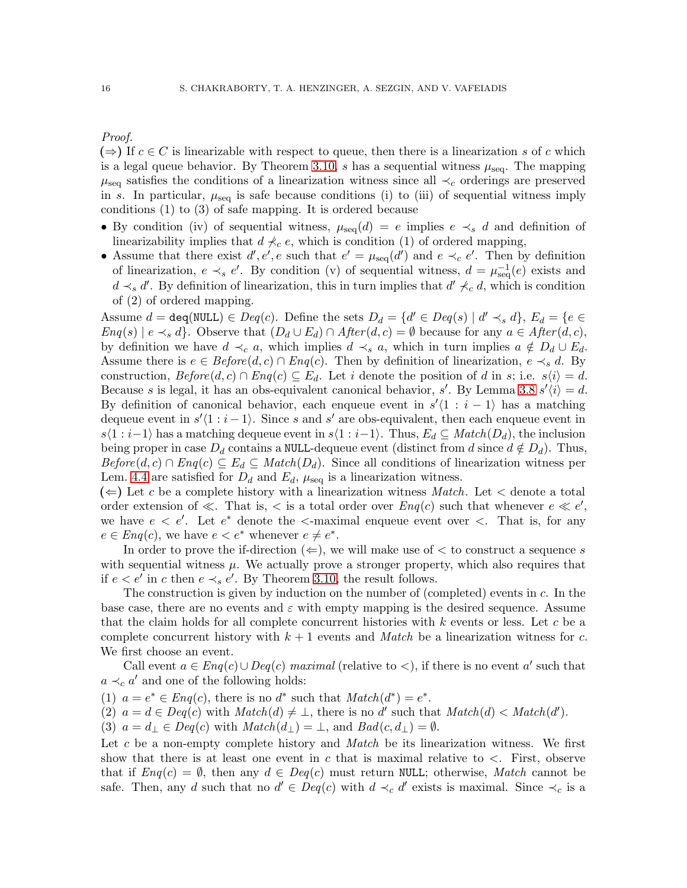*Proof.*

($\Rightarrow$) If $c \in C$ is linearizable with respect to queue, then there is a linearization $s$ of $c$ which is a legal queue behavior. By Theorem 3.10, $s$ has a sequential witness $\mu_{\text{seq}}$. The mapping $\mu_{\text{seq}}$ satisfies the conditions of a linearization witness since all $\prec_c$ orderings are preserved in $s$. In particular, $\mu_{\text{seq}}$ is safe because conditions (i) to (iii) of sequential witness imply conditions (1) to (3) of safe mapping. It is ordered because

- By condition (iv) of sequential witness, $\mu_{\text{seq}}(d) = e$ implies $e \prec_s d$ and definition of linearizability implies that $d \not\prec_c e$, which is condition (1) of ordered mapping,
- Assume that there exist $d', e', e$ such that $e' = \mu_{\text{seq}}(d')$ and $e \prec_c e'$. Then by definition of linearization, $e \prec_s e'$. By condition (v) of sequential witness, $d = \mu_{\text{seq}}^{-1}(e)$ exists and $d \prec_s d'$. By definition of linearization, this in turn implies that $d' \not\prec_c d$, which is condition of (2) of ordered mapping.

Assume $d = \texttt{deq(NULL)} \in \mathit{Deq}(c)$. Define the sets $D_d = \{d' \in \mathit{Deq}(s) \mid d' \prec_s d\}$, $E_d = \{e \in \mathit{Enq}(s) \mid e \prec_s d\}$. Observe that $(D_d \cup E_d) \cap \mathit{After}(d, c) = \emptyset$ because for any $a \in \mathit{After}(d, c)$, by definition we have $d \prec_c a$, which implies $d \prec_s a$, which in turn implies $a \notin D_d \cup E_d$. Assume there is $e \in \mathit{Before}(d, c) \cap \mathit{Enq}(c)$. Then by definition of linearization, $e \prec_s d$. By construction, $\mathit{Before}(d, c) \cap \mathit{Enq}(c) \subseteq E_d$. Let $i$ denote the position of $d$ in $s$; i.e. $s\langle i \rangle = d$. Because $s$ is legal, it has an obs-equivalent canonical behavior, $s'$. By Lemma 3.8 $s'\langle i \rangle = d$. By definition of canonical behavior, each enqueue event in $s'\langle 1 : i-1 \rangle$ has a matching dequeue event in $s'\langle 1 : i-1 \rangle$. Since $s$ and $s'$ are obs-equivalent, then each enqueue event in $s\langle 1 : i-1 \rangle$ has a matching dequeue event in $s\langle 1 : i-1 \rangle$. Thus, $E_d \subseteq \mathit{Match}(D_d)$, the inclusion being proper in case $D_d$ contains a NULL-dequeue event (distinct from $d$ since $d \notin D_d$). Thus, $\mathit{Before}(d, c) \cap \mathit{Enq}(c) \subseteq E_d \subseteq \mathit{Match}(D_d)$. Since all conditions of linearization witness per Lem. 4.4 are satisfied for $D_d$ and $E_d$, $\mu_{\text{seq}}$ is a linearization witness.

($\Leftarrow$) Let $c$ be a complete history with a linearization witness *Match*. Let $<$ denote a total order extension of $\ll$. That is, $<$ is a total order over $\mathit{Enq}(c)$ such that whenever $e \ll e'$, we have $e < e'$. Let $e^*$ denote the $<$-maximal enqueue event over $<$. That is, for any $e \in \mathit{Enq}(c)$, we have $e < e^*$ whenever $e \neq e^*$.

In order to prove the if-direction ($\Leftarrow$), we will make use of $<$ to construct a sequence $s$ with sequential witness $\mu$. We actually prove a stronger property, which also requires that if $e < e'$ in $c$ then $e \prec_s e'$. By Theorem 3.10, the result follows.

The construction is given by induction on the number of (completed) events in $c$. In the base case, there are no events and $\varepsilon$ with empty mapping is the desired sequence. Assume that the claim holds for all complete concurrent histories with $k$ events or less. Let $c$ be a complete concurrent history with $k+1$ events and *Match* be a linearization witness for $c$. We first choose an event.

Call event $a \in \mathit{Enq}(c) \cup \mathit{Deq}(c)$ *maximal* (relative to $<$), if there is no event $a'$ such that $a \prec_c a'$ and one of the following holds:

(1) $a = e^* \in \mathit{Enq}(c)$, there is no $d^*$ such that $\mathit{Match}(d^*) = e^*$.
(2) $a = d \in \mathit{Deq}(c)$ with $\mathit{Match}(d) \neq \perp$, there is no $d'$ such that $\mathit{Match}(d) < \mathit{Match}(d')$.
(3) $a = d_\perp \in \mathit{Deq}(c)$ with $\mathit{Match}(d_\perp) = \perp$, and $\mathit{Bad}(c, d_\perp) = \emptyset$.

Let $c$ be a non-empty complete history and *Match* be its linearization witness. We first show that there is at least one event in $c$ that is maximal relative to $<$. First, observe that if $\mathit{Enq}(c) = \emptyset$, then any $d \in \mathit{Deq}(c)$ must return NULL; otherwise, *Match* cannot be safe. Then, any $d$ such that no $d' \in \mathit{Deq}(c)$ with $d \prec_c d'$ exists is maximal. Since $\prec_c$ is a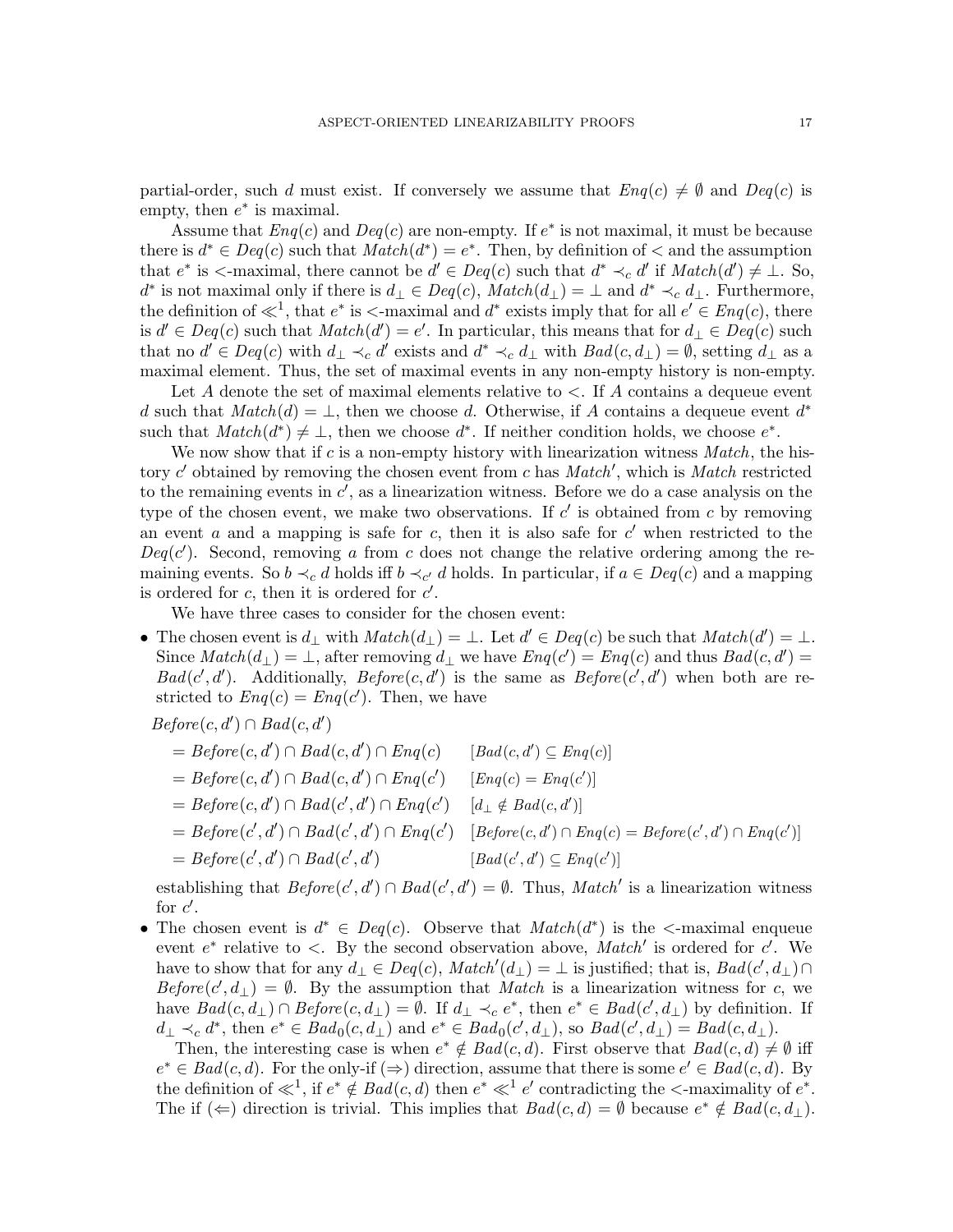partial-order, such $d$ must exist. If conversely we assume that $Enq(c) \neq \emptyset$ and $Deq(c)$ is empty, then $e^*$ is maximal.

Assume that $Enq(c)$ and $Deq(c)$ are non-empty. If $e^*$ is not maximal, it must be because there is $d^* \in Deq(c)$ such that $Match(d^*) = e^*$. Then, by definition of $<$ and the assumption that $e^*$ is $<$-maximal, there cannot be $d' \in Deq(c)$ such that $d^* \prec_c d'$ if $Match(d') \neq \bot$. So, $d^*$ is not maximal only if there is $d_\bot \in Deq(c)$, $Match(d_\bot) = \bot$ and $d^* \prec_c d_\bot$. Furthermore, the definition of $\ll^1$, that $e^*$ is $<$-maximal and $d^*$ exists imply that for all $e' \in Enq(c)$, there is $d' \in Deq(c)$ such that $Match(d') = e'$. In particular, this means that for $d_\bot \in Deq(c)$ such that no $d' \in Deq(c)$ with $d_\bot \prec_c d'$ exists and $d^* \prec_c d_\bot$ with $Bad(c, d_\bot) = \emptyset$, setting $d_\bot$ as a maximal element. Thus, the set of maximal events in any non-empty history is non-empty.

Let $A$ denote the set of maximal elements relative to $<$. If $A$ contains a dequeue event $d$ such that $Match(d) = \bot$, then we choose $d$. Otherwise, if $A$ contains a dequeue event $d^*$ such that $Match(d^*) \neq \bot$, then we choose $d^*$. If neither condition holds, we choose $e^*$.

We now show that if $c$ is a non-empty history with linearization witness $Match$, the history $c'$ obtained by removing the chosen event from $c$ has $Match'$, which is $Match$ restricted to the remaining events in $c'$, as a linearization witness. Before we do a case analysis on the type of the chosen event, we make two observations. If $c'$ is obtained from $c$ by removing an event $a$ and a mapping is safe for $c$, then it is also safe for $c'$ when restricted to the $Deq(c')$. Second, removing $a$ from $c$ does not change the relative ordering among the remaining events. So $b \prec_c d$ holds iff $b \prec_{c'} d$ holds. In particular, if $a \in Deq(c)$ and a mapping is ordered for $c$, then it is ordered for $c'$.

We have three cases to consider for the chosen event:

- The chosen event is $d_\bot$ with $Match(d_\bot) = \bot$. Let $d' \in Deq(c)$ be such that $Match(d') = \bot$. Since $Match(d_\bot) = \bot$, after removing $d_\bot$ we have $Enq(c') = Enq(c)$ and thus $Bad(c, d') = Bad(c', d')$. Additionally, $Before(c, d')$ is the same as $Before(c', d')$ when both are restricted to $Enq(c) = Enq(c')$. Then, we have

$$
\begin{aligned}
&Before(c, d') \cap Bad(c, d') \\
&= Before(c, d') \cap Bad(c, d') \cap Enq(c) && [Bad(c, d') \subseteq Enq(c)] \\
&= Before(c, d') \cap Bad(c, d') \cap Enq(c') && [Enq(c) = Enq(c')] \\
&= Before(c, d') \cap Bad(c', d') \cap Enq(c') && [d_\bot \notin Bad(c, d')] \\
&= Before(c', d') \cap Bad(c', d') \cap Enq(c') && [Before(c, d') \cap Enq(c) = Before(c', d') \cap Enq(c')] \\
&= Before(c', d') \cap Bad(c', d') && [Bad(c', d') \subseteq Enq(c')]
\end{aligned}
$$

  establishing that $Before(c', d') \cap Bad(c', d') = \emptyset$. Thus, $Match'$ is a linearization witness for $c'$.

- The chosen event is $d^* \in Deq(c)$. Observe that $Match(d^*)$ is the $<$-maximal enqueue event $e^*$ relative to $<$. By the second observation above, $Match'$ is ordered for $c'$. We have to show that for any $d_\bot \in Deq(c)$, $Match'(d_\bot) = \bot$ is justified; that is, $Bad(c', d_\bot) \cap Before(c', d_\bot) = \emptyset$. By the assumption that $Match$ is a linearization witness for $c$, we have $Bad(c, d_\bot) \cap Before(c, d_\bot) = \emptyset$. If $d_\bot \prec_c e^*$, then $e^* \in Bad(c', d_\bot)$ by definition. If $d_\bot \prec_c d^*$, then $e^* \in Bad_0(c, d_\bot)$ and $e^* \in Bad_0(c', d_\bot)$, so $Bad(c', d_\bot) = Bad(c, d_\bot)$.

  Then, the interesting case is when $e^* \notin Bad(c, d)$. First observe that $Bad(c, d) \neq \emptyset$ iff $e^* \in Bad(c, d)$. For the only-if ($\Rightarrow$) direction, assume that there is some $e' \in Bad(c, d)$. By the definition of $\ll^1$, if $e^* \notin Bad(c, d)$ then $e^* \ll^1 e'$ contradicting the $<$-maximality of $e^*$. The if ($\Leftarrow$) direction is trivial. This implies that $Bad(c, d) = \emptyset$ because $e^* \notin Bad(c, d_\bot)$.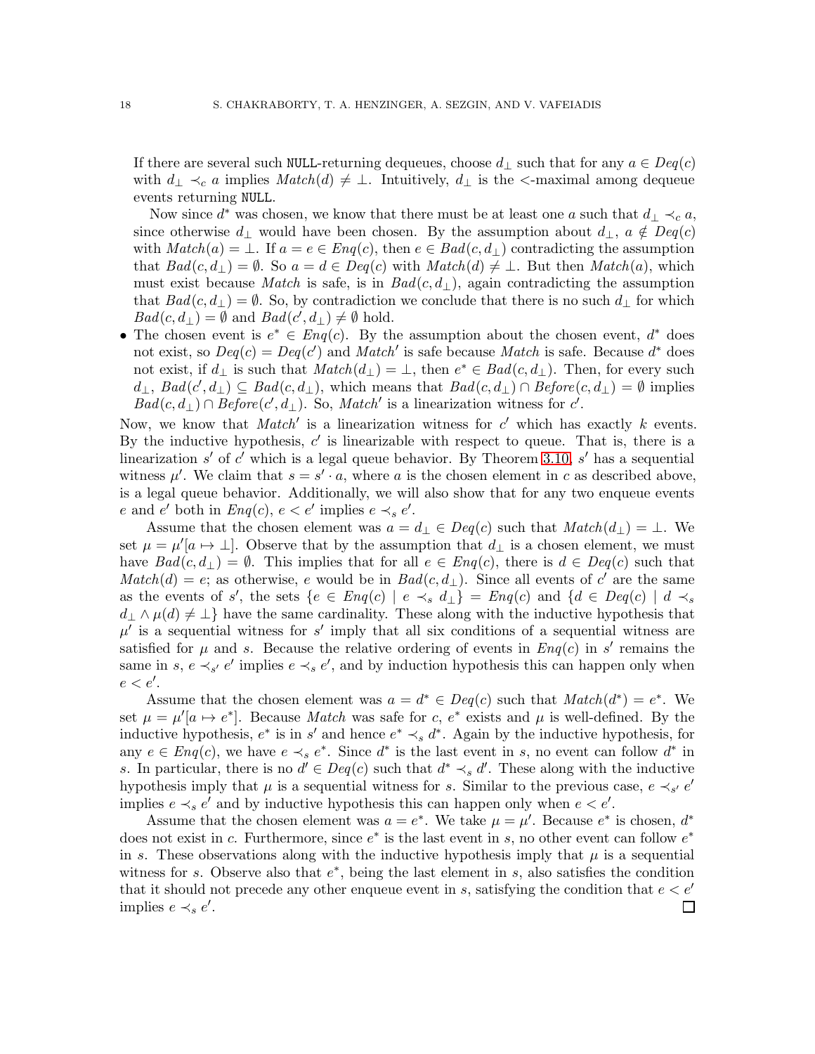If there are several such NULL-returning dequeues, choose $d_\perp$ such that for any $a \in Deq(c)$ with $d_\perp \prec_c a$ implies $Match(d) \neq \perp$. Intuitively, $d_\perp$ is the $<$-maximal among dequeue events returning NULL.

Now since $d^*$ was chosen, we know that there must be at least one $a$ such that $d_\perp \prec_c a$, since otherwise $d_\perp$ would have been chosen. By the assumption about $d_\perp$, $a \notin Deq(c)$ with $Match(a) = \perp$. If $a = e \in Enq(c)$, then $e \in Bad(c, d_\perp)$ contradicting the assumption that $Bad(c, d_\perp) = \emptyset$. So $a = d \in Deq(c)$ with $Match(d) \neq \perp$. But then $Match(a)$, which must exist because $Match$ is safe, is in $Bad(c, d_\perp)$, again contradicting the assumption that $Bad(c, d_\perp) = \emptyset$. So, by contradiction we conclude that there is no such $d_\perp$ for which $Bad(c, d_\perp) = \emptyset$ and $Bad(c', d_\perp) \neq \emptyset$ hold.

- The chosen event is $e^* \in Enq(c)$. By the assumption about the chosen event, $d^*$ does not exist, so $Deq(c) = Deq(c')$ and $Match'$ is safe because $Match$ is safe. Because $d^*$ does not exist, if $d_\perp$ is such that $Match(d_\perp) = \perp$, then $e^* \in Bad(c, d_\perp)$. Then, for every such $d_\perp$, $Bad(c', d_\perp) \subseteq Bad(c, d_\perp)$, which means that $Bad(c, d_\perp) \cap Before(c, d_\perp) = \emptyset$ implies $Bad(c, d_\perp) \cap Before(c', d_\perp)$. So, $Match'$ is a linearization witness for $c'$.

Now, we know that $Match'$ is a linearization witness for $c'$ which has exactly $k$ events. By the inductive hypothesis, $c'$ is linearizable with respect to queue. That is, there is a linearization $s'$ of $c'$ which is a legal queue behavior. By Theorem 3.10, $s'$ has a sequential witness $\mu'$. We claim that $s = s' \cdot a$, where $a$ is the chosen element in $c$ as described above, is a legal queue behavior. Additionally, we will also show that for any two enqueue events $e$ and $e'$ both in $Enq(c)$, $e < e'$ implies $e \prec_s e'$.

Assume that the chosen element was $a = d_\perp \in Deq(c)$ such that $Match(d_\perp) = \perp$. We set $\mu = \mu'[a \mapsto \perp]$. Observe that by the assumption that $d_\perp$ is a chosen element, we must have $Bad(c, d_\perp) = \emptyset$. This implies that for all $e \in Enq(c)$, there is $d \in Deq(c)$ such that $Match(d) = e$; as otherwise, $e$ would be in $Bad(c, d_\perp)$. Since all events of $c'$ are the same as the events of $s'$, the sets $\{e \in Enq(c) \mid e \prec_s d_\perp\} = Enq(c)$ and $\{d \in Deq(c) \mid d \prec_s d_\perp \wedge \mu(d) \neq \perp\}$ have the same cardinality. These along with the inductive hypothesis that $\mu'$ is a sequential witness for $s'$ imply that all six conditions of a sequential witness are satisfied for $\mu$ and $s$. Because the relative ordering of events in $Enq(c)$ in $s'$ remains the same in $s$, $e \prec_{s'} e'$ implies $e \prec_s e'$, and by induction hypothesis this can happen only when $e < e'$.

Assume that the chosen element was $a = d^* \in Deq(c)$ such that $Match(d^*) = e^*$. We set $\mu = \mu'[a \mapsto e^*]$. Because $Match$ was safe for $c$, $e^*$ exists and $\mu$ is well-defined. By the inductive hypothesis, $e^*$ is in $s'$ and hence $e^* \prec_s d^*$. Again by the inductive hypothesis, for any $e \in Enq(c)$, we have $e \prec_s e^*$. Since $d^*$ is the last event in $s$, no event can follow $d^*$ in $s$. In particular, there is no $d' \in Deq(c)$ such that $d^* \prec_s d'$. These along with the inductive hypothesis imply that $\mu$ is a sequential witness for $s$. Similar to the previous case, $e \prec_{s'} e'$ implies $e \prec_s e'$ and by inductive hypothesis this can happen only when $e < e'$.

Assume that the chosen element was $a = e^*$. We take $\mu = \mu'$. Because $e^*$ is chosen, $d^*$ does not exist in $c$. Furthermore, since $e^*$ is the last event in $s$, no other event can follow $e^*$ in $s$. These observations along with the inductive hypothesis imply that $\mu$ is a sequential witness for $s$. Observe also that $e^*$, being the last element in $s$, also satisfies the condition that it should not precede any other enqueue event in $s$, satisfying the condition that $e < e'$ implies $e \prec_s e'$. $\square$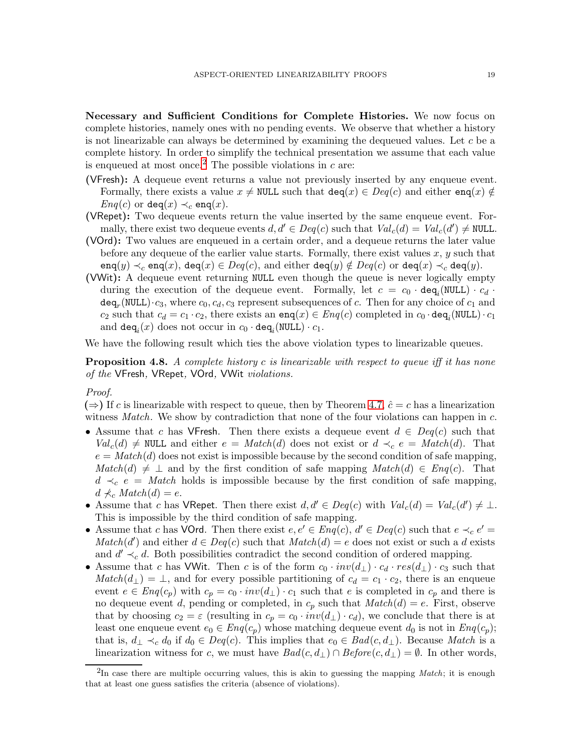**Necessary and Sufficient Conditions for Complete Histories.** We now focus on complete histories, namely ones with no pending events. We observe that whether a history is not linearizable can always be determined by examining the dequeued values. Let $c$ be a complete history. In order to simplify the technical presentation we assume that each value is enqueued at most once.[2] The possible violations in $c$ are:

**(VFresh):** A dequeue event returns a value not previously inserted by any enqueue event. Formally, there exists a value $x \neq \texttt{NULL}$ such that $\texttt{deq}(x) \in Deq(c)$ and either $\texttt{enq}(x) \notin Enq(c)$ or $\texttt{deq}(x) \prec_c \texttt{enq}(x)$.

**(VRepet):** Two dequeue events return the value inserted by the same enqueue event. Formally, there exist two dequeue events $d, d' \in Deq(c)$ such that $Val_c(d) = Val_c(d') \neq \texttt{NULL}$.

**(VOrd):** Two values are enqueued in a certain order, and a dequeue returns the later value before any dequeue of the earlier value starts. Formally, there exist values $x$, $y$ such that $\texttt{enq}(y) \prec_c \texttt{enq}(x)$, $\texttt{deq}(x) \in Deq(c)$, and either $\texttt{deq}(y) \notin Deq(c)$ or $\texttt{deq}(x) \prec_c \texttt{deq}(y)$.

**(VWit):** A dequeue event returning NULL even though the queue is never logically empty during the execution of the dequeue event. Formally, let $c = c_0 \cdot \texttt{deq}_i(\texttt{NULL}) \cdot c_d \cdot \texttt{deq}_r(\texttt{NULL}) \cdot c_3$, where $c_0, c_d, c_3$ represent subsequences of $c$. Then for any choice of $c_1$ and $c_2$ such that $c_d = c_1 \cdot c_2$, there exists an $\texttt{enq}(x) \in Enq(c)$ completed in $c_0 \cdot \texttt{deq}_i(\texttt{NULL}) \cdot c_1$ and $\texttt{deq}_i(x)$ does not occur in $c_0 \cdot \texttt{deq}_i(\texttt{NULL}) \cdot c_1$.

We have the following result which ties the above violation types to linearizable queues.

**Proposition 4.8.** *A complete history $c$ is linearizable with respect to queue iff it has none of the* VFresh*,* VRepet*,* VOrd*,* VWit *violations.*

*Proof.*

($\Rightarrow$) If $c$ is linearizable with respect to queue, then by Theorem 4.7, $\hat{c} = c$ has a linearization witness *Match*. We show by contradiction that none of the four violations can happen in $c$.

- Assume that $c$ has VFresh. Then there exists a dequeue event $d \in Deq(c)$ such that $Val_c(d) \neq \texttt{NULL}$ and either $e = Match(d)$ does not exist or $d \prec_c e = Match(d)$. That $e = Match(d)$ does not exist is impossible because by the second condition of safe mapping, $Match(d) \neq \bot$, and by the first condition of safe mapping $Match(d) \in Enq(c)$. That $d \prec_c e = Match$ holds is impossible because by the first condition of safe mapping, $d \not\prec_c Match(d) = e$.
- Assume that $c$ has VRepet. Then there exist $d, d' \in Deq(c)$ with $Val_c(d) = Val_c(d') \neq \bot$. This is impossible by the third condition of safe mapping.
- Assume that $c$ has VOrd. Then there exist $e, e' \in Enq(c)$, $d' \in Deq(c)$ such that $e \prec_c e' = Match(d')$ and either $d \in Deq(c)$ such that $Match(d) = e$ does not exist or such a $d$ exists and $d' \prec_c d$. Both possibilities contradict the second condition of ordered mapping.
- Assume that $c$ has VWit. Then $c$ is of the form $c_0 \cdot inv(d_\bot) \cdot c_d \cdot res(d_\bot) \cdot c_3$ such that $Match(d_\bot) = \bot$, and for every possible partitioning of $c_d = c_1 \cdot c_2$, there is an enqueue event $e \in Enq(c_p)$ with $c_p = c_0 \cdot inv(d_\bot) \cdot c_1$ such that $e$ is completed in $c_p$ and there is no dequeue event $d$, pending or completed, in $c_p$ such that $Match(d) = e$. First, observe that by choosing $c_2 = \varepsilon$ (resulting in $c_p = c_0 \cdot inv(d_\bot) \cdot c_d$), we conclude that there is at least one enqueue event $e_0 \in Enq(c_p)$ whose matching dequeue event $d_0$ is not in $Enq(c_p)$; that is, $d_\bot \prec_c d_0$ if $d_0 \in Deq(c)$. This implies that $e_0 \in Bad(c, d_\bot)$. Because *Match* is a linearization witness for $c$, we must have $Bad(c, d_\bot) \cap Before(c, d_\bot) = \emptyset$. In other words,

---

[2] In case there are multiple occurring values, this is akin to guessing the mapping *Match*; it is enough that at least one guess satisfies the criteria (absence of violations).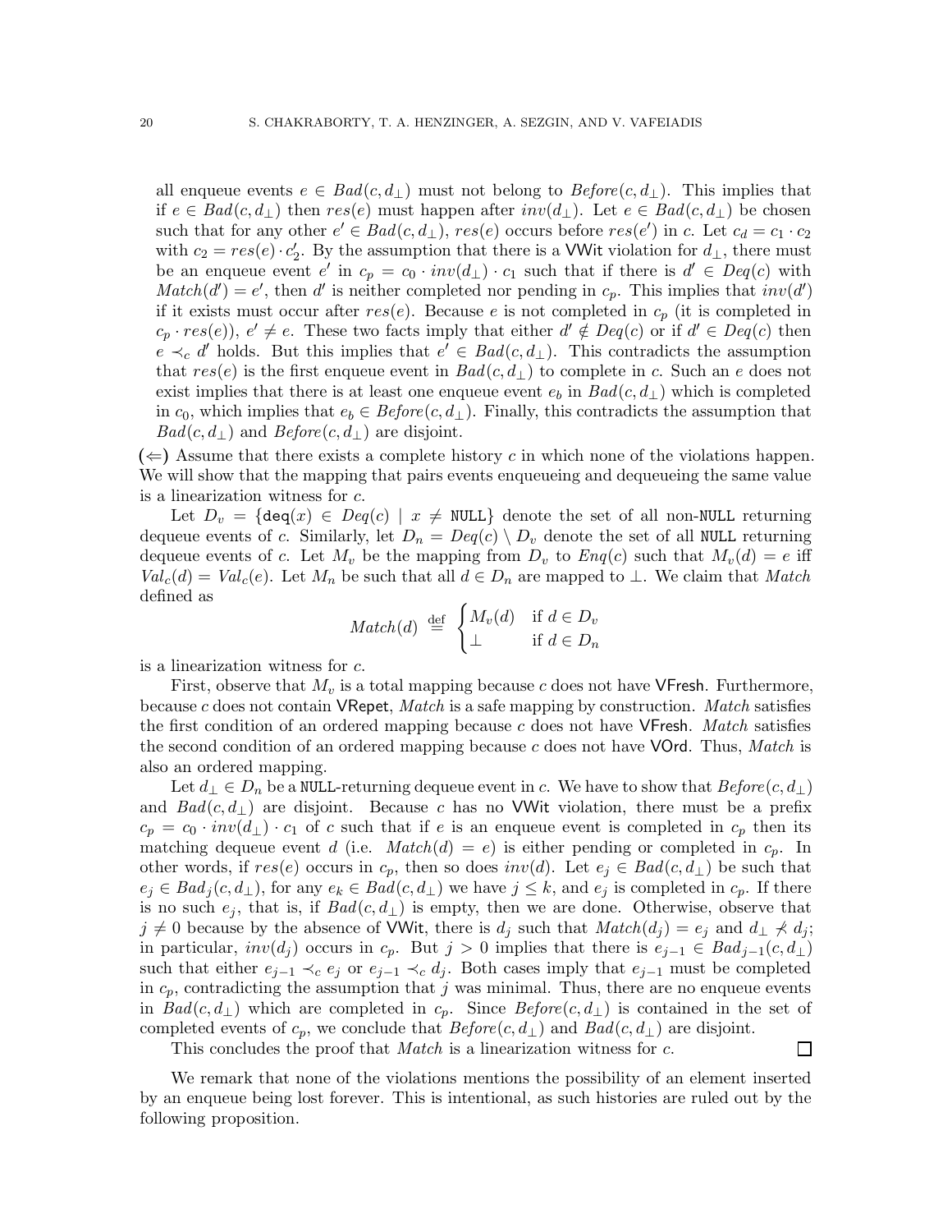all enqueue events $e \in Bad(c, d_\perp)$ must not belong to $Before(c, d_\perp)$. This implies that if $e \in Bad(c, d_\perp)$ then $res(e)$ must happen after $inv(d_\perp)$. Let $e \in Bad(c, d_\perp)$ be chosen such that for any other $e' \in Bad(c, d_\perp)$, $res(e)$ occurs before $res(e')$ in $c$. Let $c_d = c_1 \cdot c_2$ with $c_2 = res(e) \cdot c_2'$. By the assumption that there is a VWit violation for $d_\perp$, there must be an enqueue event $e'$ in $c_p = c_0 \cdot inv(d_\perp) \cdot c_1$ such that if there is $d' \in Deq(c)$ with $Match(d') = e'$, then $d'$ is neither completed nor pending in $c_p$. This implies that $inv(d')$ if it exists must occur after $res(e)$. Because $e$ is not completed in $c_p$ (it is completed in $c_p \cdot res(e)$), $e' \neq e$. These two facts imply that either $d' \notin Deq(c)$ or if $d' \in Deq(c)$ then $e \prec_c d'$ holds. But this implies that $e' \in Bad(c, d_\perp)$. This contradicts the assumption that $res(e)$ is the first enqueue event in $Bad(c, d_\perp)$ to complete in $c$. Such an $e$ does not exist implies that there is at least one enqueue event $e_b$ in $Bad(c, d_\perp)$ which is completed in $c_0$, which implies that $e_b \in Before(c, d_\perp)$. Finally, this contradicts the assumption that $Bad(c, d_\perp)$ and $Before(c, d_\perp)$ are disjoint.

**($\Leftarrow$)** Assume that there exists a complete history $c$ in which none of the violations happen. We will show that the mapping that pairs events enqueueing and dequeueing the same value is a linearization witness for $c$.

Let $D_v = \{\mathtt{deq}(x) \in Deq(c) \mid x \neq \mathtt{NULL}\}$ denote the set of all non-NULL returning dequeue events of $c$. Similarly, let $D_n = Deq(c) \setminus D_v$ denote the set of all NULL returning dequeue events of $c$. Let $M_v$ be the mapping from $D_v$ to $Enq(c)$ such that $M_v(d) = e$ iff $Val_c(d) = Val_c(e)$. Let $M_n$ be such that all $d \in D_n$ are mapped to $\perp$. We claim that $Match$ defined as

$$Match(d) \stackrel{\text{def}}{=} \begin{cases} M_v(d) & \text{if } d \in D_v \\ \perp & \text{if } d \in D_n \end{cases}$$

is a linearization witness for $c$.

First, observe that $M_v$ is a total mapping because $c$ does not have VFresh. Furthermore, because $c$ does not contain VRepet, $Match$ is a safe mapping by construction. $Match$ satisfies the first condition of an ordered mapping because $c$ does not have VFresh. $Match$ satisfies the second condition of an ordered mapping because $c$ does not have VOrd. Thus, $Match$ is also an ordered mapping.

Let $d_\perp \in D_n$ be a NULL-returning dequeue event in $c$. We have to show that $Before(c, d_\perp)$ and $Bad(c, d_\perp)$ are disjoint. Because $c$ has no VWit violation, there must be a prefix $c_p = c_0 \cdot inv(d_\perp) \cdot c_1$ of $c$ such that if $e$ is an enqueue event is completed in $c_p$ then its matching dequeue event $d$ (i.e. $Match(d) = e$) is either pending or completed in $c_p$. In other words, if $res(e)$ occurs in $c_p$, then so does $inv(d)$. Let $e_j \in Bad(c, d_\perp)$ be such that $e_j \in Bad_j(c, d_\perp)$, for any $e_k \in Bad(c, d_\perp)$ we have $j \leq k$, and $e_j$ is completed in $c_p$. If there is no such $e_j$, that is, if $Bad(c, d_\perp)$ is empty, then we are done. Otherwise, observe that $j \neq 0$ because by the absence of VWit, there is $d_j$ such that $Match(d_j) = e_j$ and $d_\perp \not\prec d_j$; in particular, $inv(d_j)$ occurs in $c_p$. But $j > 0$ implies that there is $e_{j-1} \in Bad_{j-1}(c, d_\perp)$ such that either $e_{j-1} \prec_c e_j$ or $e_{j-1} \prec_c d_j$. Both cases imply that $e_{j-1}$ must be completed in $c_p$, contradicting the assumption that $j$ was minimal. Thus, there are no enqueue events in $Bad(c, d_\perp)$ which are completed in $c_p$. Since $Before(c, d_\perp)$ is contained in the set of completed events of $c_p$, we conclude that $Before(c, d_\perp)$ and $Bad(c, d_\perp)$ are disjoint.

This concludes the proof that $Match$ is a linearization witness for $c$. $\square$

We remark that none of the violations mentions the possibility of an element inserted by an enqueue being lost forever. This is intentional, as such histories are ruled out by the following proposition.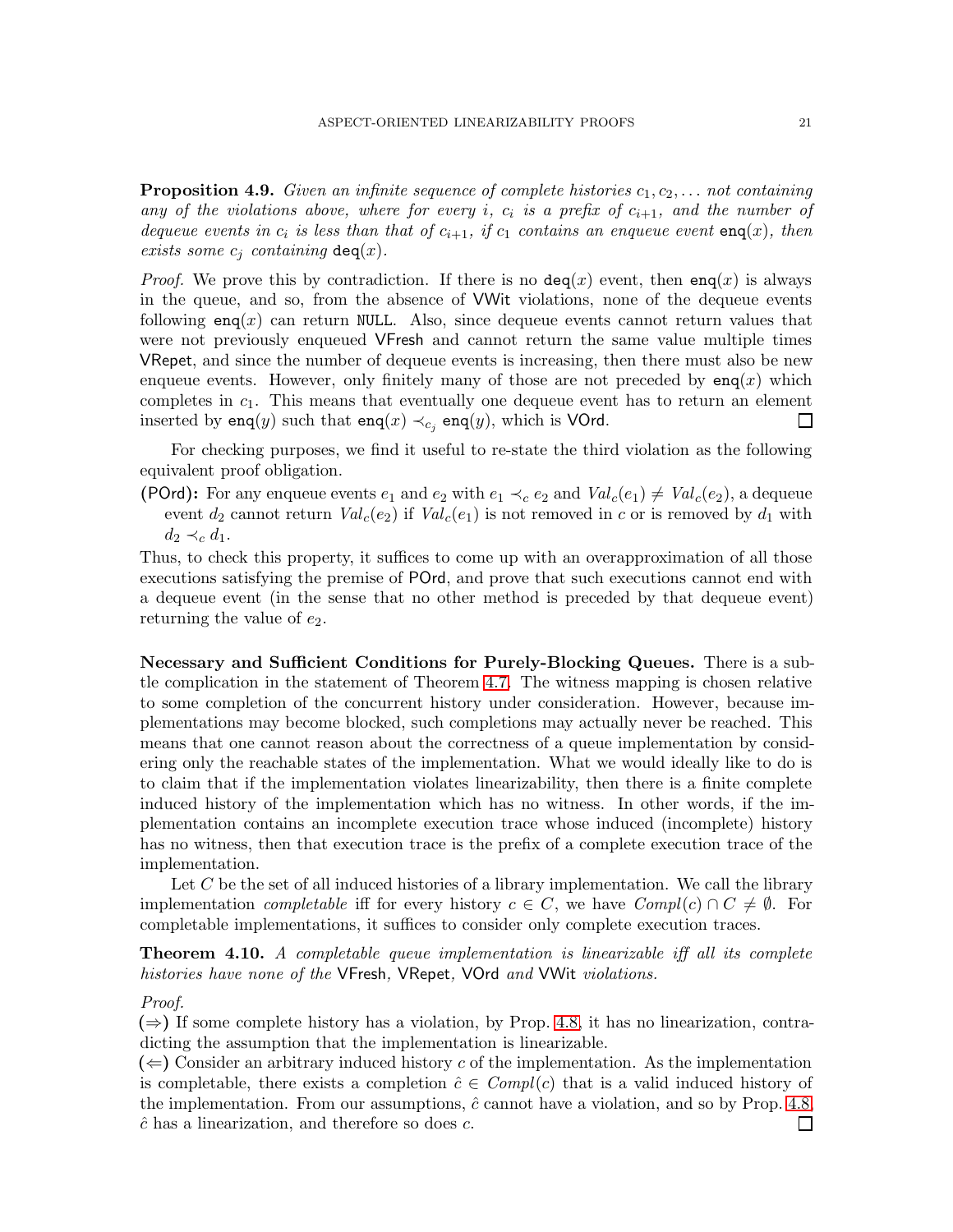**Proposition 4.9.** *Given an infinite sequence of complete histories $c_1, c_2, \ldots$ not containing any of the violations above, where for every $i$, $c_i$ is a prefix of $c_{i+1}$, and the number of dequeue events in $c_i$ is less than that of $c_{i+1}$, if $c_1$ contains an enqueue event* $\mathsf{enq}(x)$*, then exists some $c_j$ containing* $\mathsf{deq}(x)$.

*Proof.* We prove this by contradiction. If there is no $\mathsf{deq}(x)$ event, then $\mathsf{enq}(x)$ is always in the queue, and so, from the absence of VWit violations, none of the dequeue events following $\mathsf{enq}(x)$ can return `NULL`. Also, since dequeue events cannot return values that were not previously enqueued VFresh and cannot return the same value multiple times VRepet, and since the number of dequeue events is increasing, then there must also be new enqueue events. However, only finitely many of those are not preceded by $\mathsf{enq}(x)$ which completes in $c_1$. This means that eventually one dequeue event has to return an element inserted by $\mathsf{enq}(y)$ such that $\mathsf{enq}(x) \prec_{c_j} \mathsf{enq}(y)$, which is VOrd. ☐

For checking purposes, we find it useful to re-state the third violation as the following equivalent proof obligation.

**(POrd):** For any enqueue events $e_1$ and $e_2$ with $e_1 \prec_c e_2$ and $Val_c(e_1) \neq Val_c(e_2)$, a dequeue event $d_2$ cannot return $Val_c(e_2)$ if $Val_c(e_1)$ is not removed in $c$ or is removed by $d_1$ with $d_2 \prec_c d_1$.

Thus, to check this property, it suffices to come up with an overapproximation of all those executions satisfying the premise of POrd, and prove that such executions cannot end with a dequeue event (in the sense that no other method is preceded by that dequeue event) returning the value of $e_2$.

**Necessary and Sufficient Conditions for Purely-Blocking Queues.** There is a subtle complication in the statement of Theorem 4.7. The witness mapping is chosen relative to some completion of the concurrent history under consideration. However, because implementations may become blocked, such completions may actually never be reached. This means that one cannot reason about the correctness of a queue implementation by considering only the reachable states of the implementation. What we would ideally like to do is to claim that if the implementation violates linearizability, then there is a finite complete induced history of the implementation which has no witness. In other words, if the implementation contains an incomplete execution trace whose induced (incomplete) history has no witness, then that execution trace is the prefix of a complete execution trace of the implementation.

Let $C$ be the set of all induced histories of a library implementation. We call the library implementation *completable* iff for every history $c \in C$, we have $Compl(c) \cap C \neq \emptyset$. For completable implementations, it suffices to consider only complete execution traces.

**Theorem 4.10.** *A completable queue implementation is linearizable iff all its complete histories have none of the* VFresh*,* VRepet*,* VOrd *and* VWit *violations.*

*Proof.*
($\Rightarrow$) If some complete history has a violation, by Prop. 4.8, it has no linearization, contradicting the assumption that the implementation is linearizable.
($\Leftarrow$) Consider an arbitrary induced history $c$ of the implementation. As the implementation is completable, there exists a completion $\hat{c} \in Compl(c)$ that is a valid induced history of the implementation. From our assumptions, $\hat{c}$ cannot have a violation, and so by Prop. 4.8, $\hat{c}$ has a linearization, and therefore so does $c$. ☐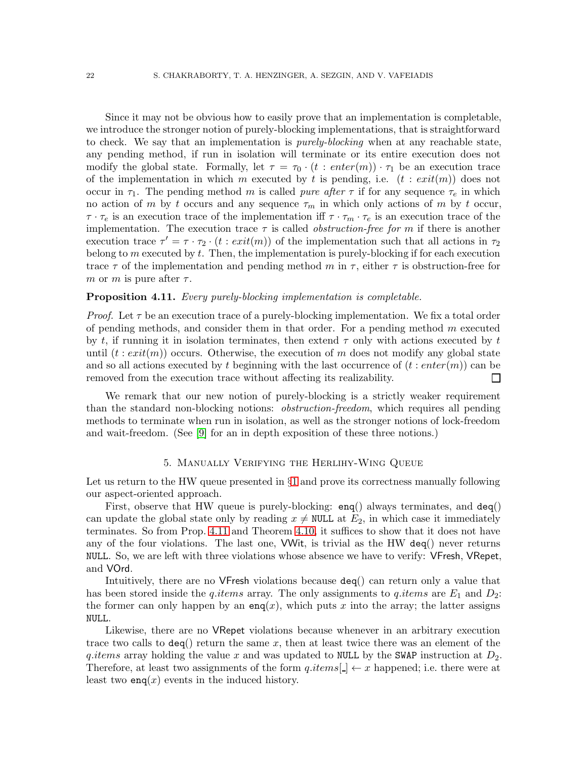Since it may not be obvious how to easily prove that an implementation is completable, we introduce the stronger notion of purely-blocking implementations, that is straightforward to check. We say that an implementation is *purely-blocking* when at any reachable state, any pending method, if run in isolation will terminate or its entire execution does not modify the global state. Formally, let $\tau = \tau_0 \cdot (t : enter(m)) \cdot \tau_1$ be an execution trace of the implementation in which $m$ executed by $t$ is pending, i.e. $(t : exit(m))$ does not occur in $\tau_1$. The pending method $m$ is called *pure after* $\tau$ if for any sequence $\tau_e$ in which no action of $m$ by $t$ occurs and any sequence $\tau_m$ in which only actions of $m$ by $t$ occur, $\tau \cdot \tau_e$ is an execution trace of the implementation iff $\tau \cdot \tau_m \cdot \tau_e$ is an execution trace of the implementation. The execution trace $\tau$ is called *obstruction-free for* $m$ if there is another execution trace $\tau' = \tau \cdot \tau_2 \cdot (t : exit(m))$ of the implementation such that all actions in $\tau_2$ belong to $m$ executed by $t$. Then, the implementation is purely-blocking if for each execution trace $\tau$ of the implementation and pending method $m$ in $\tau$, either $\tau$ is obstruction-free for $m$ or $m$ is pure after $\tau$.

**Proposition 4.11.** *Every purely-blocking implementation is completable.*

*Proof.* Let $\tau$ be an execution trace of a purely-blocking implementation. We fix a total order of pending methods, and consider them in that order. For a pending method $m$ executed by $t$, if running it in isolation terminates, then extend $\tau$ only with actions executed by $t$ until $(t : exit(m))$ occurs. Otherwise, the execution of $m$ does not modify any global state and so all actions executed by $t$ beginning with the last occurrence of $(t : enter(m))$ can be removed from the execution trace without affecting its realizability. □

We remark that our new notion of purely-blocking is a strictly weaker requirement than the standard non-blocking notions: *obstruction-freedom*, which requires all pending methods to terminate when run in isolation, as well as the stronger notions of lock-freedom and wait-freedom. (See [9] for an in depth exposition of these three notions.)

## 5. Manually Verifying the Herlihy-Wing Queue

Let us return to the HW queue presented in §1 and prove its correctness manually following our aspect-oriented approach.

First, observe that HW queue is purely-blocking: enq() always terminates, and deq() can update the global state only by reading $x \neq$ NULL at $E_2$, in which case it immediately terminates. So from Prop. 4.11 and Theorem 4.10, it suffices to show that it does not have any of the four violations. The last one, VWit, is trivial as the HW deq() never returns NULL. So, we are left with three violations whose absence we have to verify: VFresh, VRepet, and VOrd.

Intuitively, there are no VFresh violations because deq() can return only a value that has been stored inside the $q.items$ array. The only assignments to $q.items$ are $E_1$ and $D_2$: the former can only happen by an enq($x$), which puts $x$ into the array; the latter assigns NULL.

Likewise, there are no VRepet violations because whenever in an arbitrary execution trace two calls to deq() return the same $x$, then at least twice there was an element of the $q.items$ array holding the value $x$ and was updated to NULL by the SWAP instruction at $D_2$. Therefore, at least two assignments of the form $q.items[\_] \leftarrow x$ happened; i.e. there were at least two enq($x$) events in the induced history.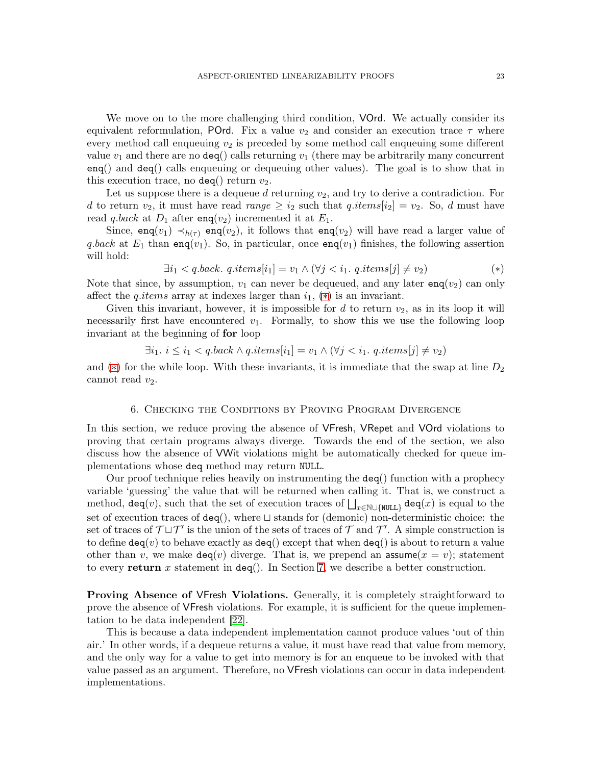We move on to the more challenging third condition, VOrd. We actually consider its equivalent reformulation, POrd. Fix a value $v_2$ and consider an execution trace $\tau$ where every method call enqueuing $v_2$ is preceded by some method call enqueuing some different value $v_1$ and there are no deq() calls returning $v_1$ (there may be arbitrarily many concurrent enq() and deq() calls enqueuing or dequeuing other values). The goal is to show that in this execution trace, no deq() return $v_2$.

Let us suppose there is a dequeue $d$ returning $v_2$, and try to derive a contradiction. For $d$ to return $v_2$, it must have read $\mathit{range} \geq i_2$ such that $q.\mathit{items}[i_2] = v_2$. So, $d$ must have read $q.\mathit{back}$ at $D_1$ after enq($v_2$) incremented it at $E_1$.

Since, $\mathsf{enq}(v_1) \prec_{h(\tau)} \mathsf{enq}(v_2)$, it follows that enq($v_2$) will have read a larger value of $q.\mathit{back}$ at $E_1$ than enq($v_1$). So, in particular, once enq($v_1$) finishes, the following assertion will hold:

$$\exists i_1 < q.\mathit{back}.\ q.\mathit{items}[i_1] = v_1 \wedge (\forall j < i_1.\ q.\mathit{items}[j] \neq v_2) \qquad (*)$$

Note that since, by assumption, $v_1$ can never be dequeued, and any later enq($v_2$) can only affect the $q.\mathit{items}$ array at indexes larger than $i_1$, (*) is an invariant.

Given this invariant, however, it is impossible for $d$ to return $v_2$, as in its loop it will necessarily first have encountered $v_1$. Formally, to show this we use the following loop invariant at the beginning of **for** loop

$$\exists i_1.\ i \leq i_1 < q.\mathit{back} \wedge q.\mathit{items}[i_1] = v_1 \wedge (\forall j < i_1.\ q.\mathit{items}[j] \neq v_2)$$

and (*) for the while loop. With these invariants, it is immediate that the swap at line $D_2$ cannot read $v_2$.

## 6. Checking the Conditions by Proving Program Divergence

In this section, we reduce proving the absence of VFresh, VRepet and VOrd violations to proving that certain programs always diverge. Towards the end of the section, we also discuss how the absence of VWit violations might be automatically checked for queue implementations whose deq method may return NULL.

Our proof technique relies heavily on instrumenting the deq() function with a prophecy variable 'guessing' the value that will be returned when calling it. That is, we construct a method, deq($v$), such that the set of execution traces of $\bigsqcup_{x \in \mathbb{N} \cup \{\mathtt{NULL}\}} \mathsf{deq}(x)$ is equal to the set of execution traces of deq(), where $\sqcup$ stands for (demonic) non-deterministic choice: the set of traces of $\mathcal{T} \sqcup \mathcal{T}'$ is the union of the sets of traces of $\mathcal{T}$ and $\mathcal{T}'$. A simple construction is to define deq($v$) to behave exactly as deq() except that when deq() is about to return a value other than $v$, we make deq($v$) diverge. That is, we prepend an assume($x = v$); statement to every **return** $x$ statement in deq(). In Section 7, we describe a better construction.

**Proving Absence of VFresh Violations.** Generally, it is completely straightforward to prove the absence of VFresh violations. For example, it is sufficient for the queue implementation to be data independent [22].

This is because a data independent implementation cannot produce values 'out of thin air.' In other words, if a dequeue returns a value, it must have read that value from memory, and the only way for a value to get into memory is for an enqueue to be invoked with that value passed as an argument. Therefore, no VFresh violations can occur in data independent implementations.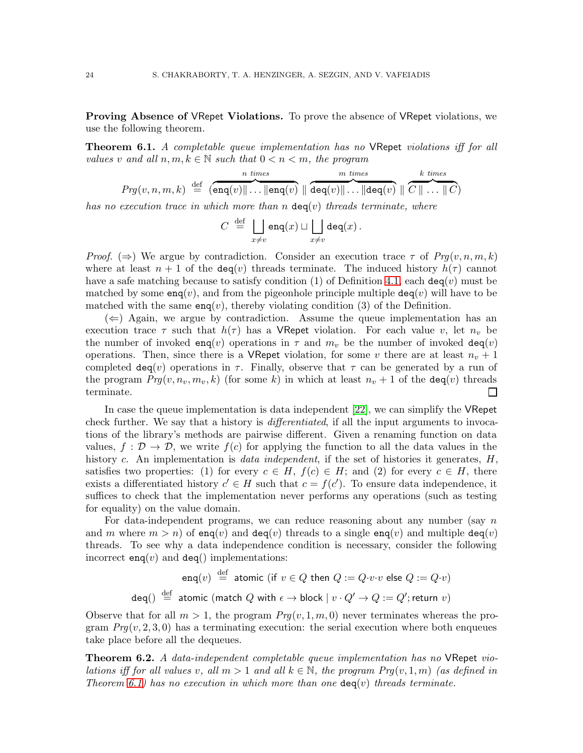**Proving Absence of VRepet Violations.** To prove the absence of VRepet violations, we use the following theorem.

**Theorem 6.1.** *A completable queue implementation has no* VRepet *violations iff for all values $v$ and all $n, m, k \in \mathbb{N}$ such that $0 < n < m$, the program*

$$Prg(v,n,m,k) \stackrel{\text{def}}{=} (\overbrace{\mathsf{enq}(v) \| \ldots \| \mathsf{enq}(v)}^{n \text{ times}} \parallel \overbrace{\mathsf{deq}(v) \| \ldots \| \mathsf{deq}(v)}^{m \text{ times}} \parallel \overbrace{C \parallel \ldots \parallel C}^{k \text{ times}})$$

*has no execution trace in which more than $n$ $\mathsf{deq}(v)$ threads terminate, where*

$$C \stackrel{\text{def}}{=} \bigsqcup_{x \neq v} \mathsf{enq}(x) \sqcup \bigsqcup_{x \neq v} \mathsf{deq}(x)\,.$$

*Proof.* ($\Rightarrow$) We argue by contradiction. Consider an execution trace $\tau$ of $Prg(v,n,m,k)$ where at least $n+1$ of the $\mathsf{deq}(v)$ threads terminate. The induced history $h(\tau)$ cannot have a safe matching because to satisfy condition (1) of Definition 4.1, each $\mathsf{deq}(v)$ must be matched by some $\mathsf{enq}(v)$, and from the pigeonhole principle multiple $\mathsf{deq}(v)$ will have to be matched with the same $\mathsf{enq}(v)$, thereby violating condition (3) of the Definition.

($\Leftarrow$) Again, we argue by contradiction. Assume the queue implementation has an execution trace $\tau$ such that $h(\tau)$ has a VRepet violation. For each value $v$, let $n_v$ be the number of invoked $\mathsf{enq}(v)$ operations in $\tau$ and $m_v$ be the number of invoked $\mathsf{deq}(v)$ operations. Then, since there is a VRepet violation, for some $v$ there are at least $n_v + 1$ completed $\mathsf{deq}(v)$ operations in $\tau$. Finally, observe that $\tau$ can be generated by a run of the program $Prg(v, n_v, m_v, k)$ (for some $k$) in which at least $n_v + 1$ of the $\mathsf{deq}(v)$ threads terminate. ☐

In case the queue implementation is data independent [22], we can simplify the VRepet check further. We say that a history is *differentiated*, if all the input arguments to invocations of the library's methods are pairwise different. Given a renaming function on data values, $f : \mathcal{D} \to \mathcal{D}$, we write $f(c)$ for applying the function to all the data values in the history $c$. An implementation is *data independent*, if the set of histories it generates, $H$, satisfies two properties: (1) for every $c \in H$, $f(c) \in H$; and (2) for every $c \in H$, there exists a differentiated history $c' \in H$ such that $c = f(c')$. To ensure data independence, it suffices to check that the implementation never performs any operations (such as testing for equality) on the value domain.

For data-independent programs, we can reduce reasoning about any number (say $n$ and $m$ where $m > n$) of $\mathsf{enq}(v)$ and $\mathsf{deq}(v)$ threads to a single $\mathsf{enq}(v)$ and multiple $\mathsf{deq}(v)$ threads. To see why a data independence condition is necessary, consider the following incorrect $\mathsf{enq}(v)$ and $\mathsf{deq}()$ implementations:

$$\mathsf{enq}(v) \stackrel{\text{def}}{=} \mathsf{atomic}\ (\mathsf{if}\ v \in Q\ \mathsf{then}\ Q := Q{\cdot}v{\cdot}v\ \mathsf{else}\ Q := Q{\cdot}v)$$

$$\mathsf{deq}() \stackrel{\text{def}}{=} \mathsf{atomic}\ (\mathsf{match}\ Q\ \mathsf{with}\ \epsilon \to \mathsf{block} \mid v \cdot Q' \to Q := Q'; \mathsf{return}\ v)$$

Observe that for all $m > 1$, the program $Prg(v, 1, m, 0)$ never terminates whereas the program $Prg(v, 2, 3, 0)$ has a terminating execution: the serial execution where both enqueues take place before all the dequeues.

**Theorem 6.2.** *A data-independent completable queue implementation has no* VRepet *violations iff for all values $v$, all $m > 1$ and all $k \in \mathbb{N}$, the program $Prg(v, 1, m)$ (as defined in Theorem 6.1) has no execution in which more than one $\mathsf{deq}(v)$ threads terminate.*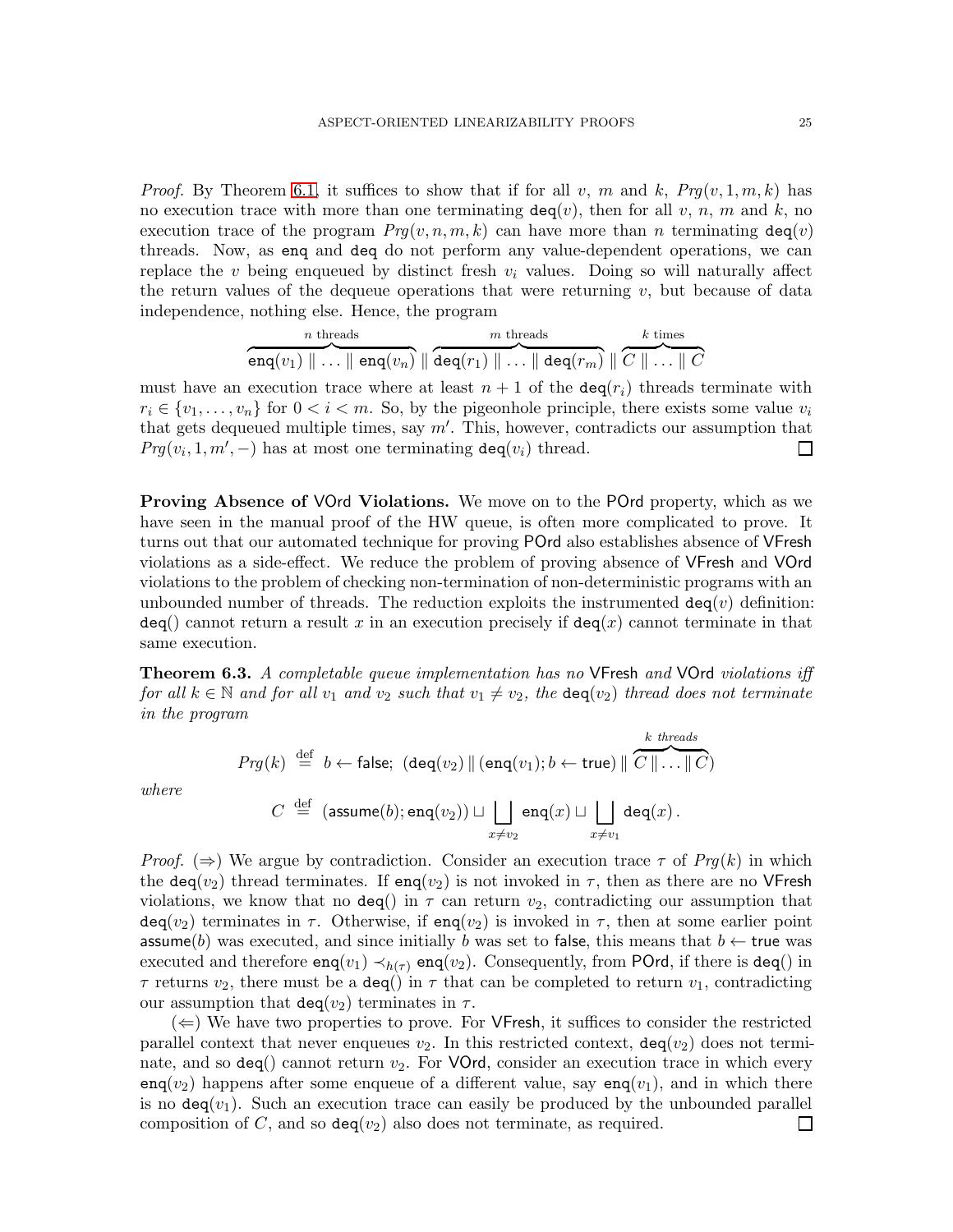*Proof.* By Theorem 6.1, it suffices to show that if for all $v$, $m$ and $k$, $Prg(v, 1, m, k)$ has no execution trace with more than one terminating $\mathsf{deq}(v)$, then for all $v$, $n$, $m$ and $k$, no execution trace of the program $Prg(v, n, m, k)$ can have more than $n$ terminating $\mathsf{deq}(v)$ threads. Now, as enq and deq do not perform any value-dependent operations, we can replace the $v$ being enqueued by distinct fresh $v_i$ values. Doing so will naturally affect the return values of the dequeue operations that were returning $v$, but because of data independence, nothing else. Hence, the program

$$\overbrace{\mathsf{enq}(v_1) \parallel \ldots \parallel \mathsf{enq}(v_n)}^{n \text{ threads}} \parallel \overbrace{\mathsf{deq}(r_1) \parallel \ldots \parallel \mathsf{deq}(r_m)}^{m \text{ threads}} \parallel \overbrace{C \parallel \ldots \parallel C}^{k \text{ times}}$$

must have an execution trace where at least $n+1$ of the $\mathsf{deq}(r_i)$ threads terminate with $r_i \in \{v_1, \ldots, v_n\}$ for $0 < i < m$. So, by the pigeonhole principle, there exists some value $v_i$ that gets dequeued multiple times, say $m'$. This, however, contradicts our assumption that $Prg(v_i, 1, m', -)$ has at most one terminating $\mathsf{deq}(v_i)$ thread. ◻

**Proving Absence of VOrd Violations.** We move on to the POrd property, which as we have seen in the manual proof of the HW queue, is often more complicated to prove. It turns out that our automated technique for proving POrd also establishes absence of VFresh violations as a side-effect. We reduce the problem of proving absence of VFresh and VOrd violations to the problem of checking non-termination of non-deterministic programs with an unbounded number of threads. The reduction exploits the instrumented $\mathsf{deq}(v)$ definition: $\mathsf{deq}()$ cannot return a result $x$ in an execution precisely if $\mathsf{deq}(x)$ cannot terminate in that same execution.

**Theorem 6.3.** *A completable queue implementation has no* VFresh *and* VOrd *violations iff for all $k \in \mathbb{N}$ and for all $v_1$ and $v_2$ such that $v_1 \neq v_2$, the $\mathsf{deq}(v_2)$ thread does not terminate in the program*

$$Prg(k) \stackrel{\text{def}}{=} b \leftarrow \mathsf{false};\ (\mathsf{deq}(v_2) \parallel (\mathsf{enq}(v_1); b \leftarrow \mathsf{true}) \parallel \overbrace{C \parallel \ldots \parallel C}^{k \text{ threads}})$$

*where*

$$C \stackrel{\text{def}}{=} (\mathsf{assume}(b); \mathsf{enq}(v_2)) \sqcup \bigsqcup_{x \neq v_2} \mathsf{enq}(x) \sqcup \bigsqcup_{x \neq v_1} \mathsf{deq}(x)\,.$$

*Proof.* ($\Rightarrow$) We argue by contradiction. Consider an execution trace $\tau$ of $Prg(k)$ in which the $\mathsf{deq}(v_2)$ thread terminates. If $\mathsf{enq}(v_2)$ is not invoked in $\tau$, then as there are no VFresh violations, we know that no $\mathsf{deq}()$ in $\tau$ can return $v_2$, contradicting our assumption that $\mathsf{deq}(v_2)$ terminates in $\tau$. Otherwise, if $\mathsf{enq}(v_2)$ is invoked in $\tau$, then at some earlier point $\mathsf{assume}(b)$ was executed, and since initially $b$ was set to false, this means that $b \leftarrow \mathsf{true}$ was executed and therefore $\mathsf{enq}(v_1) \prec_{h(\tau)} \mathsf{enq}(v_2)$. Consequently, from POrd, if there is $\mathsf{deq}()$ in $\tau$ returns $v_2$, there must be a $\mathsf{deq}()$ in $\tau$ that can be completed to return $v_1$, contradicting our assumption that $\mathsf{deq}(v_2)$ terminates in $\tau$.

($\Leftarrow$) We have two properties to prove. For VFresh, it suffices to consider the restricted parallel context that never enqueues $v_2$. In this restricted context, $\mathsf{deq}(v_2)$ does not terminate, and so $\mathsf{deq}()$ cannot return $v_2$. For VOrd, consider an execution trace in which every $\mathsf{enq}(v_2)$ happens after some enqueue of a different value, say $\mathsf{enq}(v_1)$, and in which there is no $\mathsf{deq}(v_1)$. Such an execution trace can easily be produced by the unbounded parallel composition of $C$, and so $\mathsf{deq}(v_2)$ also does not terminate, as required. ◻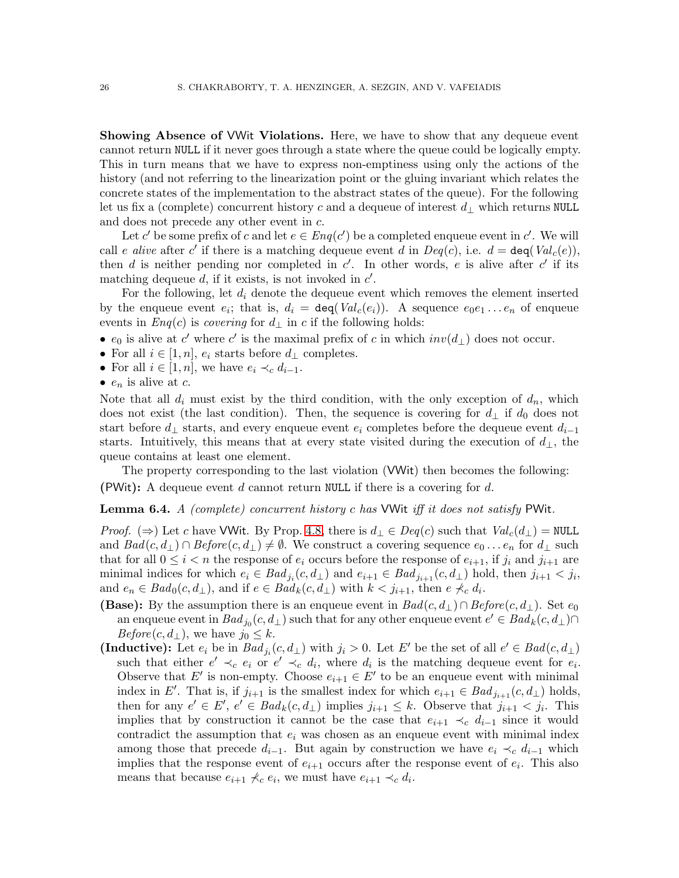**Showing Absence of VWit Violations.** Here, we have to show that any dequeue event cannot return NULL if it never goes through a state where the queue could be logically empty. This in turn means that we have to express non-emptiness using only the actions of the history (and not referring to the linearization point or the gluing invariant which relates the concrete states of the implementation to the abstract states of the queue). For the following let us fix a (complete) concurrent history $c$ and a dequeue of interest $d_\perp$ which returns NULL and does not precede any other event in $c$.

Let $c'$ be some prefix of $c$ and let $e \in Enq(c')$ be a completed enqueue event in $c'$. We will call $e$ *alive* after $c'$ if there is a matching dequeue event $d$ in $Deq(c)$, i.e. $d = \mathsf{deq}(Val_c(e))$, then $d$ is neither pending nor completed in $c'$. In other words, $e$ is alive after $c'$ if its matching dequeue $d$, if it exists, is not invoked in $c'$.

For the following, let $d_i$ denote the dequeue event which removes the element inserted by the enqueue event $e_i$; that is, $d_i = \mathsf{deq}(Val_c(e_i))$. A sequence $e_0 e_1 \ldots e_n$ of enqueue events in $Enq(c)$ is *covering* for $d_\perp$ in $c$ if the following holds:

- $e_0$ is alive at $c'$ where $c'$ is the maximal prefix of $c$ in which $inv(d_\perp)$ does not occur.
- For all $i \in [1, n]$, $e_i$ starts before $d_\perp$ completes.
- For all $i \in [1, n]$, we have $e_i \prec_c d_{i-1}$.
- $e_n$ is alive at $c$.

Note that all $d_i$ must exist by the third condition, with the only exception of $d_n$, which does not exist (the last condition). Then, the sequence is covering for $d_\perp$ if $d_0$ does not start before $d_\perp$ starts, and every enqueue event $e_i$ completes before the dequeue event $d_{i-1}$ starts. Intuitively, this means that at every state visited during the execution of $d_\perp$, the queue contains at least one element.

The property corresponding to the last violation (VWit) then becomes the following:

**(PWit):** A dequeue event $d$ cannot return NULL if there is a covering for $d$.

**Lemma 6.4.** *A (complete) concurrent history $c$ has* VWit *iff it does not satisfy* PWit.

*Proof.* ($\Rightarrow$) Let $c$ have VWit. By Prop. 4.8, there is $d_\perp \in Deq(c)$ such that $Val_c(d_\perp) = $ NULL and $Bad(c, d_\perp) \cap Before(c, d_\perp) \neq \emptyset$. We construct a covering sequence $e_0 \ldots e_n$ for $d_\perp$ such that for all $0 \leq i < n$ the response of $e_i$ occurs before the response of $e_{i+1}$, if $j_i$ and $j_{i+1}$ are minimal indices for which $e_i \in Bad_{j_i}(c, d_\perp)$ and $e_{i+1} \in Bad_{j_{i+1}}(c, d_\perp)$ hold, then $j_{i+1} < j_i$, and $e_n \in Bad_0(c, d_\perp)$, and if $e \in Bad_k(c, d_\perp)$ with $k < j_{i+1}$, then $e \not\prec_c d_i$.

**(Base):** By the assumption there is an enqueue event in $Bad(c, d_\perp) \cap Before(c, d_\perp)$. Set $e_0$ an enqueue event in $Bad_{j_0}(c, d_\perp)$ such that for any other enqueue event $e' \in Bad_k(c, d_\perp) \cap Before(c, d_\perp)$, we have $j_0 \leq k$.

**(Inductive):** Let $e_i$ be in $Bad_{j_i}(c, d_\perp)$ with $j_i > 0$. Let $E'$ be the set of all $e' \in Bad(c, d_\perp)$ such that either $e' \prec_c e_i$ or $e' \prec_c d_i$, where $d_i$ is the matching dequeue event for $e_i$. Observe that $E'$ is non-empty. Choose $e_{i+1} \in E'$ to be an enqueue event with minimal index in $E'$. That is, if $j_{i+1}$ is the smallest index for which $e_{i+1} \in Bad_{j_{i+1}}(c, d_\perp)$ holds, then for any $e' \in E'$, $e' \in Bad_k(c, d_\perp)$ implies $j_{i+1} \leq k$. Observe that $j_{i+1} < j_i$. This implies that by construction it cannot be the case that $e_{i+1} \prec_c d_{i-1}$ since it would contradict the assumption that $e_i$ was chosen as an enqueue event with minimal index among those that precede $d_{i-1}$. But again by construction we have $e_i \prec_c d_{i-1}$ which implies that the response event of $e_{i+1}$ occurs after the response event of $e_i$. This also means that because $e_{i+1} \not\prec_c e_i$, we must have $e_{i+1} \prec_c d_i$.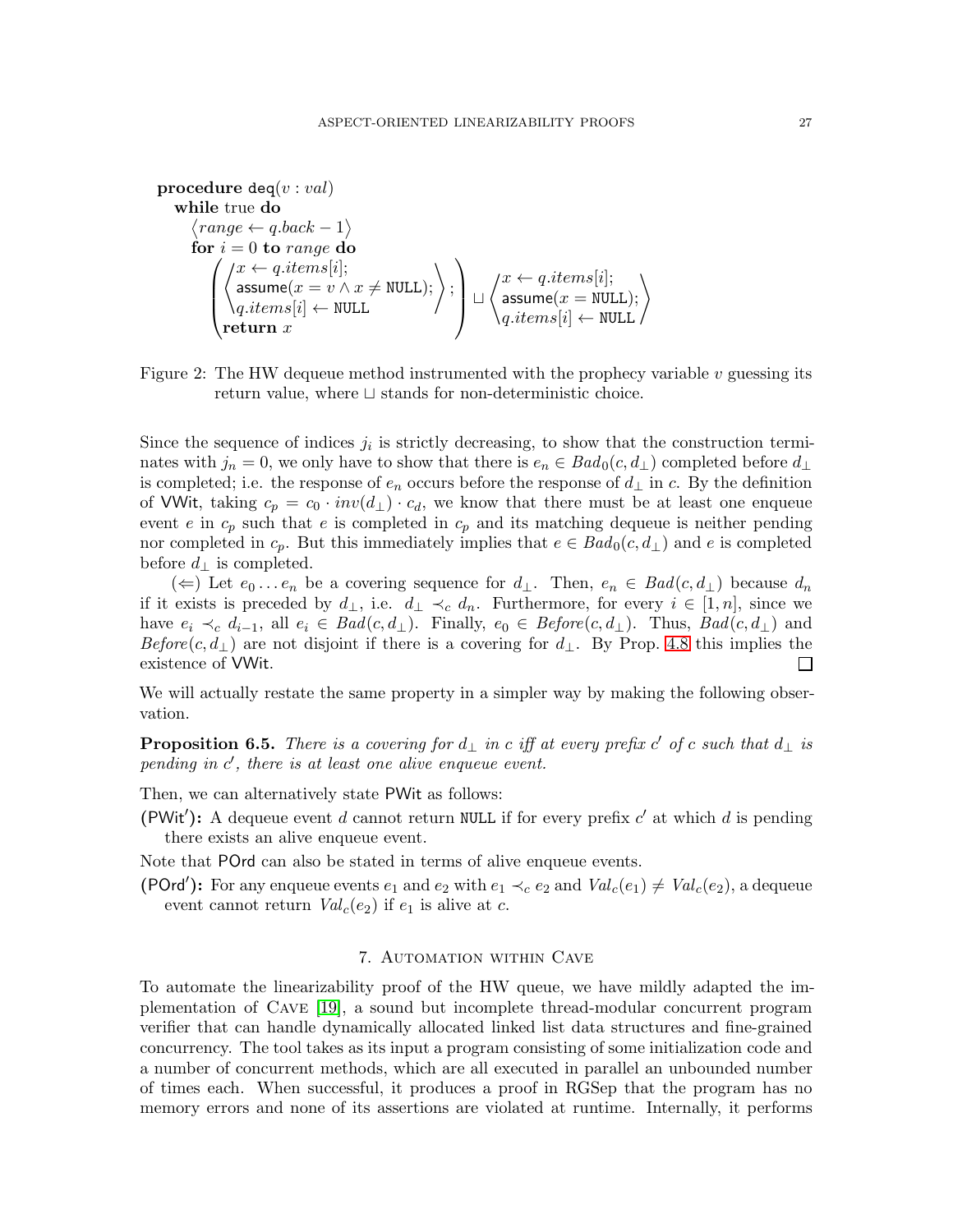```
procedure deq(v : val)
  while true do
    ⟨range ← q.back − 1⟩
    for i = 0 to range do
      ( ⟨ x ← q.items[i];
          assume(x = v ∧ x ≠ NULL);
          q.items[i] ← NULL ⟩ ;
        return x )
      ⊔
      ⟨ x ← q.items[i];
        assume(x = NULL);
        q.items[i] ← NULL ⟩
```

Figure 2: The HW dequeue method instrumented with the prophecy variable $v$ guessing its return value, where $\sqcup$ stands for non-deterministic choice.

Since the sequence of indices $j_i$ is strictly decreasing, to show that the construction terminates with $j_n = 0$, we only have to show that there is $e_n \in Bad_0(c, d_\perp)$ completed before $d_\perp$ is completed; i.e. the response of $e_n$ occurs before the response of $d_\perp$ in $c$. By the definition of VWit, taking $c_p = c_0 \cdot inv(d_\perp) \cdot c_d$, we know that there must be at least one enqueue event $e$ in $c_p$ such that $e$ is completed in $c_p$ and its matching dequeue is neither pending nor completed in $c_p$. But this immediately implies that $e \in Bad_0(c, d_\perp)$ and $e$ is completed before $d_\perp$ is completed.

($\Leftarrow$) Let $e_0 \dots e_n$ be a covering sequence for $d_\perp$. Then, $e_n \in Bad(c, d_\perp)$ because $d_n$ if it exists is preceded by $d_\perp$, i.e. $d_\perp \prec_c d_n$. Furthermore, for every $i \in [1, n]$, since we have $e_i \prec_c d_{i-1}$, all $e_i \in Bad(c, d_\perp)$. Finally, $e_0 \in Before(c, d_\perp)$. Thus, $Bad(c, d_\perp)$ and $Before(c, d_\perp)$ are not disjoint if there is a covering for $d_\perp$. By Prop. 4.8 this implies the existence of VWit. □

We will actually restate the same property in a simpler way by making the following observation.

**Proposition 6.5.** *There is a covering for $d_\perp$ in $c$ iff at every prefix $c'$ of $c$ such that $d_\perp$ is pending in $c'$, there is at least one alive enqueue event.*

Then, we can alternatively state PWit as follows:

**(PWit′):** A dequeue event $d$ cannot return NULL if for every prefix $c'$ at which $d$ is pending there exists an alive enqueue event.

Note that POrd can also be stated in terms of alive enqueue events.

**(POrd′):** For any enqueue events $e_1$ and $e_2$ with $e_1 \prec_c e_2$ and $Val_c(e_1) \neq Val_c(e_2)$, a dequeue event cannot return $Val_c(e_2)$ if $e_1$ is alive at $c$.

## 7. Automation within Cave

To automate the linearizability proof of the HW queue, we have mildly adapted the implementation of Cave [19], a sound but incomplete thread-modular concurrent program verifier that can handle dynamically allocated linked list data structures and fine-grained concurrency. The tool takes as its input a program consisting of some initialization code and a number of concurrent methods, which are all executed in parallel an unbounded number of times each. When successful, it produces a proof in RGSep that the program has no memory errors and none of its assertions are violated at runtime. Internally, it performs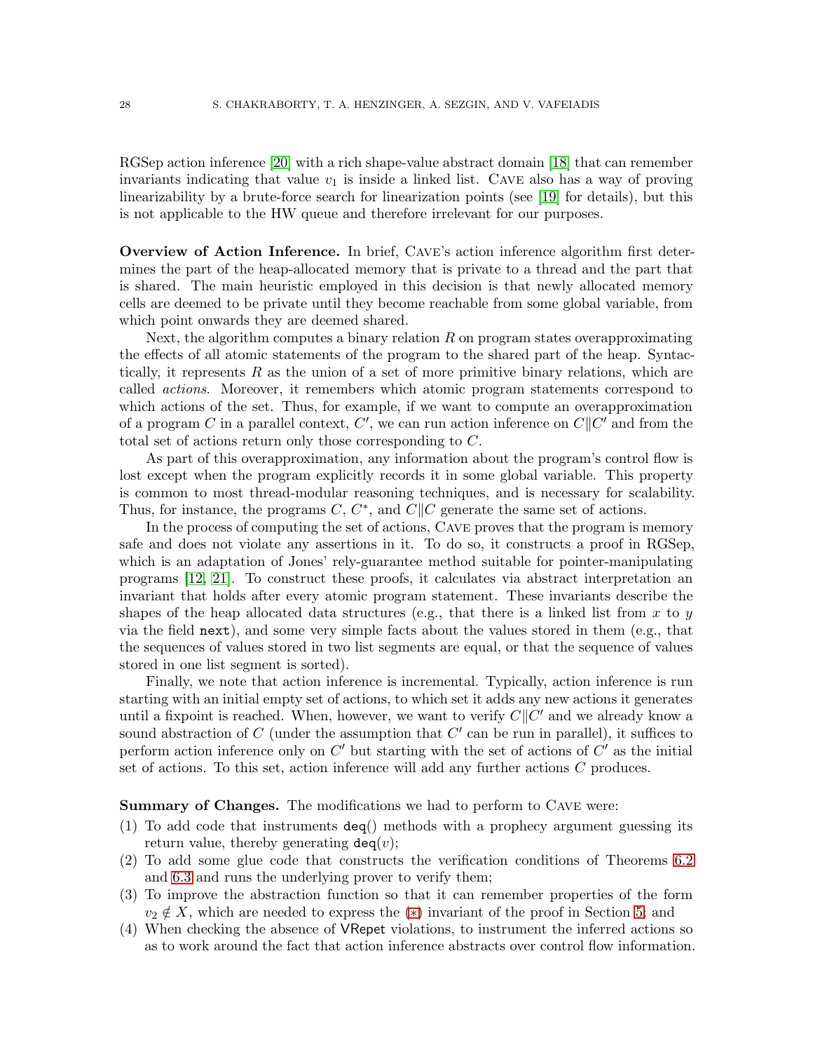RGSep action inference [20] with a rich shape-value abstract domain [18] that can remember invariants indicating that value $v_1$ is inside a linked list. Cave also has a way of proving linearizability by a brute-force search for linearization points (see [19] for details), but this is not applicable to the HW queue and therefore irrelevant for our purposes.

**Overview of Action Inference.** In brief, Cave's action inference algorithm first determines the part of the heap-allocated memory that is private to a thread and the part that is shared. The main heuristic employed in this decision is that newly allocated memory cells are deemed to be private until they become reachable from some global variable, from which point onwards they are deemed shared.

Next, the algorithm computes a binary relation $R$ on program states overapproximating the effects of all atomic statements of the program to the shared part of the heap. Syntactically, it represents $R$ as the union of a set of more primitive binary relations, which are called *actions*. Moreover, it remembers which atomic program statements correspond to which actions of the set. Thus, for example, if we want to compute an overapproximation of a program $C$ in a parallel context, $C'$, we can run action inference on $C \| C'$ and from the total set of actions return only those corresponding to $C$.

As part of this overapproximation, any information about the program's control flow is lost except when the program explicitly records it in some global variable. This property is common to most thread-modular reasoning techniques, and is necessary for scalability. Thus, for instance, the programs $C$, $C^*$, and $C \| C$ generate the same set of actions.

In the process of computing the set of actions, Cave proves that the program is memory safe and does not violate any assertions in it. To do so, it constructs a proof in RGSep, which is an adaptation of Jones' rely-guarantee method suitable for pointer-manipulating programs [12, 21]. To construct these proofs, it calculates via abstract interpretation an invariant that holds after every atomic program statement. These invariants describe the shapes of the heap allocated data structures (e.g., that there is a linked list from $x$ to $y$ via the field `next`), and some very simple facts about the values stored in them (e.g., that the sequences of values stored in two list segments are equal, or that the sequence of values stored in one list segment is sorted).

Finally, we note that action inference is incremental. Typically, action inference is run starting with an initial empty set of actions, to which set it adds any new actions it generates until a fixpoint is reached. When, however, we want to verify $C \| C'$ and we already know a sound abstraction of $C$ (under the assumption that $C'$ can be run in parallel), it suffices to perform action inference only on $C'$ but starting with the set of actions of $C'$ as the initial set of actions. To this set, action inference will add any further actions $C$ produces.

**Summary of Changes.** The modifications we had to perform to Cave were:

1. To add code that instruments `deq`() methods with a prophecy argument guessing its return value, thereby generating $\mathtt{deq}(v)$;
2. To add some glue code that constructs the verification conditions of Theorems 6.2 and 6.3 and runs the underlying prover to verify them;
3. To improve the abstraction function so that it can remember properties of the form $v_2 \notin X$, which are needed to express the ($*$) invariant of the proof in Section 5; and
4. When checking the absence of VRepet violations, to instrument the inferred actions so as to work around the fact that action inference abstracts over control flow information.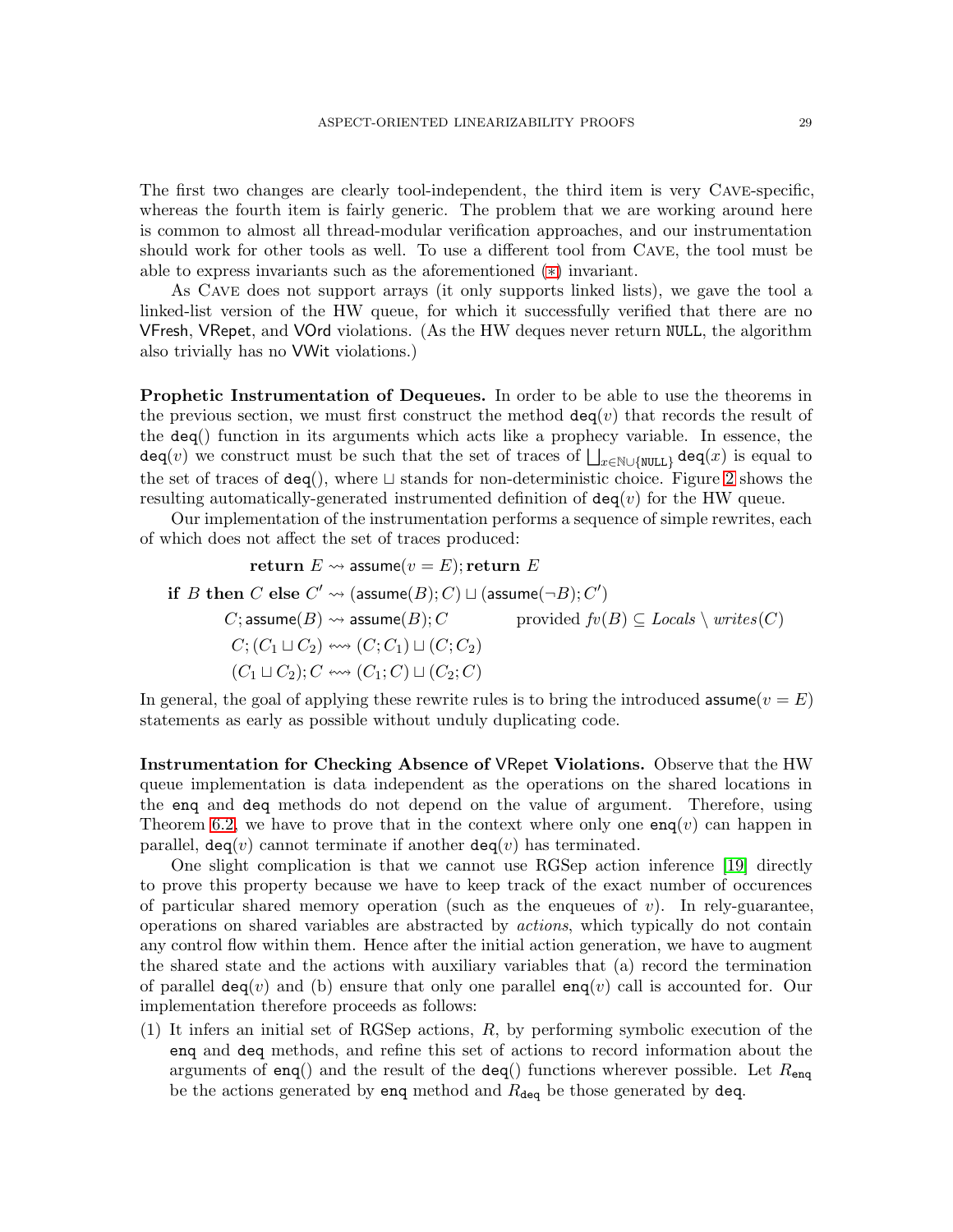The first two changes are clearly tool-independent, the third item is very CAVE-specific, whereas the fourth item is fairly generic. The problem that we are working around here is common to almost all thread-modular verification approaches, and our instrumentation should work for other tools as well. To use a different tool from CAVE, the tool must be able to express invariants such as the aforementioned (∗) invariant.

As CAVE does not support arrays (it only supports linked lists), we gave the tool a linked-list version of the HW queue, for which it successfully verified that there are no VFresh, VRepet, and VOrd violations. (As the HW deques never return NULL, the algorithm also trivially has no VWit violations.)

**Prophetic Instrumentation of Dequeues.** In order to be able to use the theorems in the previous section, we must first construct the method $\mathtt{deq}(v)$ that records the result of the $\mathtt{deq}()$ function in its arguments which acts like a prophecy variable. In essence, the $\mathtt{deq}(v)$ we construct must be such that the set of traces of $\bigsqcup_{x \in \mathbb{N} \cup \{\mathtt{NULL}\}} \mathtt{deq}(x)$ is equal to the set of traces of $\mathtt{deq}()$, where $\sqcup$ stands for non-deterministic choice. Figure 2 shows the resulting automatically-generated instrumented definition of $\mathtt{deq}(v)$ for the HW queue.

Our implementation of the instrumentation performs a sequence of simple rewrites, each of which does not affect the set of traces produced:

$$\begin{aligned}
\textbf{return } E &\rightsquigarrow \mathsf{assume}(v = E); \textbf{return } E \\
\textbf{if } B \textbf{ then } C \textbf{ else } C' &\rightsquigarrow (\mathsf{assume}(B); C) \sqcup (\mathsf{assume}(\neg B); C') \\
C; \mathsf{assume}(B) &\rightsquigarrow \mathsf{assume}(B); C \qquad \text{provided } fv(B) \subseteq \mathit{Locals} \setminus \mathit{writes}(C) \\
C; (C_1 \sqcup C_2) &\leftrightsquigarrow (C; C_1) \sqcup (C; C_2) \\
(C_1 \sqcup C_2); C &\leftrightsquigarrow (C_1; C) \sqcup (C_2; C)
\end{aligned}$$

In general, the goal of applying these rewrite rules is to bring the introduced $\mathsf{assume}(v = E)$ statements as early as possible without unduly duplicating code.

**Instrumentation for Checking Absence of VRepet Violations.** Observe that the HW queue implementation is data independent as the operations on the shared locations in the enq and deq methods do not depend on the value of argument. Therefore, using Theorem 6.2, we have to prove that in the context where only one $\mathtt{enq}(v)$ can happen in parallel, $\mathtt{deq}(v)$ cannot terminate if another $\mathtt{deq}(v)$ has terminated.

One slight complication is that we cannot use RGSep action inference [19] directly to prove this property because we have to keep track of the exact number of occurences of particular shared memory operation (such as the enqueues of $v$). In rely-guarantee, operations on shared variables are abstracted by *actions*, which typically do not contain any control flow within them. Hence after the initial action generation, we have to augment the shared state and the actions with auxiliary variables that (a) record the termination of parallel $\mathtt{deq}(v)$ and (b) ensure that only one parallel $\mathtt{enq}(v)$ call is accounted for. Our implementation therefore proceeds as follows:

(1) It infers an initial set of RGSep actions, $R$, by performing symbolic execution of the enq and deq methods, and refine this set of actions to record information about the arguments of $\mathtt{enq}()$ and the result of the $\mathtt{deq}()$ functions wherever possible. Let $R_{\mathtt{enq}}$ be the actions generated by enq method and $R_{\mathtt{deq}}$ be those generated by deq.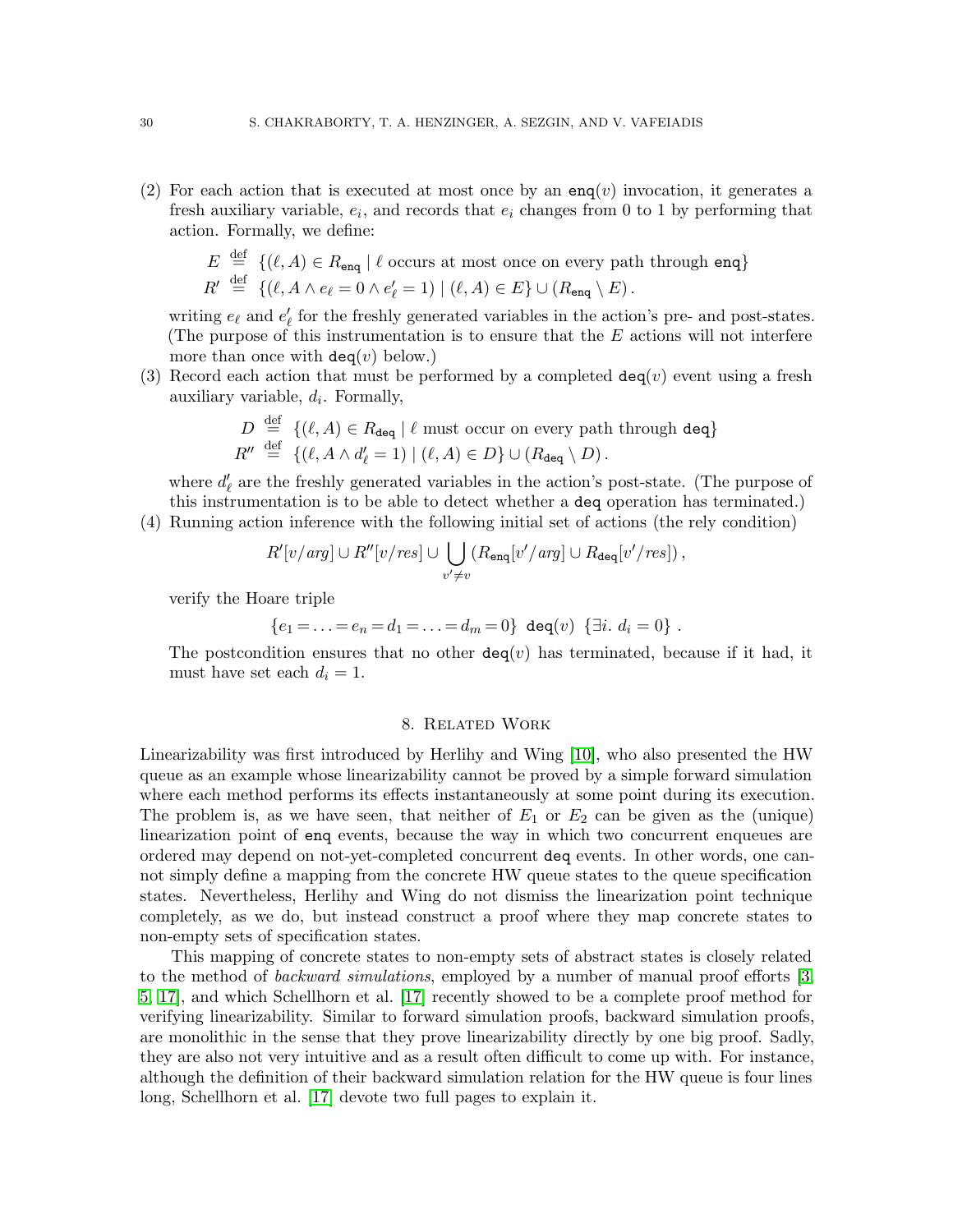(2) For each action that is executed at most once by an $\mathtt{enq}(v)$ invocation, it generates a fresh auxiliary variable, $e_i$, and records that $e_i$ changes from 0 to 1 by performing that action. Formally, we define:

$$E \stackrel{\text{def}}{=} \{(\ell, A) \in R_{\mathtt{enq}} \mid \ell \text{ occurs at most once on every path through } \mathtt{enq}\}$$
$$R' \stackrel{\text{def}}{=} \{(\ell, A \wedge e_\ell = 0 \wedge e'_\ell = 1) \mid (\ell, A) \in E\} \cup (R_{\mathtt{enq}} \setminus E)\,.$$

writing $e_\ell$ and $e'_\ell$ for the freshly generated variables in the action's pre- and post-states. (The purpose of this instrumentation is to ensure that the $E$ actions will not interfere more than once with $\mathtt{deq}(v)$ below.)

(3) Record each action that must be performed by a completed $\mathtt{deq}(v)$ event using a fresh auxiliary variable, $d_i$. Formally,

$$D \stackrel{\text{def}}{=} \{(\ell, A) \in R_{\mathtt{deq}} \mid \ell \text{ must occur on every path through } \mathtt{deq}\}$$
$$R'' \stackrel{\text{def}}{=} \{(\ell, A \wedge d'_\ell = 1) \mid (\ell, A) \in D\} \cup (R_{\mathtt{deq}} \setminus D)\,.$$

where $d'_\ell$ are the freshly generated variables in the action's post-state. (The purpose of this instrumentation is to be able to detect whether a $\mathtt{deq}$ operation has terminated.)

(4) Running action inference with the following initial set of actions (the rely condition)

$$R'[v/arg] \cup R''[v/res] \cup \bigcup_{v' \neq v} (R_{\mathtt{enq}}[v'/arg] \cup R_{\mathtt{deq}}[v'/res])\,,$$

verify the Hoare triple

$$\{e_1 = \ldots = e_n = d_1 = \ldots = d_m = 0\}\ \mathtt{deq}(v)\ \{\exists i.\ d_i = 0\}\,.$$

The postcondition ensures that no other $\mathtt{deq}(v)$ has terminated, because if it had, it must have set each $d_i = 1$.

## 8. Related Work

Linearizability was first introduced by Herlihy and Wing [10], who also presented the HW queue as an example whose linearizability cannot be proved by a simple forward simulation where each method performs its effects instantaneously at some point during its execution. The problem is, as we have seen, that neither of $E_1$ or $E_2$ can be given as the (unique) linearization point of $\mathtt{enq}$ events, because the way in which two concurrent enqueues are ordered may depend on not-yet-completed concurrent $\mathtt{deq}$ events. In other words, one cannot simply define a mapping from the concrete HW queue states to the queue specification states. Nevertheless, Herlihy and Wing do not dismiss the linearization point technique completely, as we do, but instead construct a proof where they map concrete states to non-empty sets of specification states.

This mapping of concrete states to non-empty sets of abstract states is closely related to the method of *backward simulations*, employed by a number of manual proof efforts [3, 5, 17], and which Schellhorn et al. [17] recently showed to be a complete proof method for verifying linearizability. Similar to forward simulation proofs, backward simulation proofs, are monolithic in the sense that they prove linearizability directly by one big proof. Sadly, they are also not very intuitive and as a result often difficult to come up with. For instance, although the definition of their backward simulation relation for the HW queue is four lines long, Schellhorn et al. [17] devote two full pages to explain it.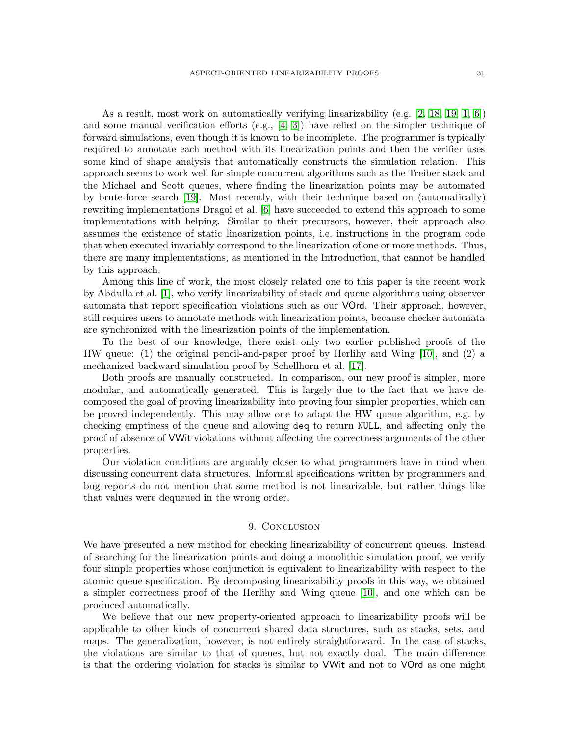As a result, most work on automatically verifying linearizability (e.g. [2, 18, 19, 1, 6]) and some manual verification efforts (e.g., [4, 3]) have relied on the simpler technique of forward simulations, even though it is known to be incomplete. The programmer is typically required to annotate each method with its linearization points and then the verifier uses some kind of shape analysis that automatically constructs the simulation relation. This approach seems to work well for simple concurrent algorithms such as the Treiber stack and the Michael and Scott queues, where finding the linearization points may be automated by brute-force search [19]. Most recently, with their technique based on (automatically) rewriting implementations Dragoi et al. [6] have succeeded to extend this approach to some implementations with helping. Similar to their precursors, however, their approach also assumes the existence of static linearization points, i.e. instructions in the program code that when executed invariably correspond to the linearization of one or more methods. Thus, there are many implementations, as mentioned in the Introduction, that cannot be handled by this approach.

Among this line of work, the most closely related one to this paper is the recent work by Abdulla et al. [1], who verify linearizability of stack and queue algorithms using observer automata that report specification violations such as our VOrd. Their approach, however, still requires users to annotate methods with linearization points, because checker automata are synchronized with the linearization points of the implementation.

To the best of our knowledge, there exist only two earlier published proofs of the HW queue: (1) the original pencil-and-paper proof by Herlihy and Wing [10], and (2) a mechanized backward simulation proof by Schellhorn et al. [17].

Both proofs are manually constructed. In comparison, our new proof is simpler, more modular, and automatically generated. This is largely due to the fact that we have decomposed the goal of proving linearizability into proving four simpler properties, which can be proved independently. This may allow one to adapt the HW queue algorithm, e.g. by checking emptiness of the queue and allowing `deq` to return `NULL`, and affecting only the proof of absence of VWit violations without affecting the correctness arguments of the other properties.

Our violation conditions are arguably closer to what programmers have in mind when discussing concurrent data structures. Informal specifications written by programmers and bug reports do not mention that some method is not linearizable, but rather things like that values were dequeued in the wrong order.

## 9. Conclusion

We have presented a new method for checking linearizability of concurrent queues. Instead of searching for the linearization points and doing a monolithic simulation proof, we verify four simple properties whose conjunction is equivalent to linearizability with respect to the atomic queue specification. By decomposing linearizability proofs in this way, we obtained a simpler correctness proof of the Herlihy and Wing queue [10], and one which can be produced automatically.

We believe that our new property-oriented approach to linearizability proofs will be applicable to other kinds of concurrent shared data structures, such as stacks, sets, and maps. The generalization, however, is not entirely straightforward. In the case of stacks, the violations are similar to that of queues, but not exactly dual. The main difference is that the ordering violation for stacks is similar to VWit and not to VOrd as one might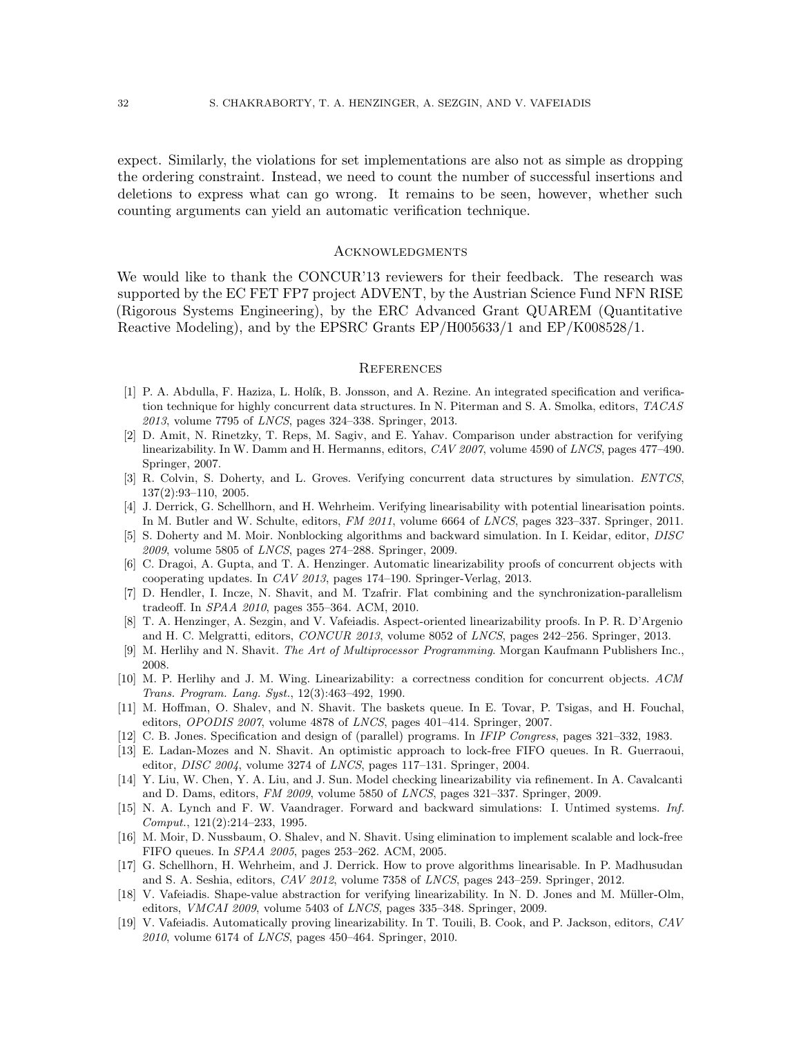expect. Similarly, the violations for set implementations are also not as simple as dropping the ordering constraint. Instead, we need to count the number of successful insertions and deletions to express what can go wrong. It remains to be seen, however, whether such counting arguments can yield an automatic verification technique.

## Acknowledgments

We would like to thank the CONCUR'13 reviewers for their feedback. The research was supported by the EC FET FP7 project ADVENT, by the Austrian Science Fund NFN RISE (Rigorous Systems Engineering), by the ERC Advanced Grant QUAREM (Quantitative Reactive Modeling), and by the EPSRC Grants EP/H005633/1 and EP/K008528/1.

## References

[1] P. A. Abdulla, F. Haziza, L. Holík, B. Jonsson, and A. Rezine. An integrated specification and verification technique for highly concurrent data structures. In N. Piterman and S. A. Smolka, editors, *TACAS 2013*, volume 7795 of *LNCS*, pages 324–338. Springer, 2013.

[2] D. Amit, N. Rinetzky, T. Reps, M. Sagiv, and E. Yahav. Comparison under abstraction for verifying linearizability. In W. Damm and H. Hermanns, editors, *CAV 2007*, volume 4590 of *LNCS*, pages 477–490. Springer, 2007.

[3] R. Colvin, S. Doherty, and L. Groves. Verifying concurrent data structures by simulation. *ENTCS*, 137(2):93–110, 2005.

[4] J. Derrick, G. Schellhorn, and H. Wehrheim. Verifying linearisability with potential linearisation points. In M. Butler and W. Schulte, editors, *FM 2011*, volume 6664 of *LNCS*, pages 323–337. Springer, 2011.

[5] S. Doherty and M. Moir. Nonblocking algorithms and backward simulation. In I. Keidar, editor, *DISC 2009*, volume 5805 of *LNCS*, pages 274–288. Springer, 2009.

[6] C. Dragoi, A. Gupta, and T. A. Henzinger. Automatic linearizability proofs of concurrent objects with cooperating updates. In *CAV 2013*, pages 174–190. Springer-Verlag, 2013.

[7] D. Hendler, I. Incze, N. Shavit, and M. Tzafrir. Flat combining and the synchronization-parallelism tradeoff. In *SPAA 2010*, pages 355–364. ACM, 2010.

[8] T. A. Henzinger, A. Sezgin, and V. Vafeiadis. Aspect-oriented linearizability proofs. In P. R. D'Argenio and H. C. Melgratti, editors, *CONCUR 2013*, volume 8052 of *LNCS*, pages 242–256. Springer, 2013.

[9] M. Herlihy and N. Shavit. *The Art of Multiprocessor Programming*. Morgan Kaufmann Publishers Inc., 2008.

[10] M. P. Herlihy and J. M. Wing. Linearizability: a correctness condition for concurrent objects. *ACM Trans. Program. Lang. Syst.*, 12(3):463–492, 1990.

[11] M. Hoffman, O. Shalev, and N. Shavit. The baskets queue. In E. Tovar, P. Tsigas, and H. Fouchal, editors, *OPODIS 2007*, volume 4878 of *LNCS*, pages 401–414. Springer, 2007.

[12] C. B. Jones. Specification and design of (parallel) programs. In *IFIP Congress*, pages 321–332, 1983.

[13] E. Ladan-Mozes and N. Shavit. An optimistic approach to lock-free FIFO queues. In R. Guerraoui, editor, *DISC 2004*, volume 3274 of *LNCS*, pages 117–131. Springer, 2004.

[14] Y. Liu, W. Chen, Y. A. Liu, and J. Sun. Model checking linearizability via refinement. In A. Cavalcanti and D. Dams, editors, *FM 2009*, volume 5850 of *LNCS*, pages 321–337. Springer, 2009.

[15] N. A. Lynch and F. W. Vaandrager. Forward and backward simulations: I. Untimed systems. *Inf. Comput.*, 121(2):214–233, 1995.

[16] M. Moir, D. Nussbaum, O. Shalev, and N. Shavit. Using elimination to implement scalable and lock-free FIFO queues. In *SPAA 2005*, pages 253–262. ACM, 2005.

[17] G. Schellhorn, H. Wehrheim, and J. Derrick. How to prove algorithms linearisable. In P. Madhusudan and S. A. Seshia, editors, *CAV 2012*, volume 7358 of *LNCS*, pages 243–259. Springer, 2012.

[18] V. Vafeiadis. Shape-value abstraction for verifying linearizability. In N. D. Jones and M. Müller-Olm, editors, *VMCAI 2009*, volume 5403 of *LNCS*, pages 335–348. Springer, 2009.

[19] V. Vafeiadis. Automatically proving linearizability. In T. Touili, B. Cook, and P. Jackson, editors, *CAV 2010*, volume 6174 of *LNCS*, pages 450–464. Springer, 2010.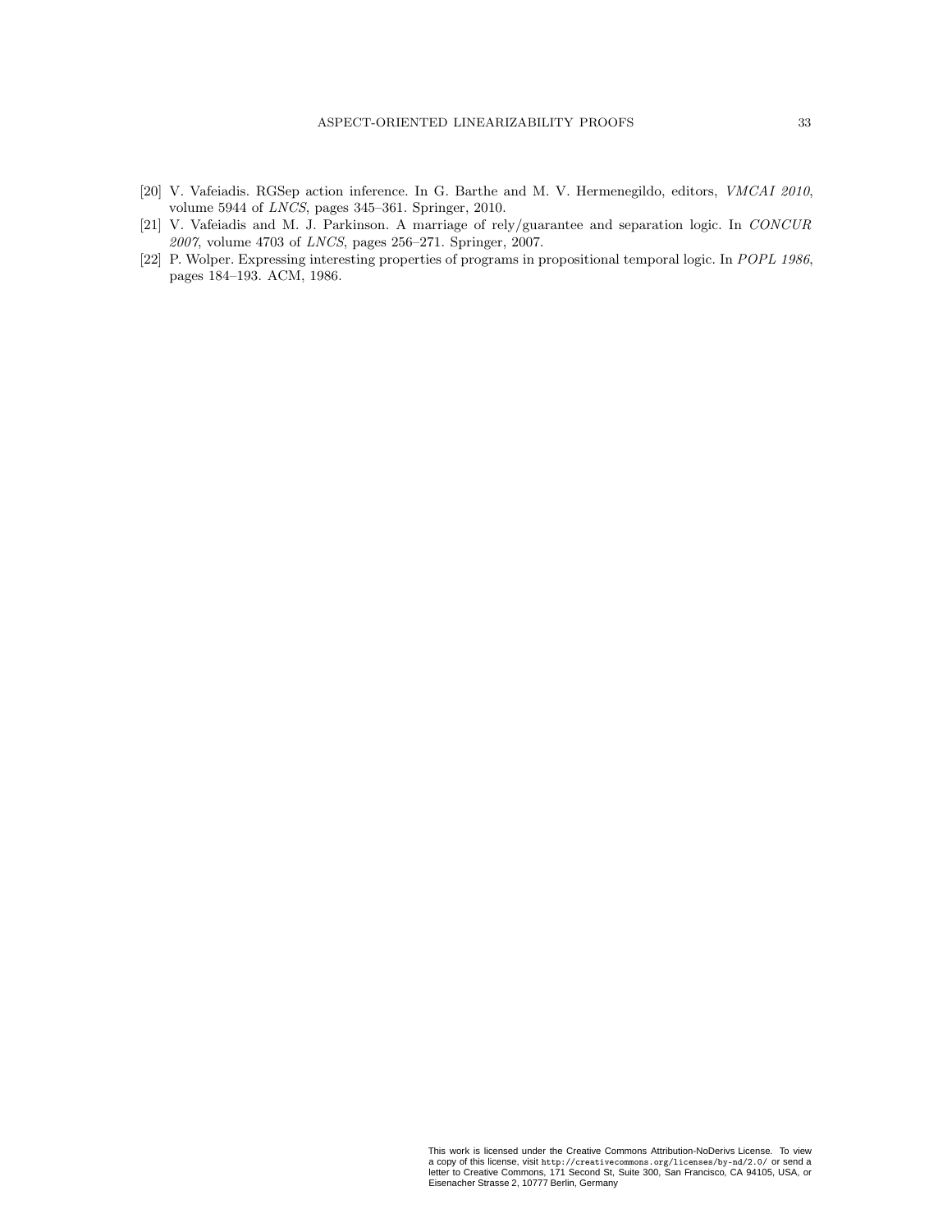[20] V. Vafeiadis. RGSep action inference. In G. Barthe and M. V. Hermenegildo, editors, *VMCAI 2010*, volume 5944 of *LNCS*, pages 345–361. Springer, 2010.

[21] V. Vafeiadis and M. J. Parkinson. A marriage of rely/guarantee and separation logic. In *CONCUR 2007*, volume 4703 of *LNCS*, pages 256–271. Springer, 2007.

[22] P. Wolper. Expressing interesting properties of programs in propositional temporal logic. In *POPL 1986*, pages 184–193. ACM, 1986.

This work is licensed under the Creative Commons Attribution-NoDerivs License. To view a copy of this license, visit http://creativecommons.org/licenses/by-nd/2.0/ or send a letter to Creative Commons, 171 Second St, Suite 300, San Francisco, CA 94105, USA, or Eisenacher Strasse 2, 10777 Berlin, Germany